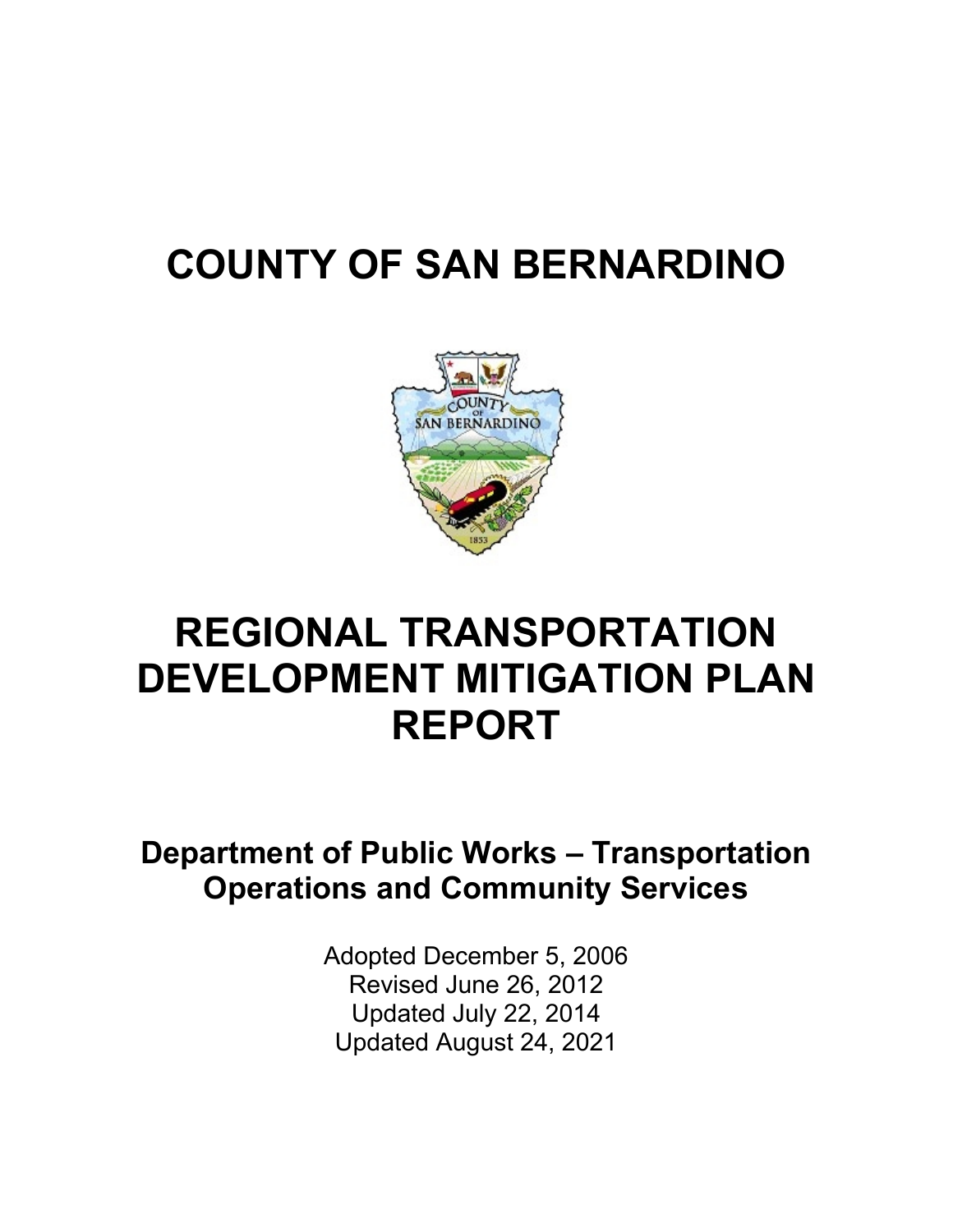# COUNTY OF SAN BERNARDINO

# REGIONAL TRANSPORTATION DEVELOPMENT MITIGATION PLAN REPORT

## Department of Public Works – Transportation Operations and Community Services

Adopted December 5, 2006
Revised June 26, 2012
Updated July 22, 2014
Updated August 24, 2021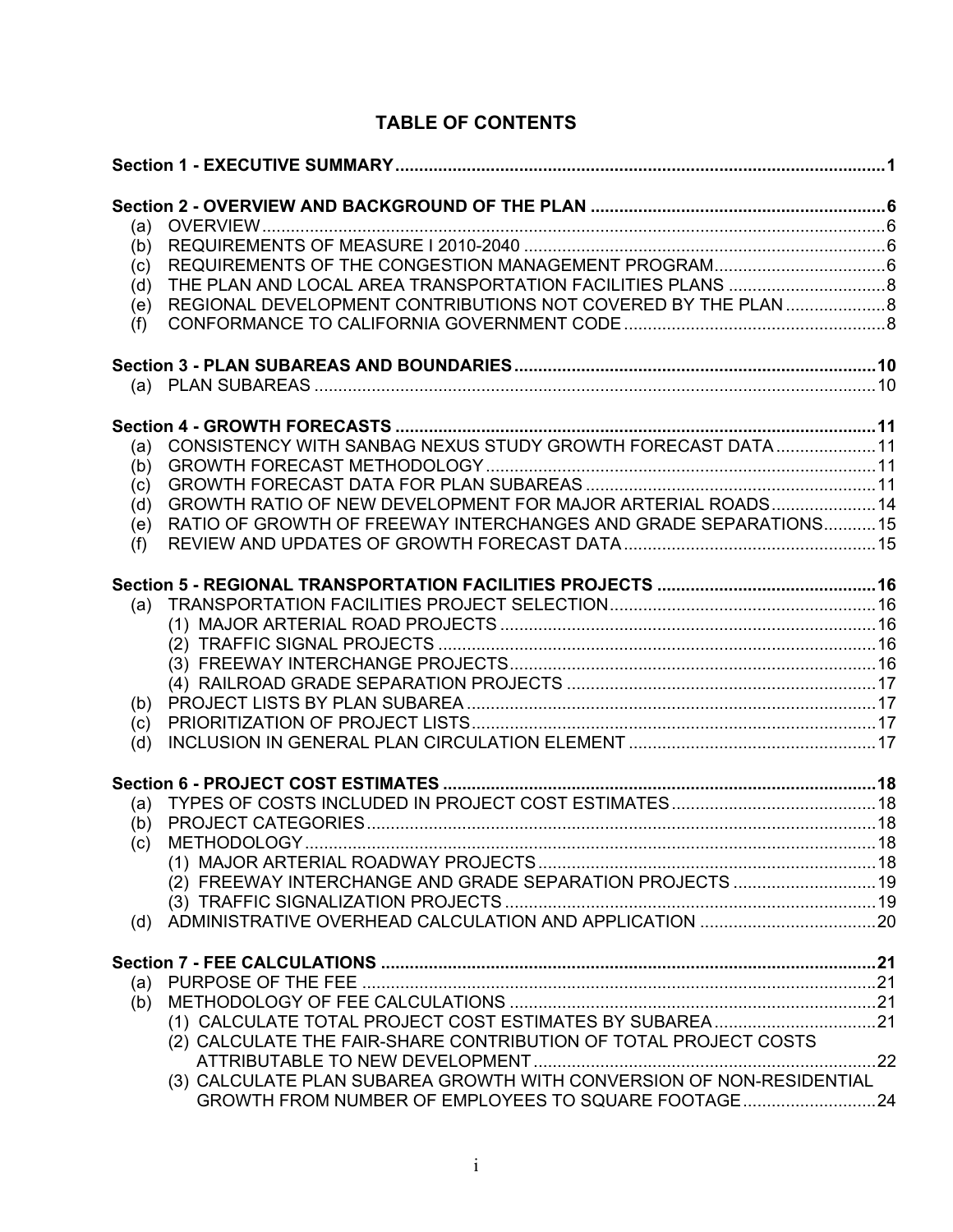# TABLE OF CONTENTS

**Section 1 - EXECUTIVE SUMMARY** ..... 1

**Section 2 - OVERVIEW AND BACKGROUND OF THE PLAN** ..... 6

- (a) OVERVIEW ..... 6
- (b) REQUIREMENTS OF MEASURE I 2010-2040 ..... 6
- (c) REQUIREMENTS OF THE CONGESTION MANAGEMENT PROGRAM ..... 6
- (d) THE PLAN AND LOCAL AREA TRANSPORTATION FACILITIES PLANS ..... 8
- (e) REGIONAL DEVELOPMENT CONTRIBUTIONS NOT COVERED BY THE PLAN ..... 8
- (f) CONFORMANCE TO CALIFORNIA GOVERNMENT CODE ..... 8

**Section 3 - PLAN SUBAREAS AND BOUNDARIES** ..... 10

- (a) PLAN SUBAREAS ..... 10

**Section 4 - GROWTH FORECASTS** ..... 11

- (a) CONSISTENCY WITH SANBAG NEXUS STUDY GROWTH FORECAST DATA ..... 11
- (b) GROWTH FORECAST METHODOLOGY ..... 11
- (c) GROWTH FORECAST DATA FOR PLAN SUBAREAS ..... 11
- (d) GROWTH RATIO OF NEW DEVELOPMENT FOR MAJOR ARTERIAL ROADS ..... 14
- (e) RATIO OF GROWTH OF FREEWAY INTERCHANGES AND GRADE SEPARATIONS ..... 15
- (f) REVIEW AND UPDATES OF GROWTH FORECAST DATA ..... 15

**Section 5 - REGIONAL TRANSPORTATION FACILITIES PROJECTS** ..... 16

- (a) TRANSPORTATION FACILITIES PROJECT SELECTION ..... 16
  - (1) MAJOR ARTERIAL ROAD PROJECTS ..... 16
  - (2) TRAFFIC SIGNAL PROJECTS ..... 16
  - (3) FREEWAY INTERCHANGE PROJECTS ..... 16
  - (4) RAILROAD GRADE SEPARATION PROJECTS ..... 17
- (b) PROJECT LISTS BY PLAN SUBAREA ..... 17
- (c) PRIORITIZATION OF PROJECT LISTS ..... 17
- (d) INCLUSION IN GENERAL PLAN CIRCULATION ELEMENT ..... 17

**Section 6 - PROJECT COST ESTIMATES** ..... 18

- (a) TYPES OF COSTS INCLUDED IN PROJECT COST ESTIMATES ..... 18
- (b) PROJECT CATEGORIES ..... 18
- (c) METHODOLOGY ..... 18
  - (1) MAJOR ARTERIAL ROADWAY PROJECTS ..... 18
  - (2) FREEWAY INTERCHANGE AND GRADE SEPARATION PROJECTS ..... 19
  - (3) TRAFFIC SIGNALIZATION PROJECTS ..... 19
- (d) ADMINISTRATIVE OVERHEAD CALCULATION AND APPLICATION ..... 20

**Section 7 - FEE CALCULATIONS** ..... 21

- (a) PURPOSE OF THE FEE ..... 21
- (b) METHODOLOGY OF FEE CALCULATIONS ..... 21
  - (1) CALCULATE TOTAL PROJECT COST ESTIMATES BY SUBAREA ..... 21
  - (2) CALCULATE THE FAIR-SHARE CONTRIBUTION OF TOTAL PROJECT COSTS ATTRIBUTABLE TO NEW DEVELOPMENT ..... 22
  - (3) CALCULATE PLAN SUBAREA GROWTH WITH CONVERSION OF NON-RESIDENTIAL GROWTH FROM NUMBER OF EMPLOYEES TO SQUARE FOOTAGE ..... 24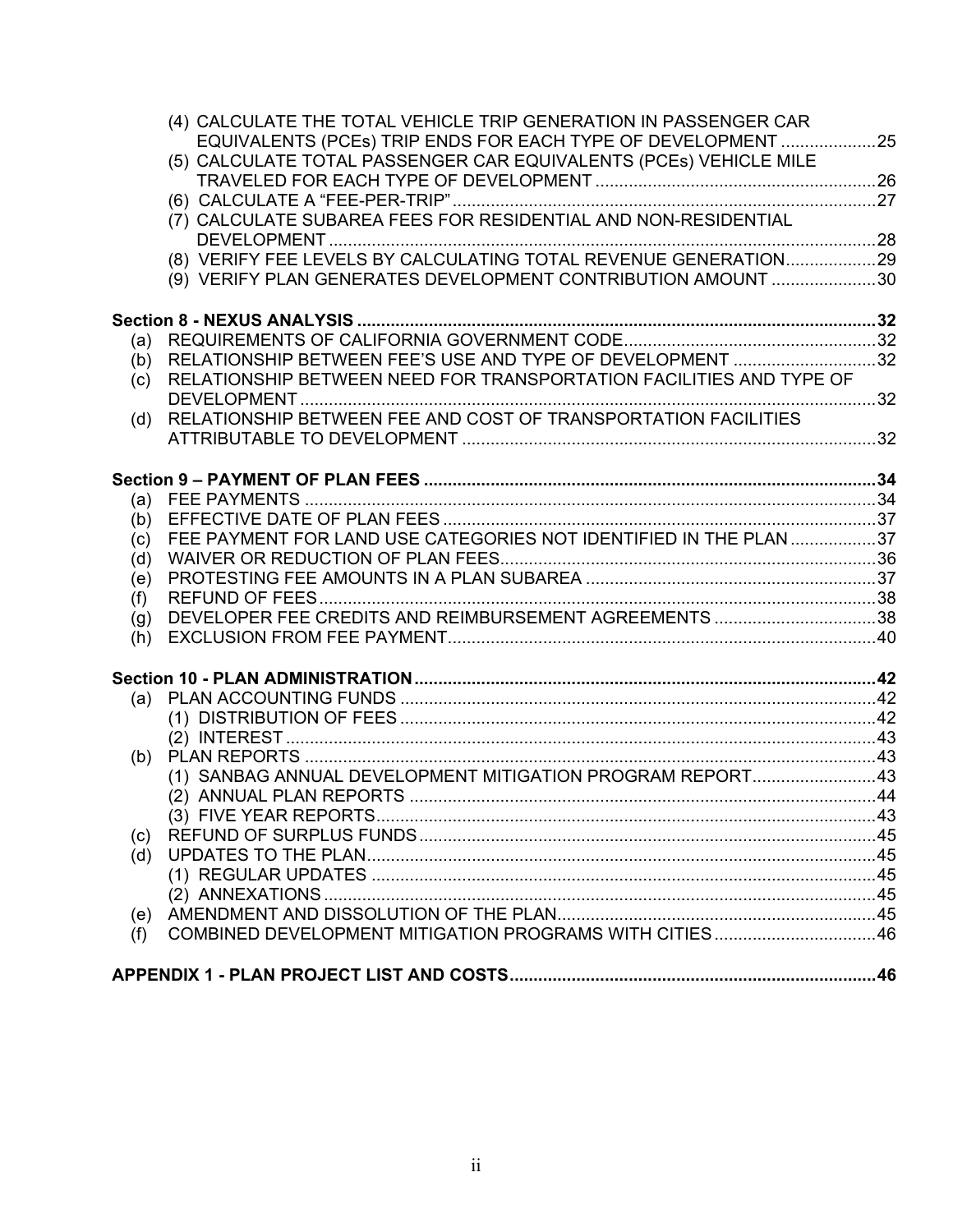(4) CALCULATE THE TOTAL VEHICLE TRIP GENERATION IN PASSENGER CAR EQUIVALENTS (PCEs) TRIP ENDS FOR EACH TYPE OF DEVELOPMENT .....................25
(5) CALCULATE TOTAL PASSENGER CAR EQUIVALENTS (PCEs) VEHICLE MILE TRAVELED FOR EACH TYPE OF DEVELOPMENT ............................................................26
(6) CALCULATE A "FEE-PER-TRIP" ..........................................................................................27
(7) CALCULATE SUBAREA FEES FOR RESIDENTIAL AND NON-RESIDENTIAL DEVELOPMENT ....................................................................................................................28
(8) VERIFY FEE LEVELS BY CALCULATING TOTAL REVENUE GENERATION....................29
(9) VERIFY PLAN GENERATES DEVELOPMENT CONTRIBUTION AMOUNT .......................30

**Section 8 - NEXUS ANALYSIS ..............................................................................................................32**
(a) REQUIREMENTS OF CALIFORNIA GOVERNMENT CODE.......................................................32
(b) RELATIONSHIP BETWEEN FEE'S USE AND TYPE OF DEVELOPMENT ...............................32
(c) RELATIONSHIP BETWEEN NEED FOR TRANSPORTATION FACILITIES AND TYPE OF DEVELOPMENT ..........................................................................................................................32
(d) RELATIONSHIP BETWEEN FEE AND COST OF TRANSPORTATION FACILITIES ATTRIBUTABLE TO DEVELOPMENT .......................................................................................32

**Section 9 – PAYMENT OF PLAN FEES ................................................................................................34**
(a) FEE PAYMENTS ..........................................................................................................................34
(b) EFFECTIVE DATE OF PLAN FEES ............................................................................................37
(c) FEE PAYMENT FOR LAND USE CATEGORIES NOT IDENTIFIED IN THE PLAN ..................37
(d) WAIVER OR REDUCTION OF PLAN FEES................................................................................36
(e) PROTESTING FEE AMOUNTS IN A PLAN SUBAREA ..............................................................37
(f) REFUND OF FEES.......................................................................................................................38
(g) DEVELOPER FEE CREDITS AND REIMBURSEMENT AGREEMENTS ...................................38
(h) EXCLUSION FROM FEE PAYMENT............................................................................................40

**Section 10 - PLAN ADMINISTRATION ..................................................................................................42**
(a) PLAN ACCOUNTING FUNDS .....................................................................................................42
(1) DISTRIBUTION OF FEES .....................................................................................................42
(2) INTEREST ..............................................................................................................................43
(b) PLAN REPORTS ..........................................................................................................................43
(1) SANBAG ANNUAL DEVELOPMENT MITIGATION PROGRAM REPORT...........................43
(2) ANNUAL PLAN REPORTS ...................................................................................................44
(3) FIVE YEAR REPORTS...........................................................................................................43
(c) REFUND OF SURPLUS FUNDS..................................................................................................45
(d) UPDATES TO THE PLAN.............................................................................................................45
(1) REGULAR UPDATES ...........................................................................................................45
(2) ANNEXATIONS .....................................................................................................................45
(e) AMENDMENT AND DISSOLUTION OF THE PLAN.....................................................................45
(f) COMBINED DEVELOPMENT MITIGATION PROGRAMS WITH CITIES ...................................46

**APPENDIX 1 - PLAN PROJECT LIST AND COSTS..............................................................................46**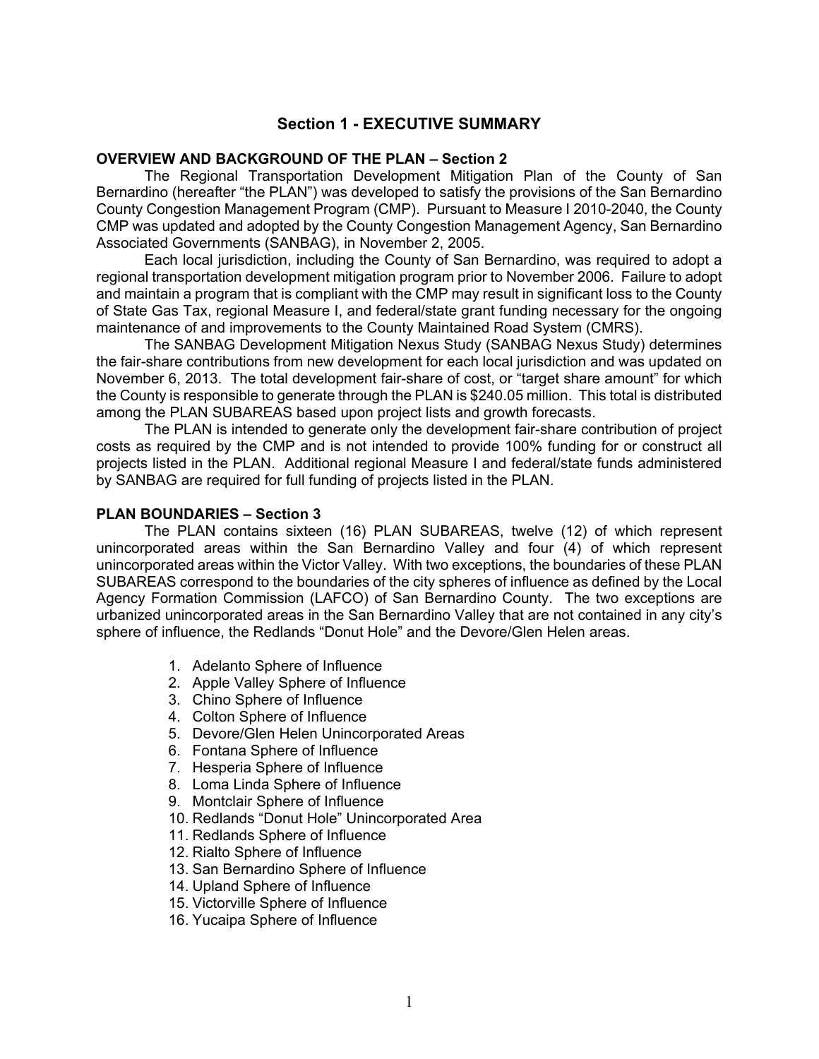# Section 1 - EXECUTIVE SUMMARY

## OVERVIEW AND BACKGROUND OF THE PLAN – Section 2

The Regional Transportation Development Mitigation Plan of the County of San Bernardino (hereafter "the PLAN") was developed to satisfy the provisions of the San Bernardino County Congestion Management Program (CMP). Pursuant to Measure I 2010-2040, the County CMP was updated and adopted by the County Congestion Management Agency, San Bernardino Associated Governments (SANBAG), in November 2, 2005.

Each local jurisdiction, including the County of San Bernardino, was required to adopt a regional transportation development mitigation program prior to November 2006. Failure to adopt and maintain a program that is compliant with the CMP may result in significant loss to the County of State Gas Tax, regional Measure I, and federal/state grant funding necessary for the ongoing maintenance of and improvements to the County Maintained Road System (CMRS).

The SANBAG Development Mitigation Nexus Study (SANBAG Nexus Study) determines the fair-share contributions from new development for each local jurisdiction and was updated on November 6, 2013. The total development fair-share of cost, or "target share amount" for which the County is responsible to generate through the PLAN is $240.05 million. This total is distributed among the PLAN SUBAREAS based upon project lists and growth forecasts.

The PLAN is intended to generate only the development fair-share contribution of project costs as required by the CMP and is not intended to provide 100% funding for or construct all projects listed in the PLAN. Additional regional Measure I and federal/state funds administered by SANBAG are required for full funding of projects listed in the PLAN.

## PLAN BOUNDARIES – Section 3

The PLAN contains sixteen (16) PLAN SUBAREAS, twelve (12) of which represent unincorporated areas within the San Bernardino Valley and four (4) of which represent unincorporated areas within the Victor Valley. With two exceptions, the boundaries of these PLAN SUBAREAS correspond to the boundaries of the city spheres of influence as defined by the Local Agency Formation Commission (LAFCO) of San Bernardino County. The two exceptions are urbanized unincorporated areas in the San Bernardino Valley that are not contained in any city's sphere of influence, the Redlands "Donut Hole" and the Devore/Glen Helen areas.

1. Adelanto Sphere of Influence
2. Apple Valley Sphere of Influence
3. Chino Sphere of Influence
4. Colton Sphere of Influence
5. Devore/Glen Helen Unincorporated Areas
6. Fontana Sphere of Influence
7. Hesperia Sphere of Influence
8. Loma Linda Sphere of Influence
9. Montclair Sphere of Influence
10. Redlands "Donut Hole" Unincorporated Area
11. Redlands Sphere of Influence
12. Rialto Sphere of Influence
13. San Bernardino Sphere of Influence
14. Upland Sphere of Influence
15. Victorville Sphere of Influence
16. Yucaipa Sphere of Influence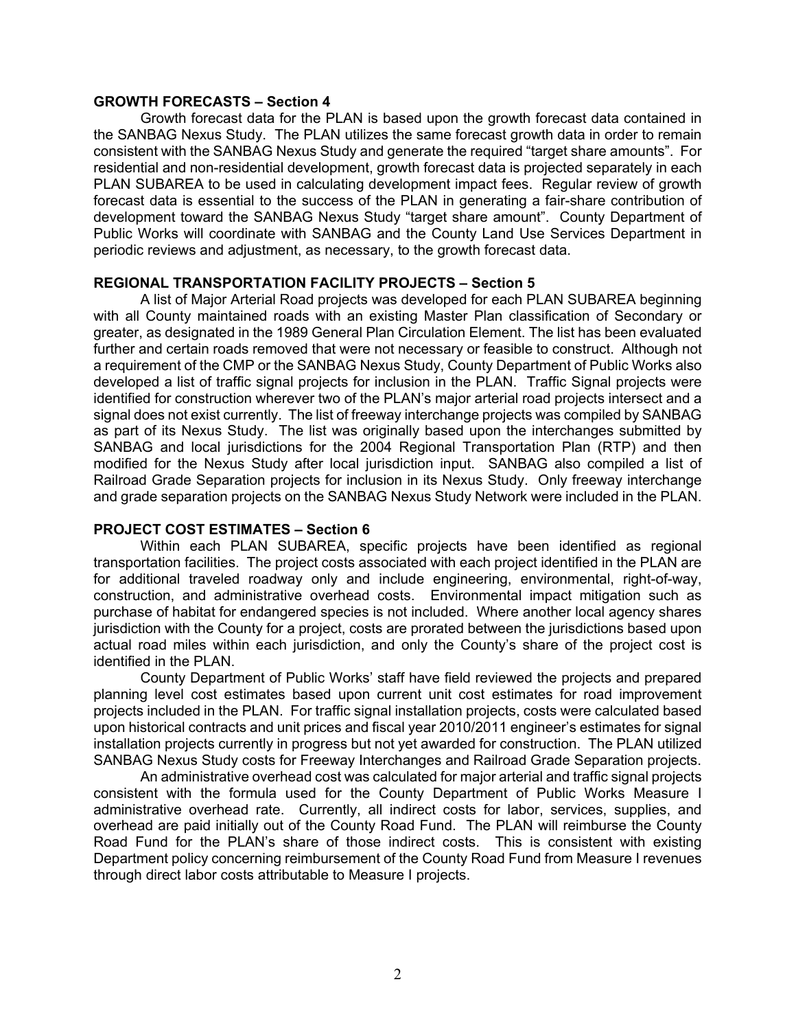**GROWTH FORECASTS – Section 4**

Growth forecast data for the PLAN is based upon the growth forecast data contained in the SANBAG Nexus Study. The PLAN utilizes the same forecast growth data in order to remain consistent with the SANBAG Nexus Study and generate the required "target share amounts". For residential and non-residential development, growth forecast data is projected separately in each PLAN SUBAREA to be used in calculating development impact fees. Regular review of growth forecast data is essential to the success of the PLAN in generating a fair-share contribution of development toward the SANBAG Nexus Study "target share amount". County Department of Public Works will coordinate with SANBAG and the County Land Use Services Department in periodic reviews and adjustment, as necessary, to the growth forecast data.

**REGIONAL TRANSPORTATION FACILITY PROJECTS – Section 5**

A list of Major Arterial Road projects was developed for each PLAN SUBAREA beginning with all County maintained roads with an existing Master Plan classification of Secondary or greater, as designated in the 1989 General Plan Circulation Element. The list has been evaluated further and certain roads removed that were not necessary or feasible to construct. Although not a requirement of the CMP or the SANBAG Nexus Study, County Department of Public Works also developed a list of traffic signal projects for inclusion in the PLAN. Traffic Signal projects were identified for construction wherever two of the PLAN's major arterial road projects intersect and a signal does not exist currently. The list of freeway interchange projects was compiled by SANBAG as part of its Nexus Study. The list was originally based upon the interchanges submitted by SANBAG and local jurisdictions for the 2004 Regional Transportation Plan (RTP) and then modified for the Nexus Study after local jurisdiction input. SANBAG also compiled a list of Railroad Grade Separation projects for inclusion in its Nexus Study. Only freeway interchange and grade separation projects on the SANBAG Nexus Study Network were included in the PLAN.

**PROJECT COST ESTIMATES – Section 6**

Within each PLAN SUBAREA, specific projects have been identified as regional transportation facilities. The project costs associated with each project identified in the PLAN are for additional traveled roadway only and include engineering, environmental, right-of-way, construction, and administrative overhead costs. Environmental impact mitigation such as purchase of habitat for endangered species is not included. Where another local agency shares jurisdiction with the County for a project, costs are prorated between the jurisdictions based upon actual road miles within each jurisdiction, and only the County's share of the project cost is identified in the PLAN.

County Department of Public Works' staff have field reviewed the projects and prepared planning level cost estimates based upon current unit cost estimates for road improvement projects included in the PLAN. For traffic signal installation projects, costs were calculated based upon historical contracts and unit prices and fiscal year 2010/2011 engineer's estimates for signal installation projects currently in progress but not yet awarded for construction. The PLAN utilized SANBAG Nexus Study costs for Freeway Interchanges and Railroad Grade Separation projects.

An administrative overhead cost was calculated for major arterial and traffic signal projects consistent with the formula used for the County Department of Public Works Measure I administrative overhead rate. Currently, all indirect costs for labor, services, supplies, and overhead are paid initially out of the County Road Fund. The PLAN will reimburse the County Road Fund for the PLAN's share of those indirect costs. This is consistent with existing Department policy concerning reimbursement of the County Road Fund from Measure I revenues through direct labor costs attributable to Measure I projects.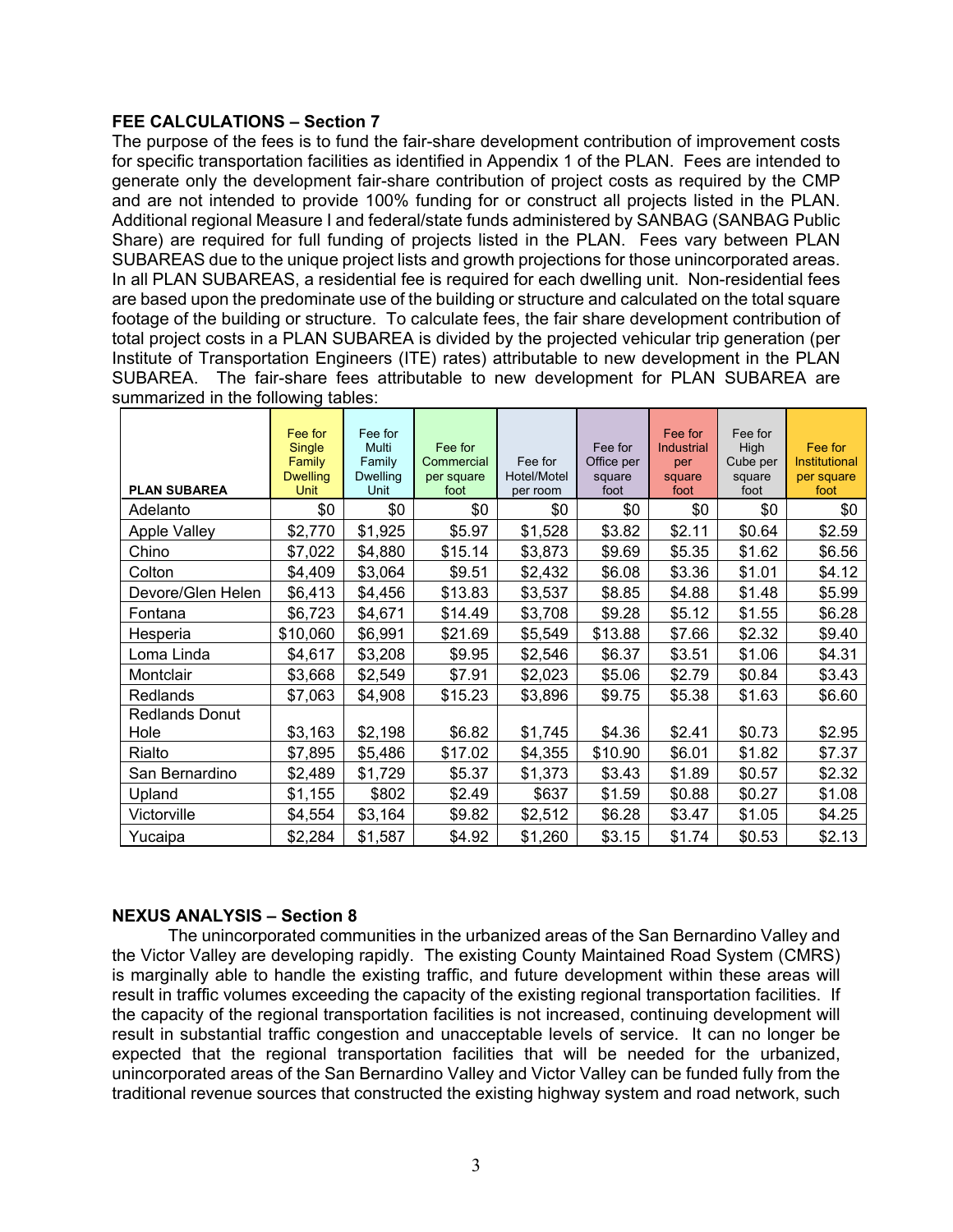**FEE CALCULATIONS – Section 7**

The purpose of the fees is to fund the fair-share development contribution of improvement costs for specific transportation facilities as identified in Appendix 1 of the PLAN. Fees are intended to generate only the development fair-share contribution of project costs as required by the CMP and are not intended to provide 100% funding for or construct all projects listed in the PLAN. Additional regional Measure I and federal/state funds administered by SANBAG (SANBAG Public Share) are required for full funding of projects listed in the PLAN. Fees vary between PLAN SUBAREAS due to the unique project lists and growth projections for those unincorporated areas. In all PLAN SUBAREAS, a residential fee is required for each dwelling unit. Non-residential fees are based upon the predominate use of the building or structure and calculated on the total square footage of the building or structure. To calculate fees, the fair share development contribution of total project costs in a PLAN SUBAREA is divided by the projected vehicular trip generation (per Institute of Transportation Engineers (ITE) rates) attributable to new development in the PLAN SUBAREA. The fair-share fees attributable to new development for PLAN SUBAREA are summarized in the following tables:

| PLAN SUBAREA | Fee for Single Family Dwelling Unit | Fee for Multi Family Dwelling Unit | Fee for Commercial per square foot | Fee for Hotel/Motel per room | Fee for Office per square foot | Fee for Industrial per square foot | Fee for High Cube per square foot | Fee for Institutional per square foot |
|---|---|---|---|---|---|---|---|---|
| Adelanto | $0 | $0 | $0 | $0 | $0 | $0 | $0 | $0 |
| Apple Valley | $2,770 | $1,925 | $5.97 | $1,528 | $3.82 | $2.11 | $0.64 | $2.59 |
| Chino | $7,022 | $4,880 | $15.14 | $3,873 | $9.69 | $5.35 | $1.62 | $6.56 |
| Colton | $4,409 | $3,064 | $9.51 | $2,432 | $6.08 | $3.36 | $1.01 | $4.12 |
| Devore/Glen Helen | $6,413 | $4,456 | $13.83 | $3,537 | $8.85 | $4.88 | $1.48 | $5.99 |
| Fontana | $6,723 | $4,671 | $14.49 | $3,708 | $9.28 | $5.12 | $1.55 | $6.28 |
| Hesperia | $10,060 | $6,991 | $21.69 | $5,549 | $13.88 | $7.66 | $2.32 | $9.40 |
| Loma Linda | $4,617 | $3,208 | $9.95 | $2,546 | $6.37 | $3.51 | $1.06 | $4.31 |
| Montclair | $3,668 | $2,549 | $7.91 | $2,023 | $5.06 | $2.79 | $0.84 | $3.43 |
| Redlands | $7,063 | $4,908 | $15.23 | $3,896 | $9.75 | $5.38 | $1.63 | $6.60 |
| Redlands Donut Hole | $3,163 | $2,198 | $6.82 | $1,745 | $4.36 | $2.41 | $0.73 | $2.95 |
| Rialto | $7,895 | $5,486 | $17.02 | $4,355 | $10.90 | $6.01 | $1.82 | $7.37 |
| San Bernardino | $2,489 | $1,729 | $5.37 | $1,373 | $3.43 | $1.89 | $0.57 | $2.32 |
| Upland | $1,155 | $802 | $2.49 | $637 | $1.59 | $0.88 | $0.27 | $1.08 |
| Victorville | $4,554 | $3,164 | $9.82 | $2,512 | $6.28 | $3.47 | $1.05 | $4.25 |
| Yucaipa | $2,284 | $1,587 | $4.92 | $1,260 | $3.15 | $1.74 | $0.53 | $2.13 |

**NEXUS ANALYSIS – Section 8**

The unincorporated communities in the urbanized areas of the San Bernardino Valley and the Victor Valley are developing rapidly. The existing County Maintained Road System (CMRS) is marginally able to handle the existing traffic, and future development within these areas will result in traffic volumes exceeding the capacity of the existing regional transportation facilities. If the capacity of the regional transportation facilities is not increased, continuing development will result in substantial traffic congestion and unacceptable levels of service. It can no longer be expected that the regional transportation facilities that will be needed for the urbanized, unincorporated areas of the San Bernardino Valley and Victor Valley can be funded fully from the traditional revenue sources that constructed the existing highway system and road network, such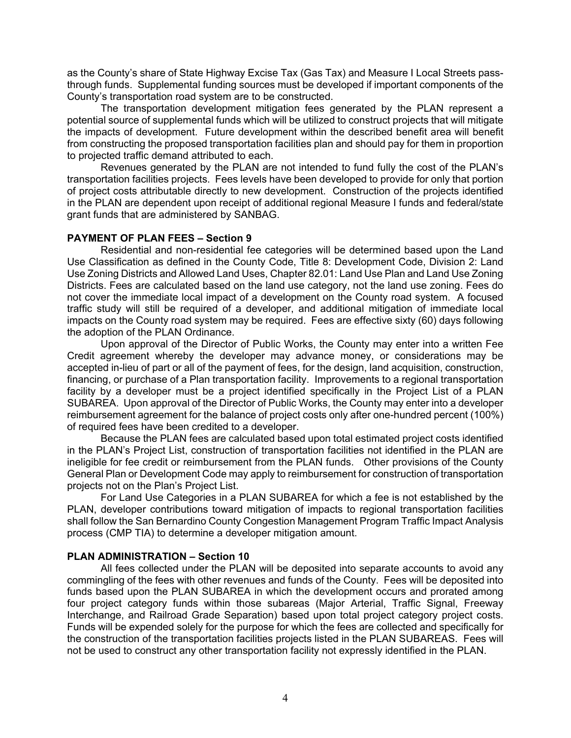as the County's share of State Highway Excise Tax (Gas Tax) and Measure I Local Streets pass-through funds. Supplemental funding sources must be developed if important components of the County's transportation road system are to be constructed.

The transportation development mitigation fees generated by the PLAN represent a potential source of supplemental funds which will be utilized to construct projects that will mitigate the impacts of development. Future development within the described benefit area will benefit from constructing the proposed transportation facilities plan and should pay for them in proportion to projected traffic demand attributed to each.

Revenues generated by the PLAN are not intended to fund fully the cost of the PLAN's transportation facilities projects. Fees levels have been developed to provide for only that portion of project costs attributable directly to new development. Construction of the projects identified in the PLAN are dependent upon receipt of additional regional Measure I funds and federal/state grant funds that are administered by SANBAG.

**PAYMENT OF PLAN FEES – Section 9**

Residential and non-residential fee categories will be determined based upon the Land Use Classification as defined in the County Code, Title 8: Development Code, Division 2: Land Use Zoning Districts and Allowed Land Uses, Chapter 82.01: Land Use Plan and Land Use Zoning Districts. Fees are calculated based on the land use category, not the land use zoning. Fees do not cover the immediate local impact of a development on the County road system. A focused traffic study will still be required of a developer, and additional mitigation of immediate local impacts on the County road system may be required. Fees are effective sixty (60) days following the adoption of the PLAN Ordinance.

Upon approval of the Director of Public Works, the County may enter into a written Fee Credit agreement whereby the developer may advance money, or considerations may be accepted in-lieu of part or all of the payment of fees, for the design, land acquisition, construction, financing, or purchase of a Plan transportation facility. Improvements to a regional transportation facility by a developer must be a project identified specifically in the Project List of a PLAN SUBAREA. Upon approval of the Director of Public Works, the County may enter into a developer reimbursement agreement for the balance of project costs only after one-hundred percent (100%) of required fees have been credited to a developer.

Because the PLAN fees are calculated based upon total estimated project costs identified in the PLAN's Project List, construction of transportation facilities not identified in the PLAN are ineligible for fee credit or reimbursement from the PLAN funds. Other provisions of the County General Plan or Development Code may apply to reimbursement for construction of transportation projects not on the Plan's Project List.

For Land Use Categories in a PLAN SUBAREA for which a fee is not established by the PLAN, developer contributions toward mitigation of impacts to regional transportation facilities shall follow the San Bernardino County Congestion Management Program Traffic Impact Analysis process (CMP TIA) to determine a developer mitigation amount.

**PLAN ADMINISTRATION – Section 10**

All fees collected under the PLAN will be deposited into separate accounts to avoid any commingling of the fees with other revenues and funds of the County. Fees will be deposited into funds based upon the PLAN SUBAREA in which the development occurs and prorated among four project category funds within those subareas (Major Arterial, Traffic Signal, Freeway Interchange, and Railroad Grade Separation) based upon total project category project costs. Funds will be expended solely for the purpose for which the fees are collected and specifically for the construction of the transportation facilities projects listed in the PLAN SUBAREAS. Fees will not be used to construct any other transportation facility not expressly identified in the PLAN.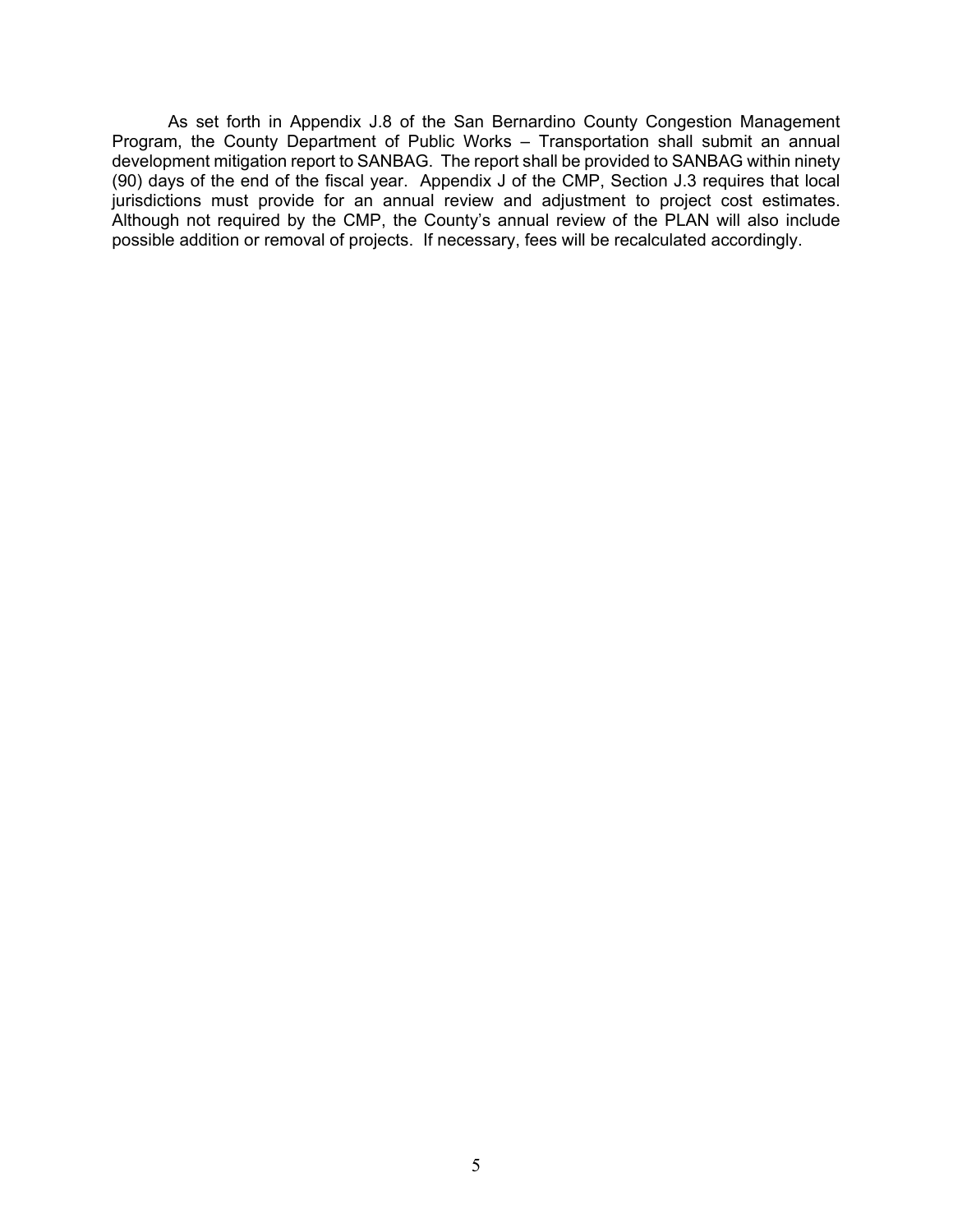As set forth in Appendix J.8 of the San Bernardino County Congestion Management Program, the County Department of Public Works – Transportation shall submit an annual development mitigation report to SANBAG. The report shall be provided to SANBAG within ninety (90) days of the end of the fiscal year. Appendix J of the CMP, Section J.3 requires that local jurisdictions must provide for an annual review and adjustment to project cost estimates. Although not required by the CMP, the County's annual review of the PLAN will also include possible addition or removal of projects. If necessary, fees will be recalculated accordingly.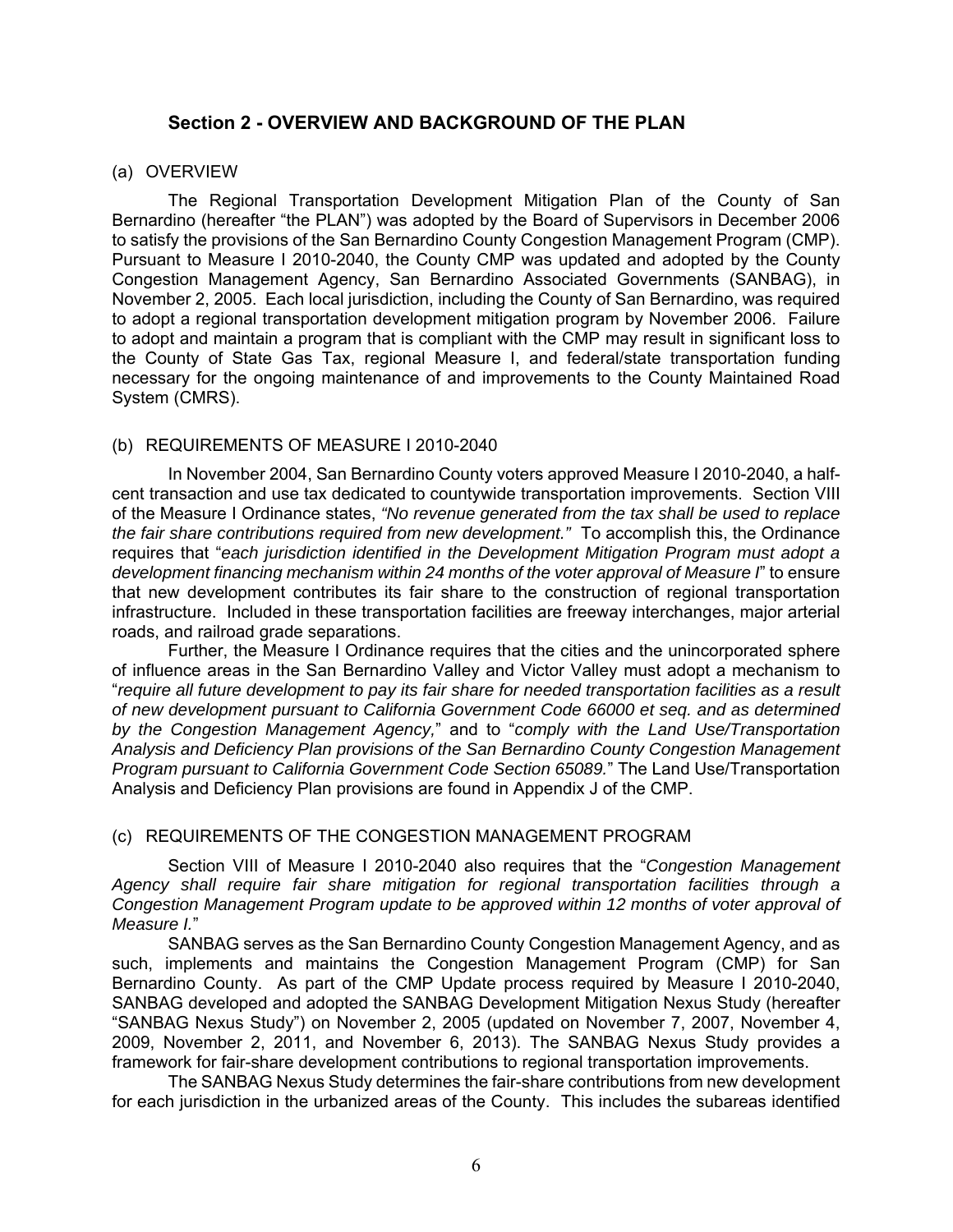## Section 2 - OVERVIEW AND BACKGROUND OF THE PLAN

### (a) OVERVIEW

The Regional Transportation Development Mitigation Plan of the County of San Bernardino (hereafter "the PLAN") was adopted by the Board of Supervisors in December 2006 to satisfy the provisions of the San Bernardino County Congestion Management Program (CMP). Pursuant to Measure I 2010-2040, the County CMP was updated and adopted by the County Congestion Management Agency, San Bernardino Associated Governments (SANBAG), in November 2, 2005. Each local jurisdiction, including the County of San Bernardino, was required to adopt a regional transportation development mitigation program by November 2006. Failure to adopt and maintain a program that is compliant with the CMP may result in significant loss to the County of State Gas Tax, regional Measure I, and federal/state transportation funding necessary for the ongoing maintenance of and improvements to the County Maintained Road System (CMRS).

### (b) REQUIREMENTS OF MEASURE I 2010-2040

In November 2004, San Bernardino County voters approved Measure I 2010-2040, a half-cent transaction and use tax dedicated to countywide transportation improvements. Section VIII of the Measure I Ordinance states, *"No revenue generated from the tax shall be used to replace the fair share contributions required from new development."* To accomplish this, the Ordinance requires that "*each jurisdiction identified in the Development Mitigation Program must adopt a development financing mechanism within 24 months of the voter approval of Measure I*" to ensure that new development contributes its fair share to the construction of regional transportation infrastructure. Included in these transportation facilities are freeway interchanges, major arterial roads, and railroad grade separations.

Further, the Measure I Ordinance requires that the cities and the unincorporated sphere of influence areas in the San Bernardino Valley and Victor Valley must adopt a mechanism to "*require all future development to pay its fair share for needed transportation facilities as a result of new development pursuant to California Government Code 66000 et seq. and as determined by the Congestion Management Agency,*" and to "*comply with the Land Use/Transportation Analysis and Deficiency Plan provisions of the San Bernardino County Congestion Management Program pursuant to California Government Code Section 65089.*" The Land Use/Transportation Analysis and Deficiency Plan provisions are found in Appendix J of the CMP.

### (c) REQUIREMENTS OF THE CONGESTION MANAGEMENT PROGRAM

Section VIII of Measure I 2010-2040 also requires that the "*Congestion Management Agency shall require fair share mitigation for regional transportation facilities through a Congestion Management Program update to be approved within 12 months of voter approval of Measure I.*"

SANBAG serves as the San Bernardino County Congestion Management Agency, and as such, implements and maintains the Congestion Management Program (CMP) for San Bernardino County. As part of the CMP Update process required by Measure I 2010-2040, SANBAG developed and adopted the SANBAG Development Mitigation Nexus Study (hereafter "SANBAG Nexus Study") on November 2, 2005 (updated on November 7, 2007, November 4, 2009, November 2, 2011, and November 6, 2013). The SANBAG Nexus Study provides a framework for fair-share development contributions to regional transportation improvements.

The SANBAG Nexus Study determines the fair-share contributions from new development for each jurisdiction in the urbanized areas of the County. This includes the subareas identified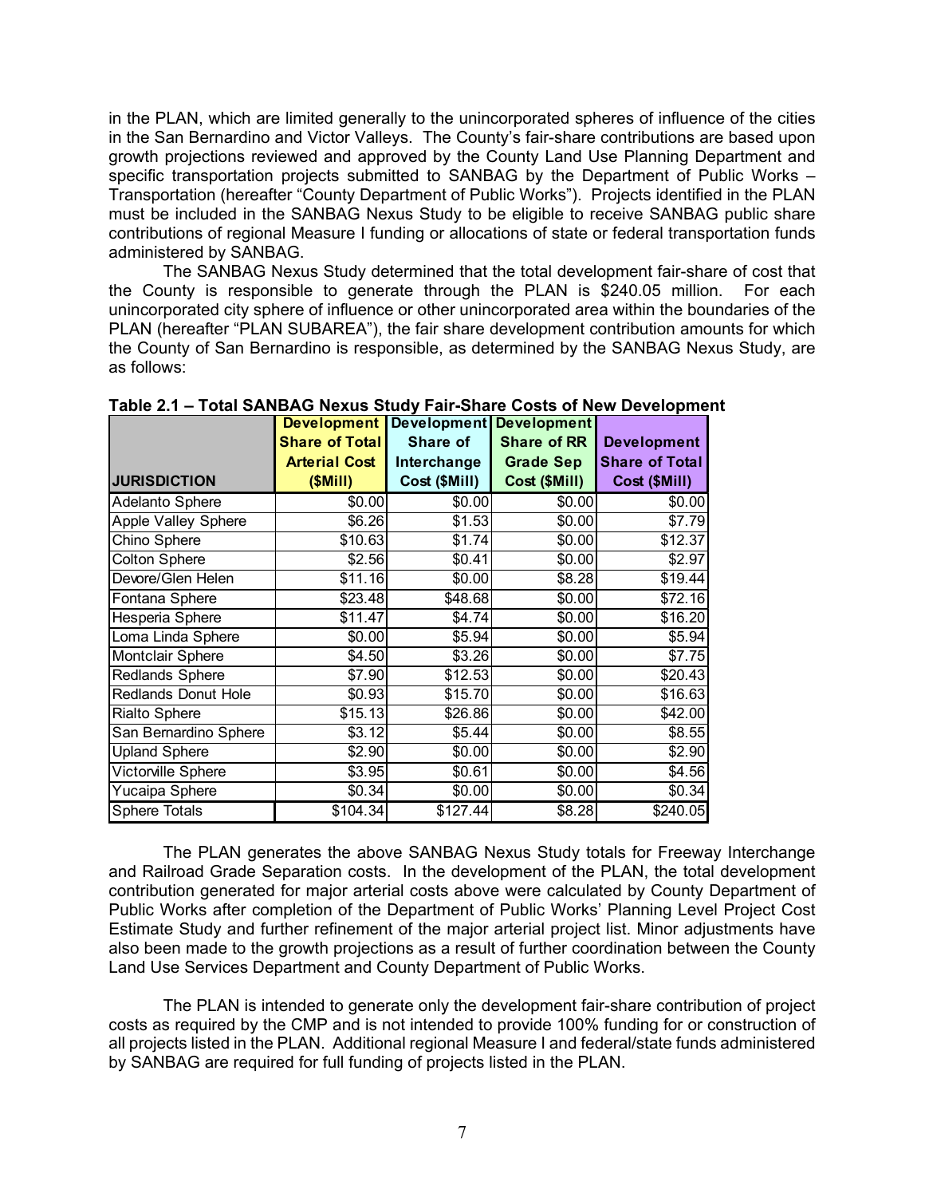in the PLAN, which are limited generally to the unincorporated spheres of influence of the cities in the San Bernardino and Victor Valleys. The County's fair-share contributions are based upon growth projections reviewed and approved by the County Land Use Planning Department and specific transportation projects submitted to SANBAG by the Department of Public Works – Transportation (hereafter "County Department of Public Works"). Projects identified in the PLAN must be included in the SANBAG Nexus Study to be eligible to receive SANBAG public share contributions of regional Measure I funding or allocations of state or federal transportation funds administered by SANBAG.

The SANBAG Nexus Study determined that the total development fair-share of cost that the County is responsible to generate through the PLAN is $240.05 million. For each unincorporated city sphere of influence or other unincorporated area within the boundaries of the PLAN (hereafter "PLAN SUBAREA"), the fair share development contribution amounts for which the County of San Bernardino is responsible, as determined by the SANBAG Nexus Study, are as follows:

**Table 2.1 – Total SANBAG Nexus Study Fair-Share Costs of New Development**

| JURISDICTION | Development Share of Total Arterial Cost ($Mill) | Development Share of Interchange Cost ($Mill) | Development Share of RR Grade Sep Cost ($Mill) | Development Share of Total Cost ($Mill) |
|---|---|---|---|---|
| Adelanto Sphere | $0.00 | $0.00 | $0.00 | $0.00 |
| Apple Valley Sphere | $6.26 | $1.53 | $0.00 | $7.79 |
| Chino Sphere | $10.63 | $1.74 | $0.00 | $12.37 |
| Colton Sphere | $2.56 | $0.41 | $0.00 | $2.97 |
| Devore/Glen Helen | $11.16 | $0.00 | $8.28 | $19.44 |
| Fontana Sphere | $23.48 | $48.68 | $0.00 | $72.16 |
| Hesperia Sphere | $11.47 | $4.74 | $0.00 | $16.20 |
| Loma Linda Sphere | $0.00 | $5.94 | $0.00 | $5.94 |
| Montclair Sphere | $4.50 | $3.26 | $0.00 | $7.75 |
| Redlands Sphere | $7.90 | $12.53 | $0.00 | $20.43 |
| Redlands Donut Hole | $0.93 | $15.70 | $0.00 | $16.63 |
| Rialto Sphere | $15.13 | $26.86 | $0.00 | $42.00 |
| San Bernardino Sphere | $3.12 | $5.44 | $0.00 | $8.55 |
| Upland Sphere | $2.90 | $0.00 | $0.00 | $2.90 |
| Victorville Sphere | $3.95 | $0.61 | $0.00 | $4.56 |
| Yucaipa Sphere | $0.34 | $0.00 | $0.00 | $0.34 |
| Sphere Totals | $104.34 | $127.44 | $8.28 | $240.05 |

The PLAN generates the above SANBAG Nexus Study totals for Freeway Interchange and Railroad Grade Separation costs. In the development of the PLAN, the total development contribution generated for major arterial costs above were calculated by County Department of Public Works after completion of the Department of Public Works' Planning Level Project Cost Estimate Study and further refinement of the major arterial project list. Minor adjustments have also been made to the growth projections as a result of further coordination between the County Land Use Services Department and County Department of Public Works.

The PLAN is intended to generate only the development fair-share contribution of project costs as required by the CMP and is not intended to provide 100% funding for or construction of all projects listed in the PLAN. Additional regional Measure I and federal/state funds administered by SANBAG are required for full funding of projects listed in the PLAN.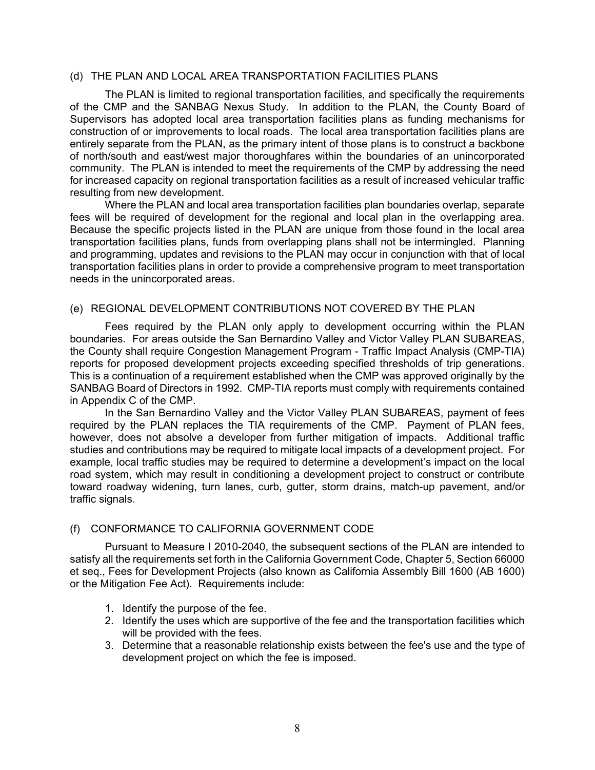### (d) THE PLAN AND LOCAL AREA TRANSPORTATION FACILITIES PLANS

The PLAN is limited to regional transportation facilities, and specifically the requirements of the CMP and the SANBAG Nexus Study. In addition to the PLAN, the County Board of Supervisors has adopted local area transportation facilities plans as funding mechanisms for construction of or improvements to local roads. The local area transportation facilities plans are entirely separate from the PLAN, as the primary intent of those plans is to construct a backbone of north/south and east/west major thoroughfares within the boundaries of an unincorporated community. The PLAN is intended to meet the requirements of the CMP by addressing the need for increased capacity on regional transportation facilities as a result of increased vehicular traffic resulting from new development.

Where the PLAN and local area transportation facilities plan boundaries overlap, separate fees will be required of development for the regional and local plan in the overlapping area. Because the specific projects listed in the PLAN are unique from those found in the local area transportation facilities plans, funds from overlapping plans shall not be intermingled. Planning and programming, updates and revisions to the PLAN may occur in conjunction with that of local transportation facilities plans in order to provide a comprehensive program to meet transportation needs in the unincorporated areas.

### (e) REGIONAL DEVELOPMENT CONTRIBUTIONS NOT COVERED BY THE PLAN

Fees required by the PLAN only apply to development occurring within the PLAN boundaries. For areas outside the San Bernardino Valley and Victor Valley PLAN SUBAREAS, the County shall require Congestion Management Program - Traffic Impact Analysis (CMP-TIA) reports for proposed development projects exceeding specified thresholds of trip generations. This is a continuation of a requirement established when the CMP was approved originally by the SANBAG Board of Directors in 1992. CMP-TIA reports must comply with requirements contained in Appendix C of the CMP.

In the San Bernardino Valley and the Victor Valley PLAN SUBAREAS, payment of fees required by the PLAN replaces the TIA requirements of the CMP. Payment of PLAN fees, however, does not absolve a developer from further mitigation of impacts. Additional traffic studies and contributions may be required to mitigate local impacts of a development project. For example, local traffic studies may be required to determine a development's impact on the local road system, which may result in conditioning a development project to construct or contribute toward roadway widening, turn lanes, curb, gutter, storm drains, match-up pavement, and/or traffic signals.

### (f) CONFORMANCE TO CALIFORNIA GOVERNMENT CODE

Pursuant to Measure I 2010-2040, the subsequent sections of the PLAN are intended to satisfy all the requirements set forth in the California Government Code, Chapter 5, Section 66000 et seq., Fees for Development Projects (also known as California Assembly Bill 1600 (AB 1600) or the Mitigation Fee Act). Requirements include:

1. Identify the purpose of the fee.
2. Identify the uses which are supportive of the fee and the transportation facilities which will be provided with the fees.
3. Determine that a reasonable relationship exists between the fee's use and the type of development project on which the fee is imposed.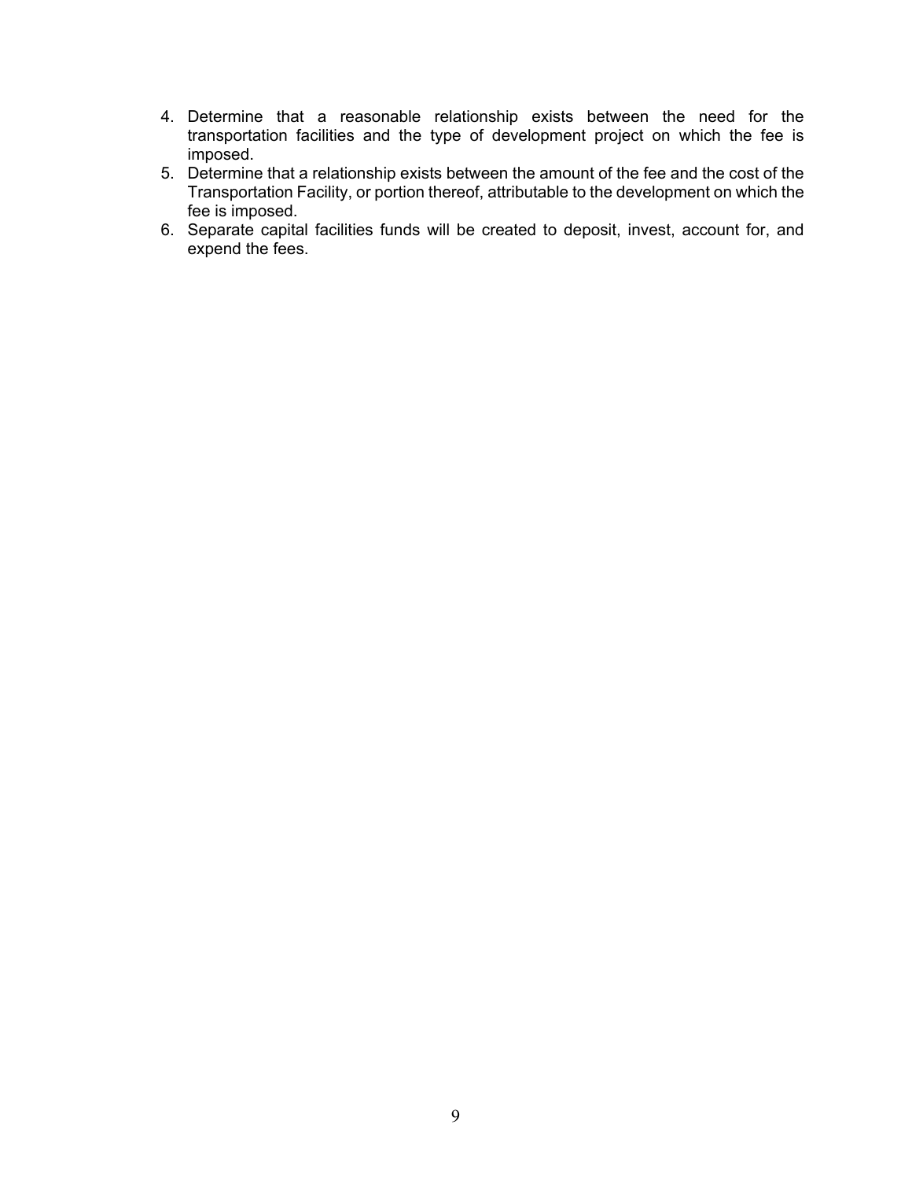4. Determine that a reasonable relationship exists between the need for the transportation facilities and the type of development project on which the fee is imposed.
5. Determine that a relationship exists between the amount of the fee and the cost of the Transportation Facility, or portion thereof, attributable to the development on which the fee is imposed.
6. Separate capital facilities funds will be created to deposit, invest, account for, and expend the fees.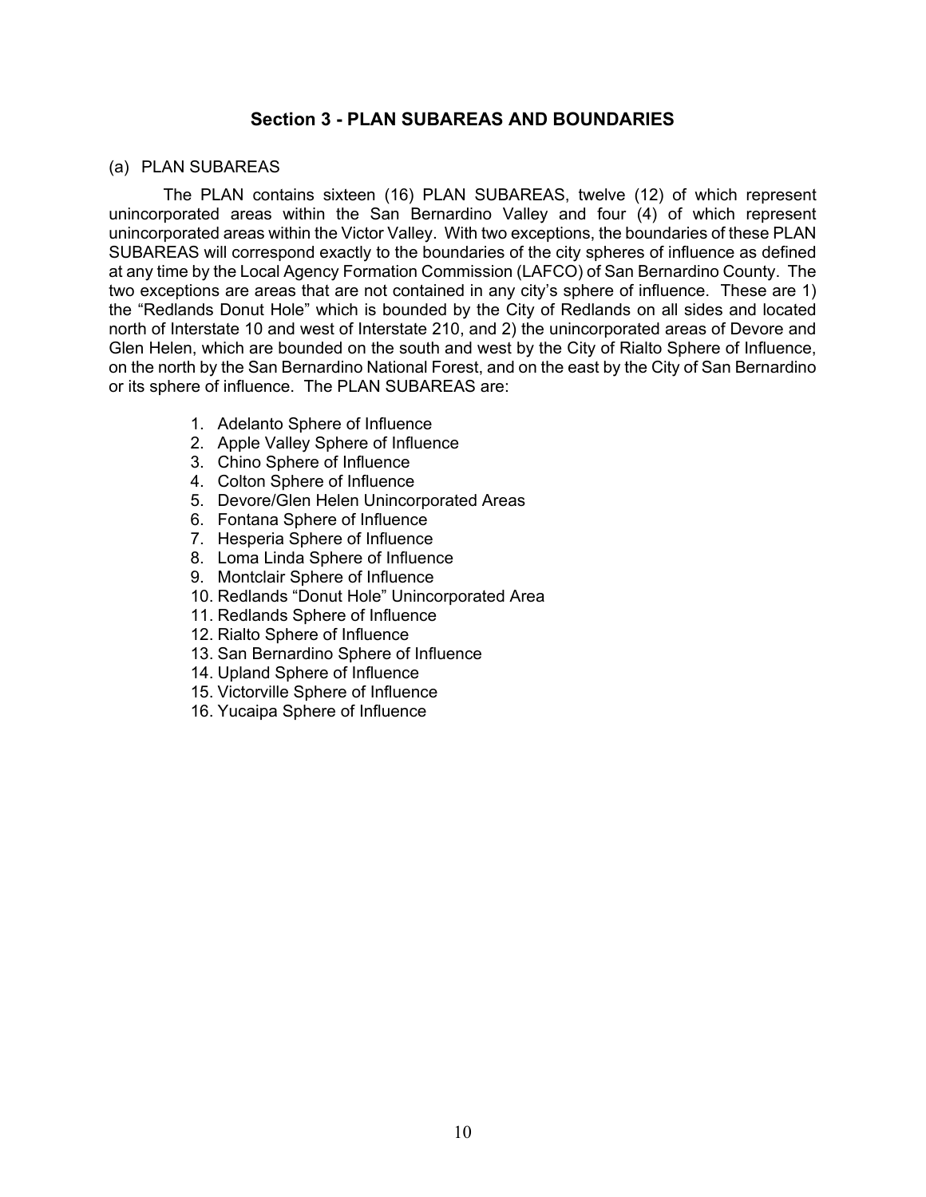## Section 3 - PLAN SUBAREAS AND BOUNDARIES

(a) PLAN SUBAREAS

The PLAN contains sixteen (16) PLAN SUBAREAS, twelve (12) of which represent unincorporated areas within the San Bernardino Valley and four (4) of which represent unincorporated areas within the Victor Valley. With two exceptions, the boundaries of these PLAN SUBAREAS will correspond exactly to the boundaries of the city spheres of influence as defined at any time by the Local Agency Formation Commission (LAFCO) of San Bernardino County. The two exceptions are areas that are not contained in any city's sphere of influence. These are 1) the "Redlands Donut Hole" which is bounded by the City of Redlands on all sides and located north of Interstate 10 and west of Interstate 210, and 2) the unincorporated areas of Devore and Glen Helen, which are bounded on the south and west by the City of Rialto Sphere of Influence, on the north by the San Bernardino National Forest, and on the east by the City of San Bernardino or its sphere of influence. The PLAN SUBAREAS are:

1. Adelanto Sphere of Influence
2. Apple Valley Sphere of Influence
3. Chino Sphere of Influence
4. Colton Sphere of Influence
5. Devore/Glen Helen Unincorporated Areas
6. Fontana Sphere of Influence
7. Hesperia Sphere of Influence
8. Loma Linda Sphere of Influence
9. Montclair Sphere of Influence
10. Redlands "Donut Hole" Unincorporated Area
11. Redlands Sphere of Influence
12. Rialto Sphere of Influence
13. San Bernardino Sphere of Influence
14. Upland Sphere of Influence
15. Victorville Sphere of Influence
16. Yucaipa Sphere of Influence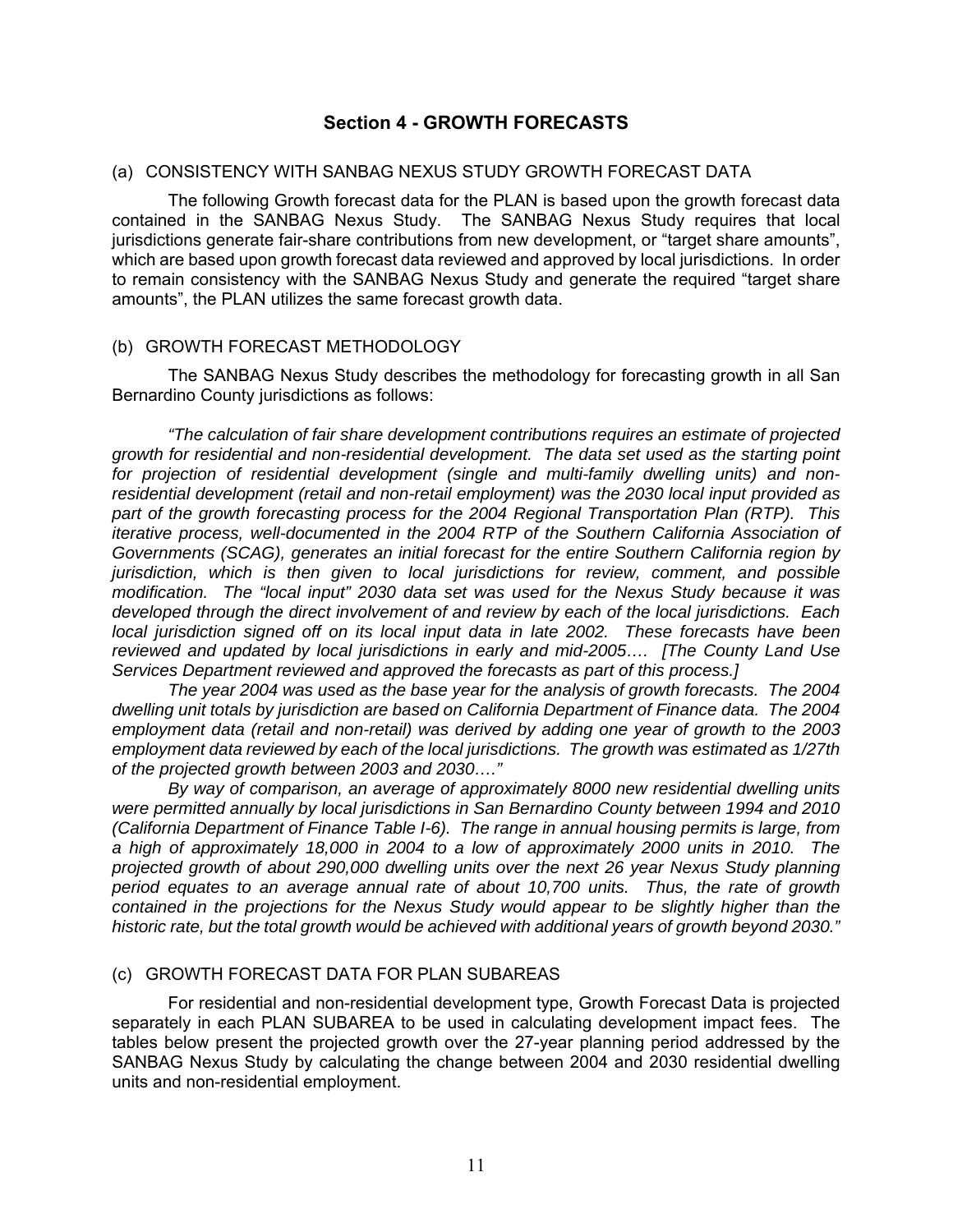## Section 4 - GROWTH FORECASTS

(a) CONSISTENCY WITH SANBAG NEXUS STUDY GROWTH FORECAST DATA

The following Growth forecast data for the PLAN is based upon the growth forecast data contained in the SANBAG Nexus Study. The SANBAG Nexus Study requires that local jurisdictions generate fair-share contributions from new development, or "target share amounts", which are based upon growth forecast data reviewed and approved by local jurisdictions. In order to remain consistency with the SANBAG Nexus Study and generate the required "target share amounts", the PLAN utilizes the same forecast growth data.

(b) GROWTH FORECAST METHODOLOGY

The SANBAG Nexus Study describes the methodology for forecasting growth in all San Bernardino County jurisdictions as follows:

*"The calculation of fair share development contributions requires an estimate of projected growth for residential and non-residential development. The data set used as the starting point for projection of residential development (single and multi-family dwelling units) and non-residential development (retail and non-retail employment) was the 2030 local input provided as part of the growth forecasting process for the 2004 Regional Transportation Plan (RTP). This iterative process, well-documented in the 2004 RTP of the Southern California Association of Governments (SCAG), generates an initial forecast for the entire Southern California region by jurisdiction, which is then given to local jurisdictions for review, comment, and possible modification. The "local input" 2030 data set was used for the Nexus Study because it was developed through the direct involvement of and review by each of the local jurisdictions. Each local jurisdiction signed off on its local input data in late 2002. These forecasts have been reviewed and updated by local jurisdictions in early and mid-2005…. [The County Land Use Services Department reviewed and approved the forecasts as part of this process.]*

*The year 2004 was used as the base year for the analysis of growth forecasts. The 2004 dwelling unit totals by jurisdiction are based on California Department of Finance data. The 2004 employment data (retail and non-retail) was derived by adding one year of growth to the 2003 employment data reviewed by each of the local jurisdictions. The growth was estimated as 1/27th of the projected growth between 2003 and 2030…."*

*By way of comparison, an average of approximately 8000 new residential dwelling units were permitted annually by local jurisdictions in San Bernardino County between 1994 and 2010 (California Department of Finance Table I-6). The range in annual housing permits is large, from a high of approximately 18,000 in 2004 to a low of approximately 2000 units in 2010. The projected growth of about 290,000 dwelling units over the next 26 year Nexus Study planning period equates to an average annual rate of about 10,700 units. Thus, the rate of growth contained in the projections for the Nexus Study would appear to be slightly higher than the historic rate, but the total growth would be achieved with additional years of growth beyond 2030."*

(c) GROWTH FORECAST DATA FOR PLAN SUBAREAS

For residential and non-residential development type, Growth Forecast Data is projected separately in each PLAN SUBAREA to be used in calculating development impact fees. The tables below present the projected growth over the 27-year planning period addressed by the SANBAG Nexus Study by calculating the change between 2004 and 2030 residential dwelling units and non-residential employment.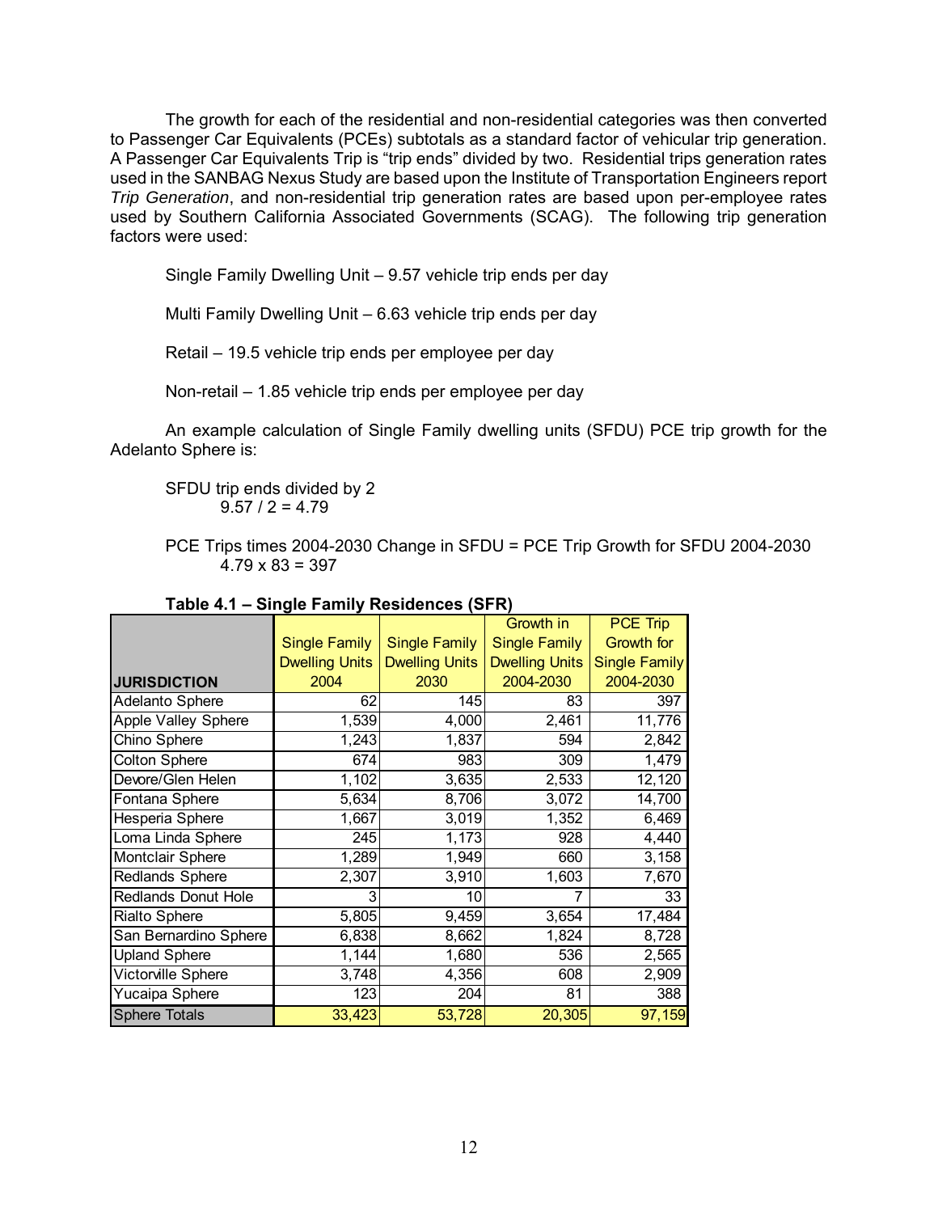The growth for each of the residential and non-residential categories was then converted to Passenger Car Equivalents (PCEs) subtotals as a standard factor of vehicular trip generation. A Passenger Car Equivalents Trip is "trip ends" divided by two. Residential trips generation rates used in the SANBAG Nexus Study are based upon the Institute of Transportation Engineers report *Trip Generation*, and non-residential trip generation rates are based upon per-employee rates used by Southern California Associated Governments (SCAG). The following trip generation factors were used:

Single Family Dwelling Unit – 9.57 vehicle trip ends per day

Multi Family Dwelling Unit – 6.63 vehicle trip ends per day

Retail – 19.5 vehicle trip ends per employee per day

Non-retail – 1.85 vehicle trip ends per employee per day

An example calculation of Single Family dwelling units (SFDU) PCE trip growth for the Adelanto Sphere is:

SFDU trip ends divided by 2
9.57 / 2 = 4.79

PCE Trips times 2004-2030 Change in SFDU = PCE Trip Growth for SFDU 2004-2030
4.79 x 83 = 397

**Table 4.1 – Single Family Residences (SFR)**

| JURISDICTION | Single Family Dwelling Units 2004 | Single Family Dwelling Units 2030 | Growth in Single Family Dwelling Units 2004-2030 | PCE Trip Growth for Single Family 2004-2030 |
|---|---|---|---|---|
| Adelanto Sphere | 62 | 145 | 83 | 397 |
| Apple Valley Sphere | 1,539 | 4,000 | 2,461 | 11,776 |
| Chino Sphere | 1,243 | 1,837 | 594 | 2,842 |
| Colton Sphere | 674 | 983 | 309 | 1,479 |
| Devore/Glen Helen | 1,102 | 3,635 | 2,533 | 12,120 |
| Fontana Sphere | 5,634 | 8,706 | 3,072 | 14,700 |
| Hesperia Sphere | 1,667 | 3,019 | 1,352 | 6,469 |
| Loma Linda Sphere | 245 | 1,173 | 928 | 4,440 |
| Montclair Sphere | 1,289 | 1,949 | 660 | 3,158 |
| Redlands Sphere | 2,307 | 3,910 | 1,603 | 7,670 |
| Redlands Donut Hole | 3 | 10 | 7 | 33 |
| Rialto Sphere | 5,805 | 9,459 | 3,654 | 17,484 |
| San Bernardino Sphere | 6,838 | 8,662 | 1,824 | 8,728 |
| Upland Sphere | 1,144 | 1,680 | 536 | 2,565 |
| Victorville Sphere | 3,748 | 4,356 | 608 | 2,909 |
| Yucaipa Sphere | 123 | 204 | 81 | 388 |
| Sphere Totals | 33,423 | 53,728 | 20,305 | 97,159 |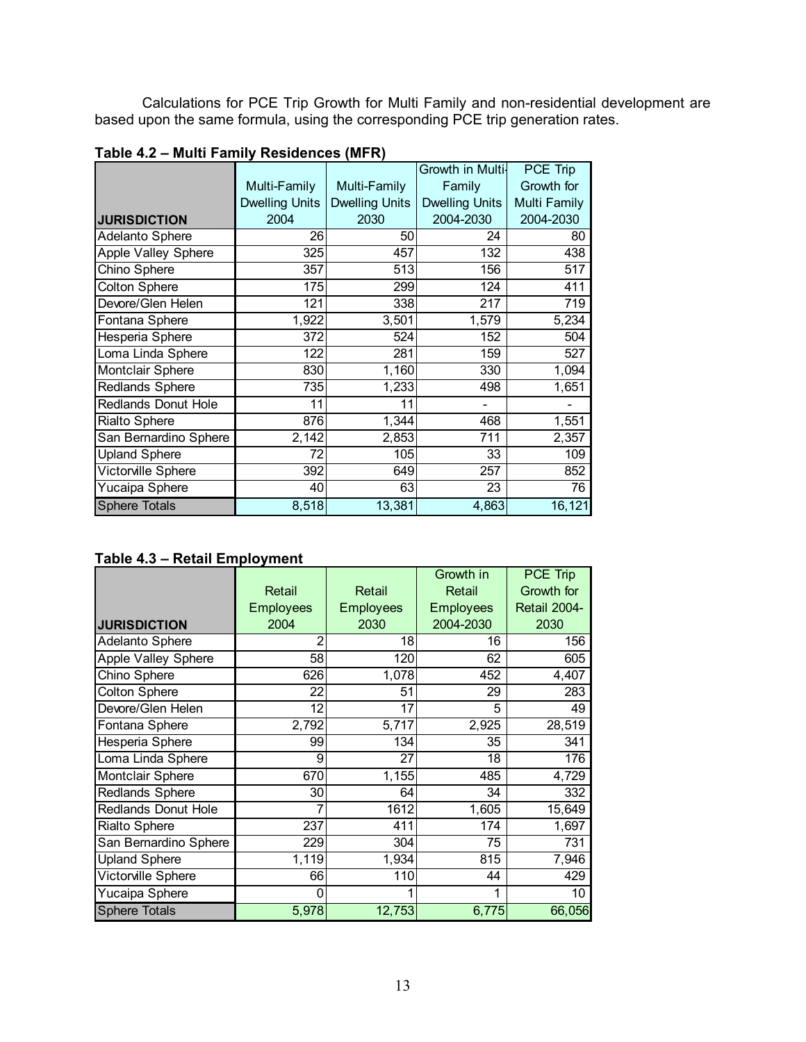Calculations for PCE Trip Growth for Multi Family and non-residential development are based upon the same formula, using the corresponding PCE trip generation rates.

**Table 4.2 – Multi Family Residences (MFR)**

| JURISDICTION | Multi-Family Dwelling Units 2004 | Multi-Family Dwelling Units 2030 | Growth in Multi-Family Dwelling Units 2004-2030 | PCE Trip Growth for Multi Family 2004-2030 |
|---|---|---|---|---|
| Adelanto Sphere | 26 | 50 | 24 | 80 |
| Apple Valley Sphere | 325 | 457 | 132 | 438 |
| Chino Sphere | 357 | 513 | 156 | 517 |
| Colton Sphere | 175 | 299 | 124 | 411 |
| Devore/Glen Helen | 121 | 338 | 217 | 719 |
| Fontana Sphere | 1,922 | 3,501 | 1,579 | 5,234 |
| Hesperia Sphere | 372 | 524 | 152 | 504 |
| Loma Linda Sphere | 122 | 281 | 159 | 527 |
| Montclair Sphere | 830 | 1,160 | 330 | 1,094 |
| Redlands Sphere | 735 | 1,233 | 498 | 1,651 |
| Redlands Donut Hole | 11 | 11 | - | - |
| Rialto Sphere | 876 | 1,344 | 468 | 1,551 |
| San Bernardino Sphere | 2,142 | 2,853 | 711 | 2,357 |
| Upland Sphere | 72 | 105 | 33 | 109 |
| Victorville Sphere | 392 | 649 | 257 | 852 |
| Yucaipa Sphere | 40 | 63 | 23 | 76 |
| Sphere Totals | 8,518 | 13,381 | 4,863 | 16,121 |

**Table 4.3 – Retail Employment**

| JURISDICTION | Retail Employees 2004 | Retail Employees 2030 | Growth in Retail Employees 2004-2030 | PCE Trip Growth for Retail 2004-2030 |
|---|---|---|---|---|
| Adelanto Sphere | 2 | 18 | 16 | 156 |
| Apple Valley Sphere | 58 | 120 | 62 | 605 |
| Chino Sphere | 626 | 1,078 | 452 | 4,407 |
| Colton Sphere | 22 | 51 | 29 | 283 |
| Devore/Glen Helen | 12 | 17 | 5 | 49 |
| Fontana Sphere | 2,792 | 5,717 | 2,925 | 28,519 |
| Hesperia Sphere | 99 | 134 | 35 | 341 |
| Loma Linda Sphere | 9 | 27 | 18 | 176 |
| Montclair Sphere | 670 | 1,155 | 485 | 4,729 |
| Redlands Sphere | 30 | 64 | 34 | 332 |
| Redlands Donut Hole | 7 | 1612 | 1,605 | 15,649 |
| Rialto Sphere | 237 | 411 | 174 | 1,697 |
| San Bernardino Sphere | 229 | 304 | 75 | 731 |
| Upland Sphere | 1,119 | 1,934 | 815 | 7,946 |
| Victorville Sphere | 66 | 110 | 44 | 429 |
| Yucaipa Sphere | 0 | 1 | 1 | 10 |
| Sphere Totals | 5,978 | 12,753 | 6,775 | 66,056 |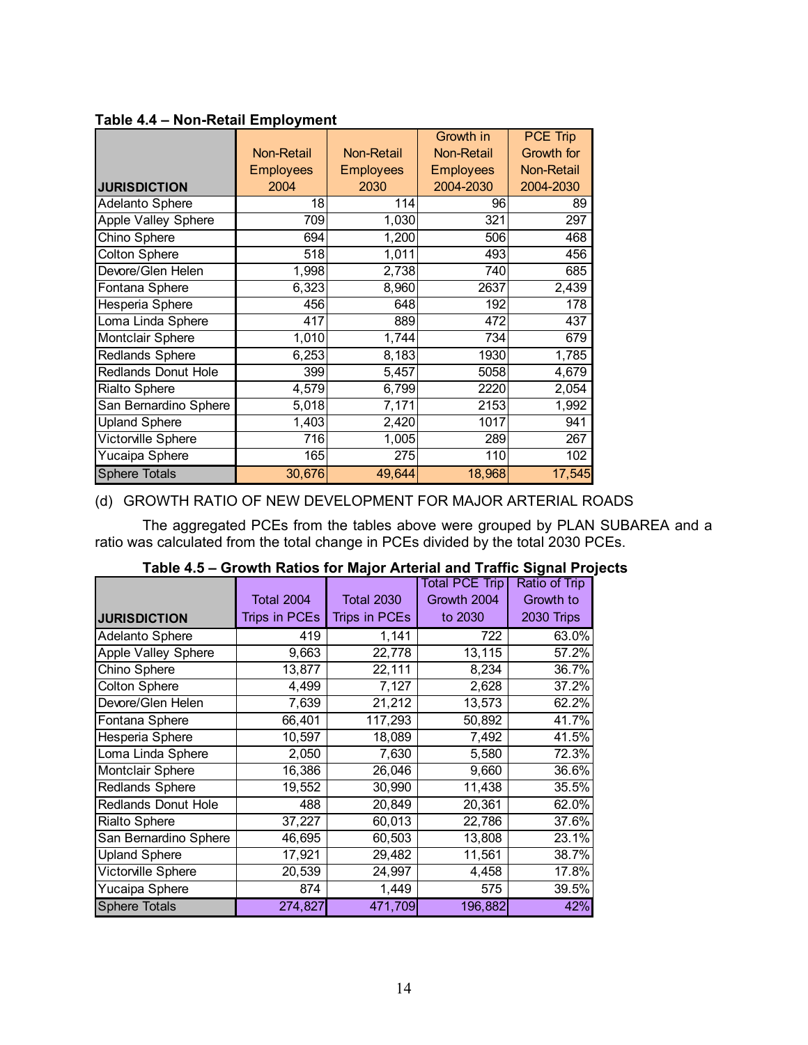**Table 4.4 – Non-Retail Employment**

| JURISDICTION | Non-Retail Employees 2004 | Non-Retail Employees 2030 | Growth in Non-Retail Employees 2004-2030 | PCE Trip Growth for Non-Retail 2004-2030 |
|---|---|---|---|---|
| Adelanto Sphere | 18 | 114 | 96 | 89 |
| Apple Valley Sphere | 709 | 1,030 | 321 | 297 |
| Chino Sphere | 694 | 1,200 | 506 | 468 |
| Colton Sphere | 518 | 1,011 | 493 | 456 |
| Devore/Glen Helen | 1,998 | 2,738 | 740 | 685 |
| Fontana Sphere | 6,323 | 8,960 | 2637 | 2,439 |
| Hesperia Sphere | 456 | 648 | 192 | 178 |
| Loma Linda Sphere | 417 | 889 | 472 | 437 |
| Montclair Sphere | 1,010 | 1,744 | 734 | 679 |
| Redlands Sphere | 6,253 | 8,183 | 1930 | 1,785 |
| Redlands Donut Hole | 399 | 5,457 | 5058 | 4,679 |
| Rialto Sphere | 4,579 | 6,799 | 2220 | 2,054 |
| San Bernardino Sphere | 5,018 | 7,171 | 2153 | 1,992 |
| Upland Sphere | 1,403 | 2,420 | 1017 | 941 |
| Victorville Sphere | 716 | 1,005 | 289 | 267 |
| Yucaipa Sphere | 165 | 275 | 110 | 102 |
| Sphere Totals | 30,676 | 49,644 | 18,968 | 17,545 |

(d) GROWTH RATIO OF NEW DEVELOPMENT FOR MAJOR ARTERIAL ROADS

The aggregated PCEs from the tables above were grouped by PLAN SUBAREA and a ratio was calculated from the total change in PCEs divided by the total 2030 PCEs.

**Table 4.5 – Growth Ratios for Major Arterial and Traffic Signal Projects**

| JURISDICTION | Total 2004 Trips in PCEs | Total 2030 Trips in PCEs | Total PCE Trip Growth 2004 to 2030 | Ratio of Trip Growth to 2030 Trips |
|---|---|---|---|---|
| Adelanto Sphere | 419 | 1,141 | 722 | 63.0% |
| Apple Valley Sphere | 9,663 | 22,778 | 13,115 | 57.2% |
| Chino Sphere | 13,877 | 22,111 | 8,234 | 36.7% |
| Colton Sphere | 4,499 | 7,127 | 2,628 | 37.2% |
| Devore/Glen Helen | 7,639 | 21,212 | 13,573 | 62.2% |
| Fontana Sphere | 66,401 | 117,293 | 50,892 | 41.7% |
| Hesperia Sphere | 10,597 | 18,089 | 7,492 | 41.5% |
| Loma Linda Sphere | 2,050 | 7,630 | 5,580 | 72.3% |
| Montclair Sphere | 16,386 | 26,046 | 9,660 | 36.6% |
| Redlands Sphere | 19,552 | 30,990 | 11,438 | 35.5% |
| Redlands Donut Hole | 488 | 20,849 | 20,361 | 62.0% |
| Rialto Sphere | 37,227 | 60,013 | 22,786 | 37.6% |
| San Bernardino Sphere | 46,695 | 60,503 | 13,808 | 23.1% |
| Upland Sphere | 17,921 | 29,482 | 11,561 | 38.7% |
| Victorville Sphere | 20,539 | 24,997 | 4,458 | 17.8% |
| Yucaipa Sphere | 874 | 1,449 | 575 | 39.5% |
| Sphere Totals | 274,827 | 471,709 | 196,882 | 42% |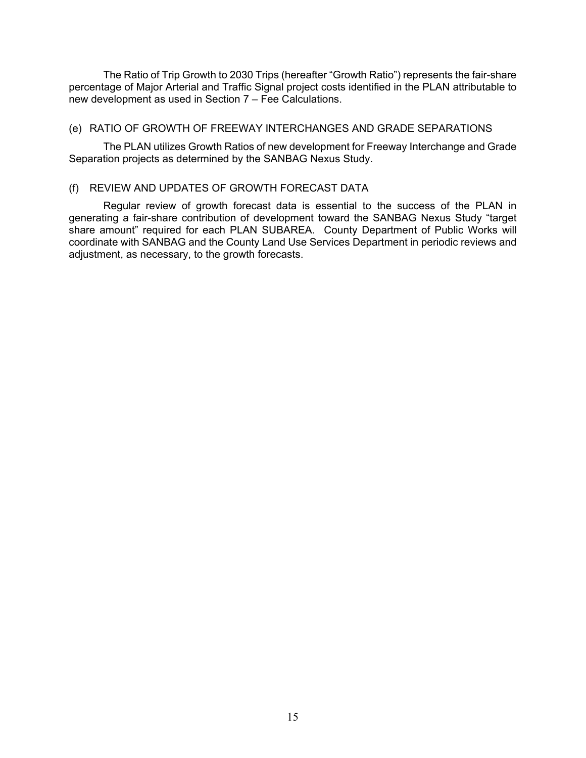The Ratio of Trip Growth to 2030 Trips (hereafter "Growth Ratio") represents the fair-share percentage of Major Arterial and Traffic Signal project costs identified in the PLAN attributable to new development as used in Section 7 – Fee Calculations.

### (e) RATIO OF GROWTH OF FREEWAY INTERCHANGES AND GRADE SEPARATIONS

The PLAN utilizes Growth Ratios of new development for Freeway Interchange and Grade Separation projects as determined by the SANBAG Nexus Study.

### (f) REVIEW AND UPDATES OF GROWTH FORECAST DATA

Regular review of growth forecast data is essential to the success of the PLAN in generating a fair-share contribution of development toward the SANBAG Nexus Study "target share amount" required for each PLAN SUBAREA. County Department of Public Works will coordinate with SANBAG and the County Land Use Services Department in periodic reviews and adjustment, as necessary, to the growth forecasts.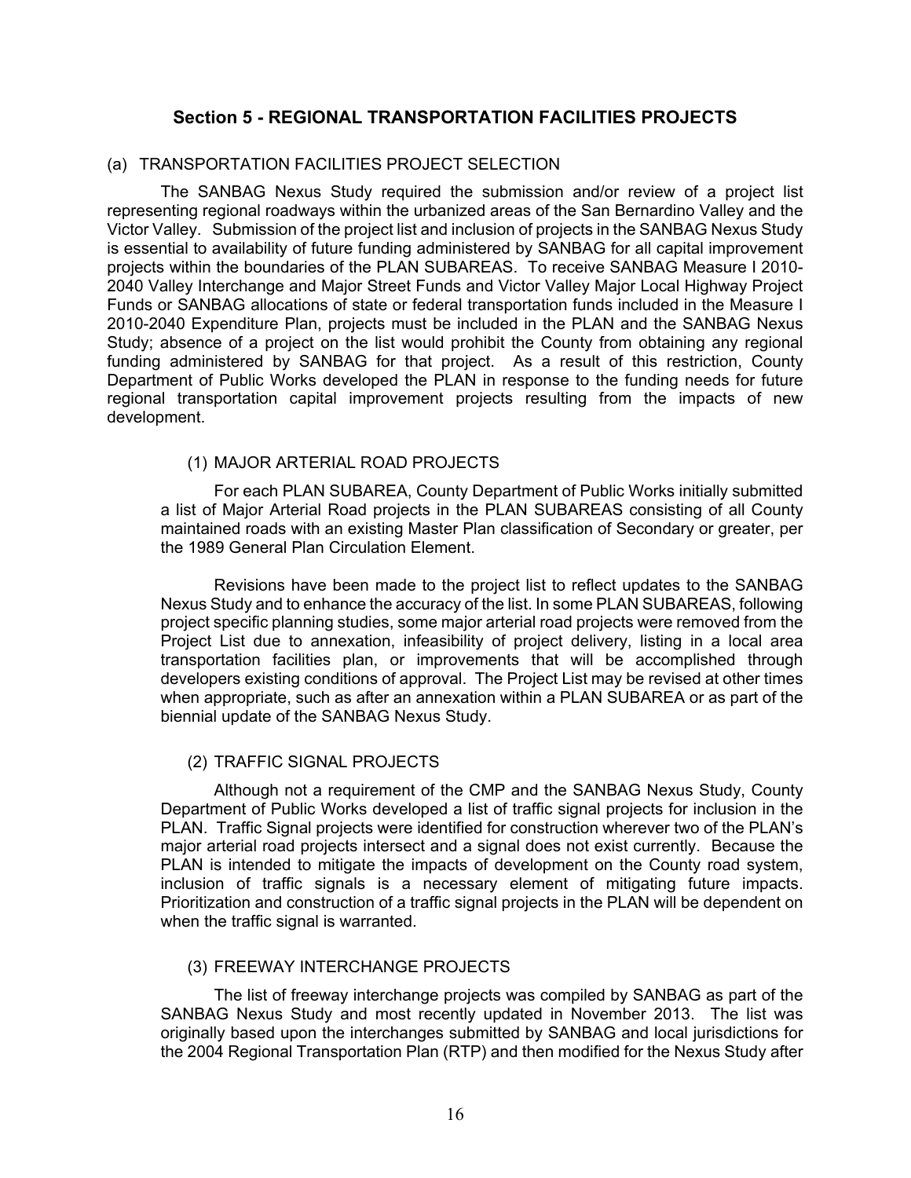## Section 5 - REGIONAL TRANSPORTATION FACILITIES PROJECTS

### (a) TRANSPORTATION FACILITIES PROJECT SELECTION

The SANBAG Nexus Study required the submission and/or review of a project list representing regional roadways within the urbanized areas of the San Bernardino Valley and the Victor Valley. Submission of the project list and inclusion of projects in the SANBAG Nexus Study is essential to availability of future funding administered by SANBAG for all capital improvement projects within the boundaries of the PLAN SUBAREAS. To receive SANBAG Measure I 2010-2040 Valley Interchange and Major Street Funds and Victor Valley Major Local Highway Project Funds or SANBAG allocations of state or federal transportation funds included in the Measure I 2010-2040 Expenditure Plan, projects must be included in the PLAN and the SANBAG Nexus Study; absence of a project on the list would prohibit the County from obtaining any regional funding administered by SANBAG for that project. As a result of this restriction, County Department of Public Works developed the PLAN in response to the funding needs for future regional transportation capital improvement projects resulting from the impacts of new development.

#### (1) MAJOR ARTERIAL ROAD PROJECTS

For each PLAN SUBAREA, County Department of Public Works initially submitted a list of Major Arterial Road projects in the PLAN SUBAREAS consisting of all County maintained roads with an existing Master Plan classification of Secondary or greater, per the 1989 General Plan Circulation Element.

Revisions have been made to the project list to reflect updates to the SANBAG Nexus Study and to enhance the accuracy of the list. In some PLAN SUBAREAS, following project specific planning studies, some major arterial road projects were removed from the Project List due to annexation, infeasibility of project delivery, listing in a local area transportation facilities plan, or improvements that will be accomplished through developers existing conditions of approval. The Project List may be revised at other times when appropriate, such as after an annexation within a PLAN SUBAREA or as part of the biennial update of the SANBAG Nexus Study.

#### (2) TRAFFIC SIGNAL PROJECTS

Although not a requirement of the CMP and the SANBAG Nexus Study, County Department of Public Works developed a list of traffic signal projects for inclusion in the PLAN. Traffic Signal projects were identified for construction wherever two of the PLAN's major arterial road projects intersect and a signal does not exist currently. Because the PLAN is intended to mitigate the impacts of development on the County road system, inclusion of traffic signals is a necessary element of mitigating future impacts. Prioritization and construction of a traffic signal projects in the PLAN will be dependent on when the traffic signal is warranted.

#### (3) FREEWAY INTERCHANGE PROJECTS

The list of freeway interchange projects was compiled by SANBAG as part of the SANBAG Nexus Study and most recently updated in November 2013. The list was originally based upon the interchanges submitted by SANBAG and local jurisdictions for the 2004 Regional Transportation Plan (RTP) and then modified for the Nexus Study after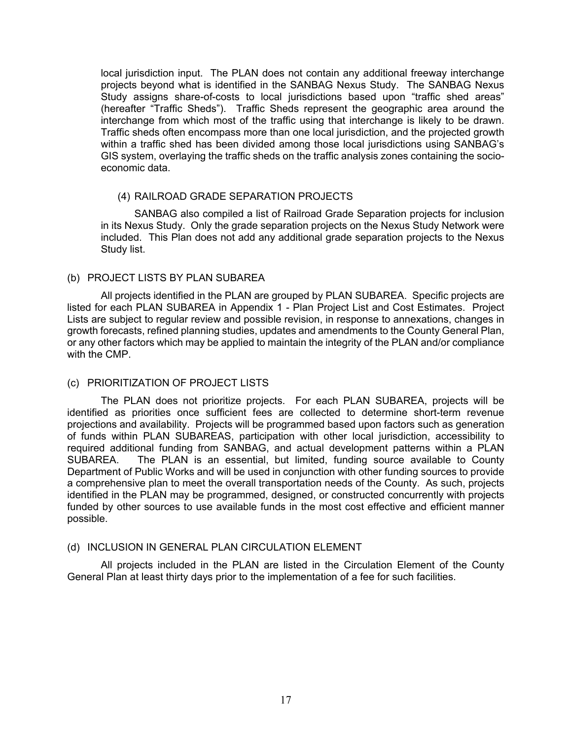local jurisdiction input. The PLAN does not contain any additional freeway interchange projects beyond what is identified in the SANBAG Nexus Study. The SANBAG Nexus Study assigns share-of-costs to local jurisdictions based upon "traffic shed areas" (hereafter "Traffic Sheds"). Traffic Sheds represent the geographic area around the interchange from which most of the traffic using that interchange is likely to be drawn. Traffic sheds often encompass more than one local jurisdiction, and the projected growth within a traffic shed has been divided among those local jurisdictions using SANBAG's GIS system, overlaying the traffic sheds on the traffic analysis zones containing the socio-economic data.

(4) RAILROAD GRADE SEPARATION PROJECTS

SANBAG also compiled a list of Railroad Grade Separation projects for inclusion in its Nexus Study. Only the grade separation projects on the Nexus Study Network were included. This Plan does not add any additional grade separation projects to the Nexus Study list.

(b) PROJECT LISTS BY PLAN SUBAREA

All projects identified in the PLAN are grouped by PLAN SUBAREA. Specific projects are listed for each PLAN SUBAREA in Appendix 1 - Plan Project List and Cost Estimates. Project Lists are subject to regular review and possible revision, in response to annexations, changes in growth forecasts, refined planning studies, updates and amendments to the County General Plan, or any other factors which may be applied to maintain the integrity of the PLAN and/or compliance with the CMP.

(c) PRIORITIZATION OF PROJECT LISTS

The PLAN does not prioritize projects. For each PLAN SUBAREA, projects will be identified as priorities once sufficient fees are collected to determine short-term revenue projections and availability. Projects will be programmed based upon factors such as generation of funds within PLAN SUBAREAS, participation with other local jurisdiction, accessibility to required additional funding from SANBAG, and actual development patterns within a PLAN SUBAREA. The PLAN is an essential, but limited, funding source available to County Department of Public Works and will be used in conjunction with other funding sources to provide a comprehensive plan to meet the overall transportation needs of the County. As such, projects identified in the PLAN may be programmed, designed, or constructed concurrently with projects funded by other sources to use available funds in the most cost effective and efficient manner possible.

(d) INCLUSION IN GENERAL PLAN CIRCULATION ELEMENT

All projects included in the PLAN are listed in the Circulation Element of the County General Plan at least thirty days prior to the implementation of a fee for such facilities.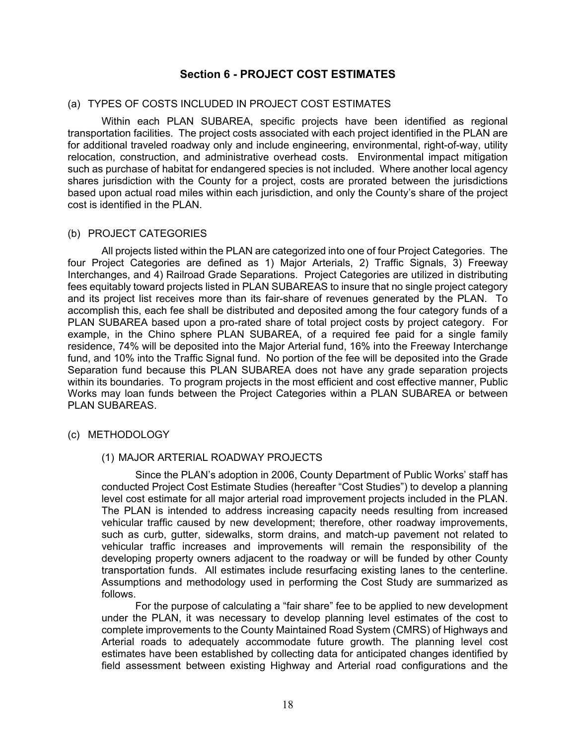## Section 6 - PROJECT COST ESTIMATES

(a) TYPES OF COSTS INCLUDED IN PROJECT COST ESTIMATES

Within each PLAN SUBAREA, specific projects have been identified as regional transportation facilities. The project costs associated with each project identified in the PLAN are for additional traveled roadway only and include engineering, environmental, right-of-way, utility relocation, construction, and administrative overhead costs. Environmental impact mitigation such as purchase of habitat for endangered species is not included. Where another local agency shares jurisdiction with the County for a project, costs are prorated between the jurisdictions based upon actual road miles within each jurisdiction, and only the County's share of the project cost is identified in the PLAN.

(b) PROJECT CATEGORIES

All projects listed within the PLAN are categorized into one of four Project Categories. The four Project Categories are defined as 1) Major Arterials, 2) Traffic Signals, 3) Freeway Interchanges, and 4) Railroad Grade Separations. Project Categories are utilized in distributing fees equitably toward projects listed in PLAN SUBAREAS to insure that no single project category and its project list receives more than its fair-share of revenues generated by the PLAN. To accomplish this, each fee shall be distributed and deposited among the four category funds of a PLAN SUBAREA based upon a pro-rated share of total project costs by project category. For example, in the Chino sphere PLAN SUBAREA, of a required fee paid for a single family residence, 74% will be deposited into the Major Arterial fund, 16% into the Freeway Interchange fund, and 10% into the Traffic Signal fund. No portion of the fee will be deposited into the Grade Separation fund because this PLAN SUBAREA does not have any grade separation projects within its boundaries. To program projects in the most efficient and cost effective manner, Public Works may loan funds between the Project Categories within a PLAN SUBAREA or between PLAN SUBAREAS.

(c) METHODOLOGY

(1) MAJOR ARTERIAL ROADWAY PROJECTS

Since the PLAN's adoption in 2006, County Department of Public Works' staff has conducted Project Cost Estimate Studies (hereafter "Cost Studies") to develop a planning level cost estimate for all major arterial road improvement projects included in the PLAN. The PLAN is intended to address increasing capacity needs resulting from increased vehicular traffic caused by new development; therefore, other roadway improvements, such as curb, gutter, sidewalks, storm drains, and match-up pavement not related to vehicular traffic increases and improvements will remain the responsibility of the developing property owners adjacent to the roadway or will be funded by other County transportation funds. All estimates include resurfacing existing lanes to the centerline. Assumptions and methodology used in performing the Cost Study are summarized as follows.

For the purpose of calculating a "fair share" fee to be applied to new development under the PLAN, it was necessary to develop planning level estimates of the cost to complete improvements to the County Maintained Road System (CMRS) of Highways and Arterial roads to adequately accommodate future growth. The planning level cost estimates have been established by collecting data for anticipated changes identified by field assessment between existing Highway and Arterial road configurations and the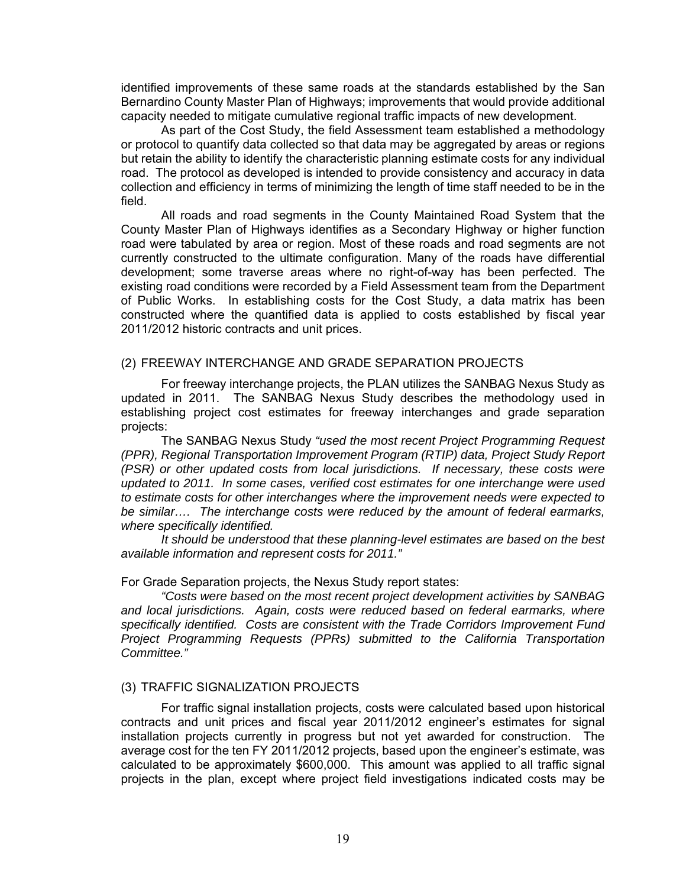identified improvements of these same roads at the standards established by the San Bernardino County Master Plan of Highways; improvements that would provide additional capacity needed to mitigate cumulative regional traffic impacts of new development.

As part of the Cost Study, the field Assessment team established a methodology or protocol to quantify data collected so that data may be aggregated by areas or regions but retain the ability to identify the characteristic planning estimate costs for any individual road. The protocol as developed is intended to provide consistency and accuracy in data collection and efficiency in terms of minimizing the length of time staff needed to be in the field.

All roads and road segments in the County Maintained Road System that the County Master Plan of Highways identifies as a Secondary Highway or higher function road were tabulated by area or region. Most of these roads and road segments are not currently constructed to the ultimate configuration. Many of the roads have differential development; some traverse areas where no right-of-way has been perfected. The existing road conditions were recorded by a Field Assessment team from the Department of Public Works. In establishing costs for the Cost Study, a data matrix has been constructed where the quantified data is applied to costs established by fiscal year 2011/2012 historic contracts and unit prices.

## (2) FREEWAY INTERCHANGE AND GRADE SEPARATION PROJECTS

For freeway interchange projects, the PLAN utilizes the SANBAG Nexus Study as updated in 2011. The SANBAG Nexus Study describes the methodology used in establishing project cost estimates for freeway interchanges and grade separation projects:

The SANBAG Nexus Study *"used the most recent Project Programming Request (PPR), Regional Transportation Improvement Program (RTIP) data, Project Study Report (PSR) or other updated costs from local jurisdictions. If necessary, these costs were updated to 2011. In some cases, verified cost estimates for one interchange were used to estimate costs for other interchanges where the improvement needs were expected to be similar…. The interchange costs were reduced by the amount of federal earmarks, where specifically identified.*

*It should be understood that these planning-level estimates are based on the best available information and represent costs for 2011."*

For Grade Separation projects, the Nexus Study report states:

*"Costs were based on the most recent project development activities by SANBAG and local jurisdictions. Again, costs were reduced based on federal earmarks, where specifically identified. Costs are consistent with the Trade Corridors Improvement Fund Project Programming Requests (PPRs) submitted to the California Transportation Committee."*

## (3) TRAFFIC SIGNALIZATION PROJECTS

For traffic signal installation projects, costs were calculated based upon historical contracts and unit prices and fiscal year 2011/2012 engineer's estimates for signal installation projects currently in progress but not yet awarded for construction. The average cost for the ten FY 2011/2012 projects, based upon the engineer's estimate, was calculated to be approximately $600,000. This amount was applied to all traffic signal projects in the plan, except where project field investigations indicated costs may be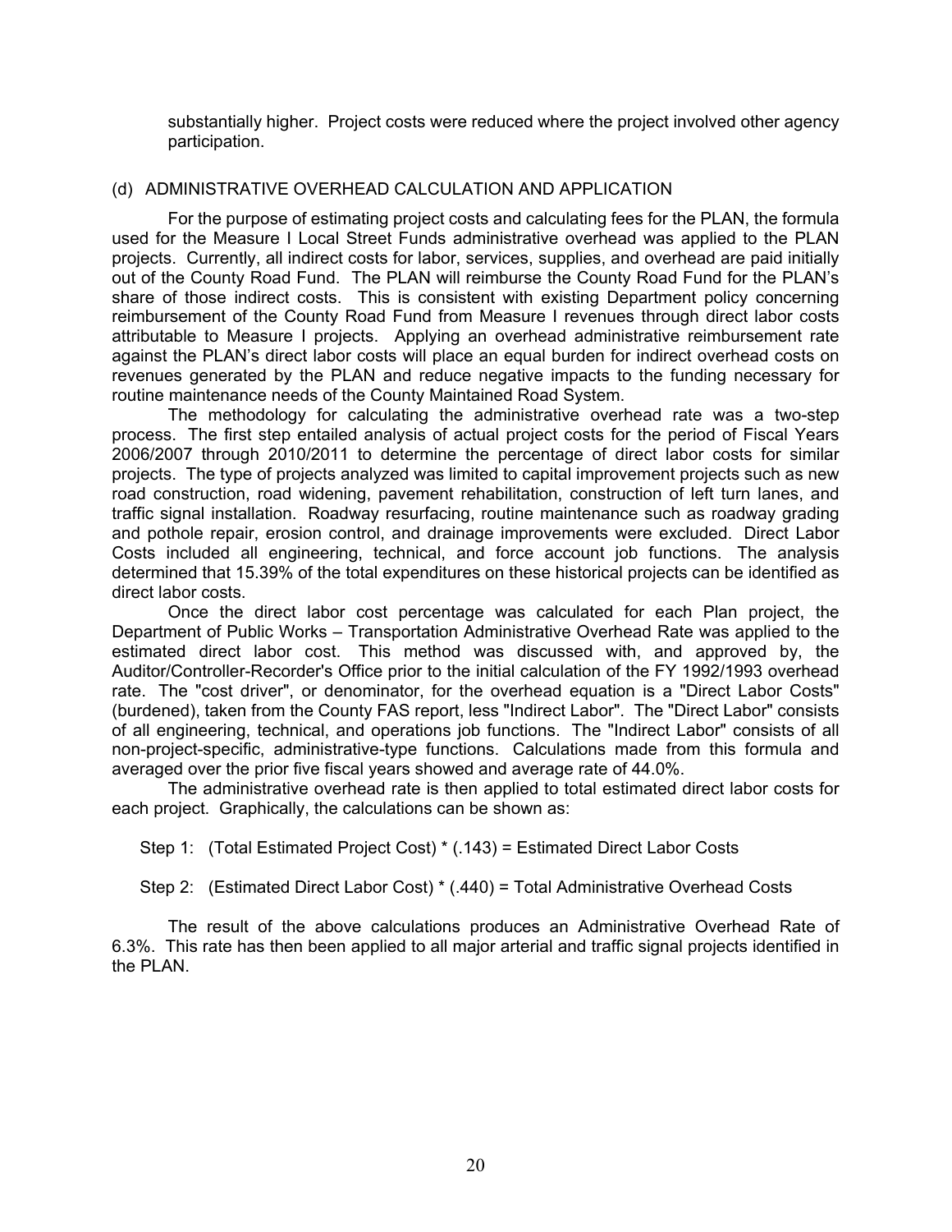substantially higher. Project costs were reduced where the project involved other agency participation.

### (d) ADMINISTRATIVE OVERHEAD CALCULATION AND APPLICATION

For the purpose of estimating project costs and calculating fees for the PLAN, the formula used for the Measure I Local Street Funds administrative overhead was applied to the PLAN projects. Currently, all indirect costs for labor, services, supplies, and overhead are paid initially out of the County Road Fund. The PLAN will reimburse the County Road Fund for the PLAN's share of those indirect costs. This is consistent with existing Department policy concerning reimbursement of the County Road Fund from Measure I revenues through direct labor costs attributable to Measure I projects. Applying an overhead administrative reimbursement rate against the PLAN's direct labor costs will place an equal burden for indirect overhead costs on revenues generated by the PLAN and reduce negative impacts to the funding necessary for routine maintenance needs of the County Maintained Road System.

The methodology for calculating the administrative overhead rate was a two-step process. The first step entailed analysis of actual project costs for the period of Fiscal Years 2006/2007 through 2010/2011 to determine the percentage of direct labor costs for similar projects. The type of projects analyzed was limited to capital improvement projects such as new road construction, road widening, pavement rehabilitation, construction of left turn lanes, and traffic signal installation. Roadway resurfacing, routine maintenance such as roadway grading and pothole repair, erosion control, and drainage improvements were excluded. Direct Labor Costs included all engineering, technical, and force account job functions. The analysis determined that 15.39% of the total expenditures on these historical projects can be identified as direct labor costs.

Once the direct labor cost percentage was calculated for each Plan project, the Department of Public Works – Transportation Administrative Overhead Rate was applied to the estimated direct labor cost. This method was discussed with, and approved by, the Auditor/Controller-Recorder's Office prior to the initial calculation of the FY 1992/1993 overhead rate. The "cost driver", or denominator, for the overhead equation is a "Direct Labor Costs" (burdened), taken from the County FAS report, less "Indirect Labor". The "Direct Labor" consists of all engineering, technical, and operations job functions. The "Indirect Labor" consists of all non-project-specific, administrative-type functions. Calculations made from this formula and averaged over the prior five fiscal years showed and average rate of 44.0%.

The administrative overhead rate is then applied to total estimated direct labor costs for each project. Graphically, the calculations can be shown as:

Step 1: (Total Estimated Project Cost) * (.143) = Estimated Direct Labor Costs

Step 2: (Estimated Direct Labor Cost) * (.440) = Total Administrative Overhead Costs

The result of the above calculations produces an Administrative Overhead Rate of 6.3%. This rate has then been applied to all major arterial and traffic signal projects identified in the PLAN.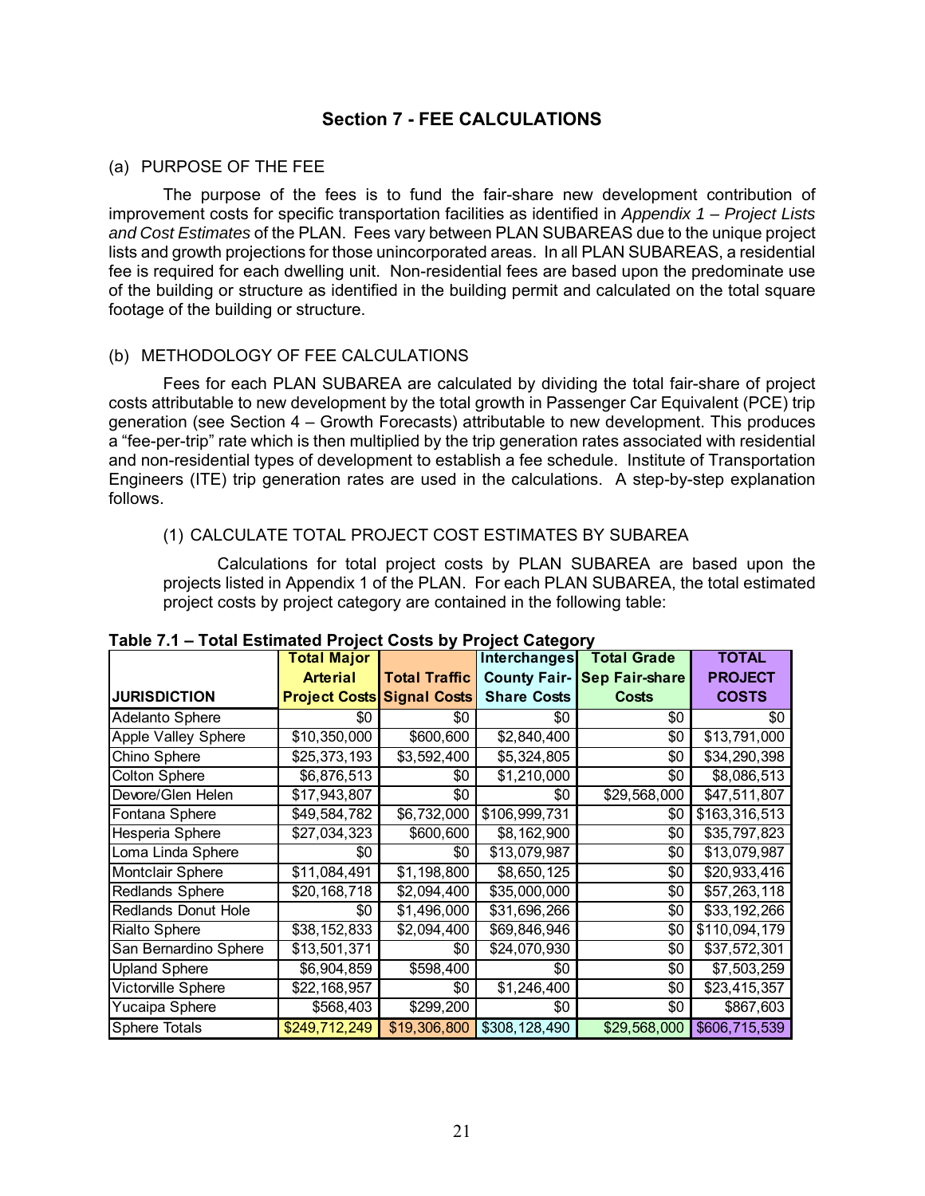## Section 7 - FEE CALCULATIONS

(a) PURPOSE OF THE FEE

The purpose of the fees is to fund the fair-share new development contribution of improvement costs for specific transportation facilities as identified in *Appendix 1 – Project Lists and Cost Estimates* of the PLAN. Fees vary between PLAN SUBAREAS due to the unique project lists and growth projections for those unincorporated areas. In all PLAN SUBAREAS, a residential fee is required for each dwelling unit. Non-residential fees are based upon the predominate use of the building or structure as identified in the building permit and calculated on the total square footage of the building or structure.

(b) METHODOLOGY OF FEE CALCULATIONS

Fees for each PLAN SUBAREA are calculated by dividing the total fair-share of project costs attributable to new development by the total growth in Passenger Car Equivalent (PCE) trip generation (see Section 4 – Growth Forecasts) attributable to new development. This produces a "fee-per-trip" rate which is then multiplied by the trip generation rates associated with residential and non-residential types of development to establish a fee schedule. Institute of Transportation Engineers (ITE) trip generation rates are used in the calculations. A step-by-step explanation follows.

(1) CALCULATE TOTAL PROJECT COST ESTIMATES BY SUBAREA

Calculations for total project costs by PLAN SUBAREA are based upon the projects listed in Appendix 1 of the PLAN. For each PLAN SUBAREA, the total estimated project costs by project category are contained in the following table:

**Table 7.1 – Total Estimated Project Costs by Project Category**

| JURISDICTION | Total Major Arterial Project Costs | Total Traffic Signal Costs | Interchanges County Fair-Share Costs | Total Grade Sep Fair-share Costs | TOTAL PROJECT COSTS |
|---|---|---|---|---|---|
| Adelanto Sphere | $0 | $0 | $0 | $0 | $0 |
| Apple Valley Sphere | $10,350,000 | $600,600 | $2,840,400 | $0 | $13,791,000 |
| Chino Sphere | $25,373,193 | $3,592,400 | $5,324,805 | $0 | $34,290,398 |
| Colton Sphere | $6,876,513 | $0 | $1,210,000 | $0 | $8,086,513 |
| Devore/Glen Helen | $17,943,807 | $0 | $0 | $29,568,000 | $47,511,807 |
| Fontana Sphere | $49,584,782 | $6,732,000 | $106,999,731 | $0 | $163,316,513 |
| Hesperia Sphere | $27,034,323 | $600,600 | $8,162,900 | $0 | $35,797,823 |
| Loma Linda Sphere | $0 | $0 | $13,079,987 | $0 | $13,079,987 |
| Montclair Sphere | $11,084,491 | $1,198,800 | $8,650,125 | $0 | $20,933,416 |
| Redlands Sphere | $20,168,718 | $2,094,400 | $35,000,000 | $0 | $57,263,118 |
| Redlands Donut Hole | $0 | $1,496,000 | $31,696,266 | $0 | $33,192,266 |
| Rialto Sphere | $38,152,833 | $2,094,400 | $69,846,946 | $0 | $110,094,179 |
| San Bernardino Sphere | $13,501,371 | $0 | $24,070,930 | $0 | $37,572,301 |
| Upland Sphere | $6,904,859 | $598,400 | $0 | $0 | $7,503,259 |
| Victorville Sphere | $22,168,957 | $0 | $1,246,400 | $0 | $23,415,357 |
| Yucaipa Sphere | $568,403 | $299,200 | $0 | $0 | $867,603 |
| Sphere Totals | $249,712,249 | $19,306,800 | $308,128,490 | $29,568,000 | $606,715,539 |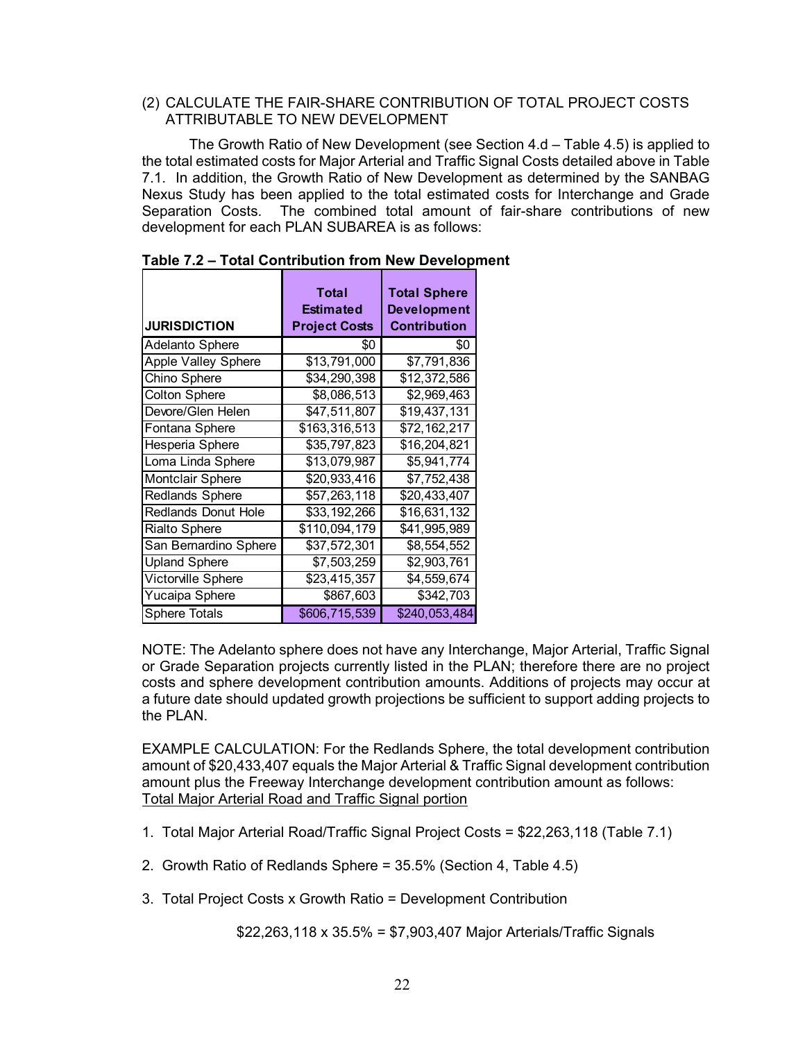(2) CALCULATE THE FAIR-SHARE CONTRIBUTION OF TOTAL PROJECT COSTS ATTRIBUTABLE TO NEW DEVELOPMENT

The Growth Ratio of New Development (see Section 4.d – Table 4.5) is applied to the total estimated costs for Major Arterial and Traffic Signal Costs detailed above in Table 7.1. In addition, the Growth Ratio of New Development as determined by the SANBAG Nexus Study has been applied to the total estimated costs for Interchange and Grade Separation Costs. The combined total amount of fair-share contributions of new development for each PLAN SUBAREA is as follows:

**Table 7.2 – Total Contribution from New Development**

| JURISDICTION | Total Estimated Project Costs | Total Sphere Development Contribution |
|---|---|---|
| Adelanto Sphere | $0 | $0 |
| Apple Valley Sphere | $13,791,000 | $7,791,836 |
| Chino Sphere | $34,290,398 | $12,372,586 |
| Colton Sphere | $8,086,513 | $2,969,463 |
| Devore/Glen Helen | $47,511,807 | $19,437,131 |
| Fontana Sphere | $163,316,513 | $72,162,217 |
| Hesperia Sphere | $35,797,823 | $16,204,821 |
| Loma Linda Sphere | $13,079,987 | $5,941,774 |
| Montclair Sphere | $20,933,416 | $7,752,438 |
| Redlands Sphere | $57,263,118 | $20,433,407 |
| Redlands Donut Hole | $33,192,266 | $16,631,132 |
| Rialto Sphere | $110,094,179 | $41,995,989 |
| San Bernardino Sphere | $37,572,301 | $8,554,552 |
| Upland Sphere | $7,503,259 | $2,903,761 |
| Victorville Sphere | $23,415,357 | $4,559,674 |
| Yucaipa Sphere | $867,603 | $342,703 |
| Sphere Totals | $606,715,539 | $240,053,484 |

NOTE: The Adelanto sphere does not have any Interchange, Major Arterial, Traffic Signal or Grade Separation projects currently listed in the PLAN; therefore there are no project costs and sphere development contribution amounts. Additions of projects may occur at a future date should updated growth projections be sufficient to support adding projects to the PLAN.

EXAMPLE CALCULATION: For the Redlands Sphere, the total development contribution amount of $20,433,407 equals the Major Arterial & Traffic Signal development contribution amount plus the Freeway Interchange development contribution amount as follows:
<u>Total Major Arterial Road and Traffic Signal portion</u>

1. Total Major Arterial Road/Traffic Signal Project Costs = $22,263,118 (Table 7.1)

2. Growth Ratio of Redlands Sphere = 35.5% (Section 4, Table 4.5)

3. Total Project Costs x Growth Ratio = Development Contribution

$22,263,118 x 35.5% = $7,903,407 Major Arterials/Traffic Signals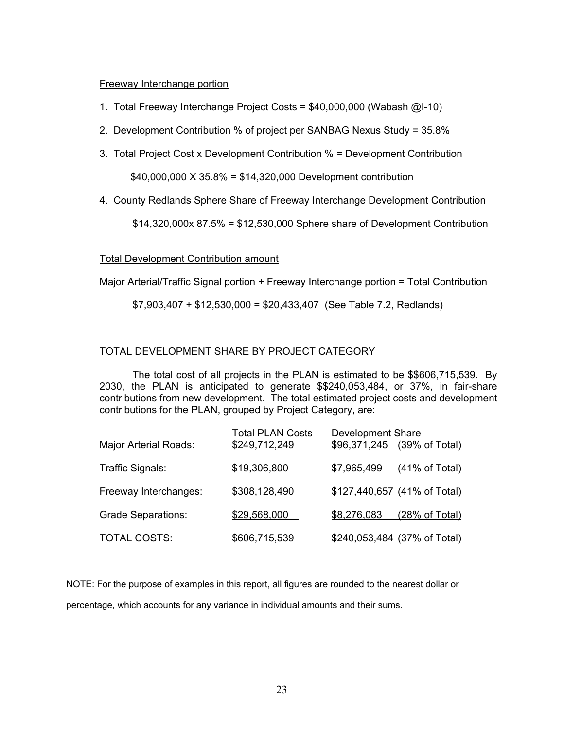Freeway Interchange portion

1. Total Freeway Interchange Project Costs = $40,000,000 (Wabash @I-10)
2. Development Contribution % of project per SANBAG Nexus Study = 35.8%
3. Total Project Cost x Development Contribution % = Development Contribution

   $40,000,000 X 35.8% = $14,320,000 Development contribution

4. County Redlands Sphere Share of Freeway Interchange Development Contribution

   $14,320,000x 87.5% = $12,530,000 Sphere share of Development Contribution

Total Development Contribution amount

Major Arterial/Traffic Signal portion + Freeway Interchange portion = Total Contribution

$7,903,407 + $12,530,000 = $20,433,407 (See Table 7.2, Redlands)

TOTAL DEVELOPMENT SHARE BY PROJECT CATEGORY

The total cost of all projects in the PLAN is estimated to be $$606,715,539. By 2030, the PLAN is anticipated to generate $$240,053,484, or 37%, in fair-share contributions from new development. The total estimated project costs and development contributions for the PLAN, grouped by Project Category, are:

| | Total PLAN Costs | Development Share | |
|---|---|---|---|
| Major Arterial Roads: | $249,712,249 | $96,371,245 | (39% of Total) |
| Traffic Signals: | $19,306,800 | $7,965,499 | (41% of Total) |
| Freeway Interchanges: | $308,128,490 | $127,440,657 | (41% of Total) |
| Grade Separations: | $29,568,000 | $8,276,083 | (28% of Total) |
| TOTAL COSTS: | $606,715,539 | $240,053,484 | (37% of Total) |

NOTE: For the purpose of examples in this report, all figures are rounded to the nearest dollar or percentage, which accounts for any variance in individual amounts and their sums.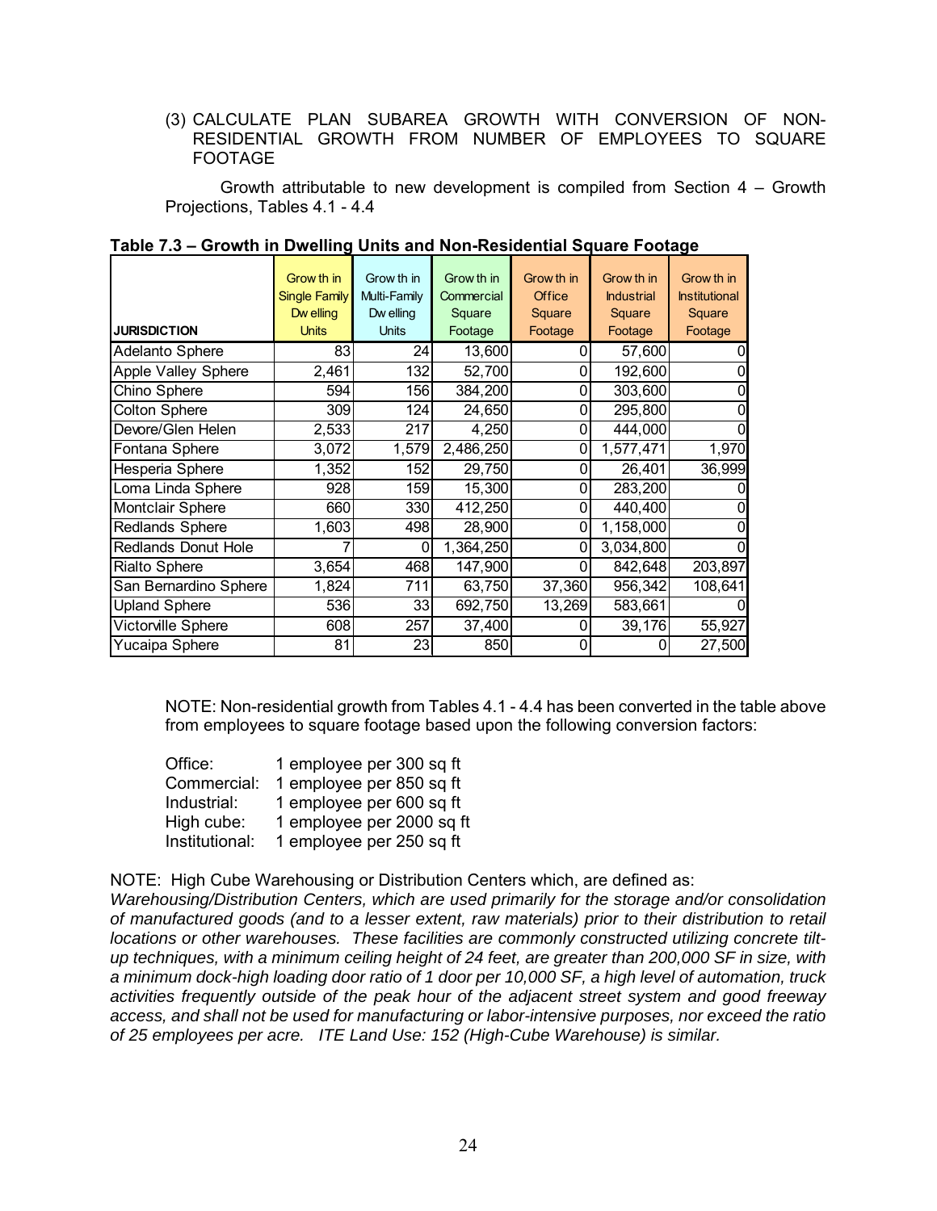(3) CALCULATE PLAN SUBAREA GROWTH WITH CONVERSION OF NON-RESIDENTIAL GROWTH FROM NUMBER OF EMPLOYEES TO SQUARE FOOTAGE

Growth attributable to new development is compiled from Section 4 – Growth Projections, Tables 4.1 - 4.4

**Table 7.3 – Growth in Dwelling Units and Non-Residential Square Footage**

| JURISDICTION | Growth in Single Family Dwelling Units | Growth in Multi-Family Dwelling Units | Growth in Commercial Square Footage | Growth in Office Square Footage | Growth in Industrial Square Footage | Growth in Institutional Square Footage |
|---|---|---|---|---|---|---|
| Adelanto Sphere | 83 | 24 | 13,600 | 0 | 57,600 | 0 |
| Apple Valley Sphere | 2,461 | 132 | 52,700 | 0 | 192,600 | 0 |
| Chino Sphere | 594 | 156 | 384,200 | 0 | 303,600 | 0 |
| Colton Sphere | 309 | 124 | 24,650 | 0 | 295,800 | 0 |
| Devore/Glen Helen | 2,533 | 217 | 4,250 | 0 | 444,000 | 0 |
| Fontana Sphere | 3,072 | 1,579 | 2,486,250 | 0 | 1,577,471 | 1,970 |
| Hesperia Sphere | 1,352 | 152 | 29,750 | 0 | 26,401 | 36,999 |
| Loma Linda Sphere | 928 | 159 | 15,300 | 0 | 283,200 | 0 |
| Montclair Sphere | 660 | 330 | 412,250 | 0 | 440,400 | 0 |
| Redlands Sphere | 1,603 | 498 | 28,900 | 0 | 1,158,000 | 0 |
| Redlands Donut Hole | 7 | 0 | 1,364,250 | 0 | 3,034,800 | 0 |
| Rialto Sphere | 3,654 | 468 | 147,900 | 0 | 842,648 | 203,897 |
| San Bernardino Sphere | 1,824 | 711 | 63,750 | 37,360 | 956,342 | 108,641 |
| Upland Sphere | 536 | 33 | 692,750 | 13,269 | 583,661 | 0 |
| Victorville Sphere | 608 | 257 | 37,400 | 0 | 39,176 | 55,927 |
| Yucaipa Sphere | 81 | 23 | 850 | 0 | 0 | 27,500 |

NOTE: Non-residential growth from Tables 4.1 - 4.4 has been converted in the table above from employees to square footage based upon the following conversion factors:

Office: 1 employee per 300 sq ft
Commercial: 1 employee per 850 sq ft
Industrial: 1 employee per 600 sq ft
High cube: 1 employee per 2000 sq ft
Institutional: 1 employee per 250 sq ft

NOTE: High Cube Warehousing or Distribution Centers which, are defined as:
*Warehousing/Distribution Centers, which are used primarily for the storage and/or consolidation of manufactured goods (and to a lesser extent, raw materials) prior to their distribution to retail locations or other warehouses. These facilities are commonly constructed utilizing concrete tilt-up techniques, with a minimum ceiling height of 24 feet, are greater than 200,000 SF in size, with a minimum dock-high loading door ratio of 1 door per 10,000 SF, a high level of automation, truck activities frequently outside of the peak hour of the adjacent street system and good freeway access, and shall not be used for manufacturing or labor-intensive purposes, nor exceed the ratio of 25 employees per acre. ITE Land Use: 152 (High-Cube Warehouse) is similar.*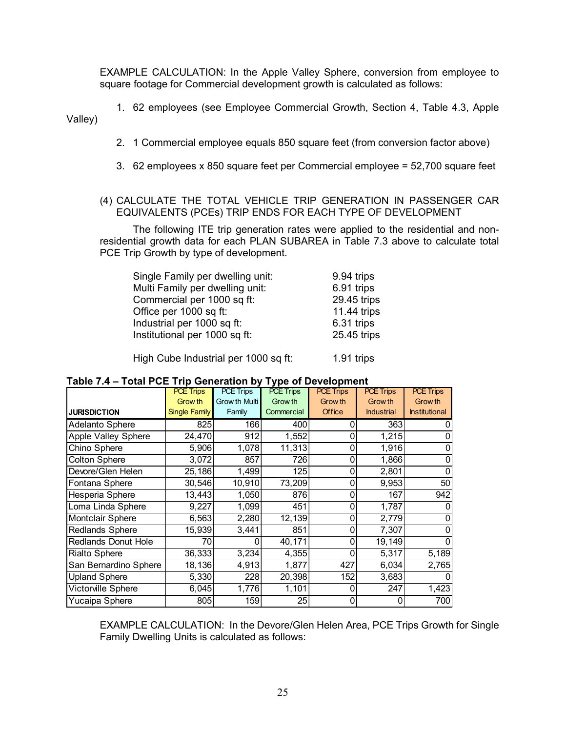EXAMPLE CALCULATION: In the Apple Valley Sphere, conversion from employee to square footage for Commercial development growth is calculated as follows:

1. 62 employees (see Employee Commercial Growth, Section 4, Table 4.3, Apple Valley)

2. 1 Commercial employee equals 850 square feet (from conversion factor above)

3. 62 employees x 850 square feet per Commercial employee = 52,700 square feet

(4) CALCULATE THE TOTAL VEHICLE TRIP GENERATION IN PASSENGER CAR EQUIVALENTS (PCEs) TRIP ENDS FOR EACH TYPE OF DEVELOPMENT

The following ITE trip generation rates were applied to the residential and non-residential growth data for each PLAN SUBAREA in Table 7.3 above to calculate total PCE Trip Growth by type of development.

| | |
|---|---|
| Single Family per dwelling unit: | 9.94 trips |
| Multi Family per dwelling unit: | 6.91 trips |
| Commercial per 1000 sq ft: | 29.45 trips |
| Office per 1000 sq ft: | 11.44 trips |
| Industrial per 1000 sq ft: | 6.31 trips |
| Institutional per 1000 sq ft: | 25.45 trips |
| High Cube Industrial per 1000 sq ft: | 1.91 trips |

**Table 7.4 – Total PCE Trip Generation by Type of Development**

| JURISDICTION | PCE Trips Growth Single Family | PCE Trips Growth Multi Family | PCE Trips Growth Commercial | PCE Trips Growth Office | PCE Trips Growth Industrial | PCE Trips Growth Institutional |
|---|---|---|---|---|---|---|
| Adelanto Sphere | 825 | 166 | 400 | 0 | 363 | 0 |
| Apple Valley Sphere | 24,470 | 912 | 1,552 | 0 | 1,215 | 0 |
| Chino Sphere | 5,906 | 1,078 | 11,313 | 0 | 1,916 | 0 |
| Colton Sphere | 3,072 | 857 | 726 | 0 | 1,866 | 0 |
| Devore/Glen Helen | 25,186 | 1,499 | 125 | 0 | 2,801 | 0 |
| Fontana Sphere | 30,546 | 10,910 | 73,209 | 0 | 9,953 | 50 |
| Hesperia Sphere | 13,443 | 1,050 | 876 | 0 | 167 | 942 |
| Loma Linda Sphere | 9,227 | 1,099 | 451 | 0 | 1,787 | 0 |
| Montclair Sphere | 6,563 | 2,280 | 12,139 | 0 | 2,779 | 0 |
| Redlands Sphere | 15,939 | 3,441 | 851 | 0 | 7,307 | 0 |
| Redlands Donut Hole | 70 | 0 | 40,171 | 0 | 19,149 | 0 |
| Rialto Sphere | 36,333 | 3,234 | 4,355 | 0 | 5,317 | 5,189 |
| San Bernardino Sphere | 18,136 | 4,913 | 1,877 | 427 | 6,034 | 2,765 |
| Upland Sphere | 5,330 | 228 | 20,398 | 152 | 3,683 | 0 |
| Victorville Sphere | 6,045 | 1,776 | 1,101 | 0 | 247 | 1,423 |
| Yucaipa Sphere | 805 | 159 | 25 | 0 | 0 | 700 |

EXAMPLE CALCULATION: In the Devore/Glen Helen Area, PCE Trips Growth for Single Family Dwelling Units is calculated as follows: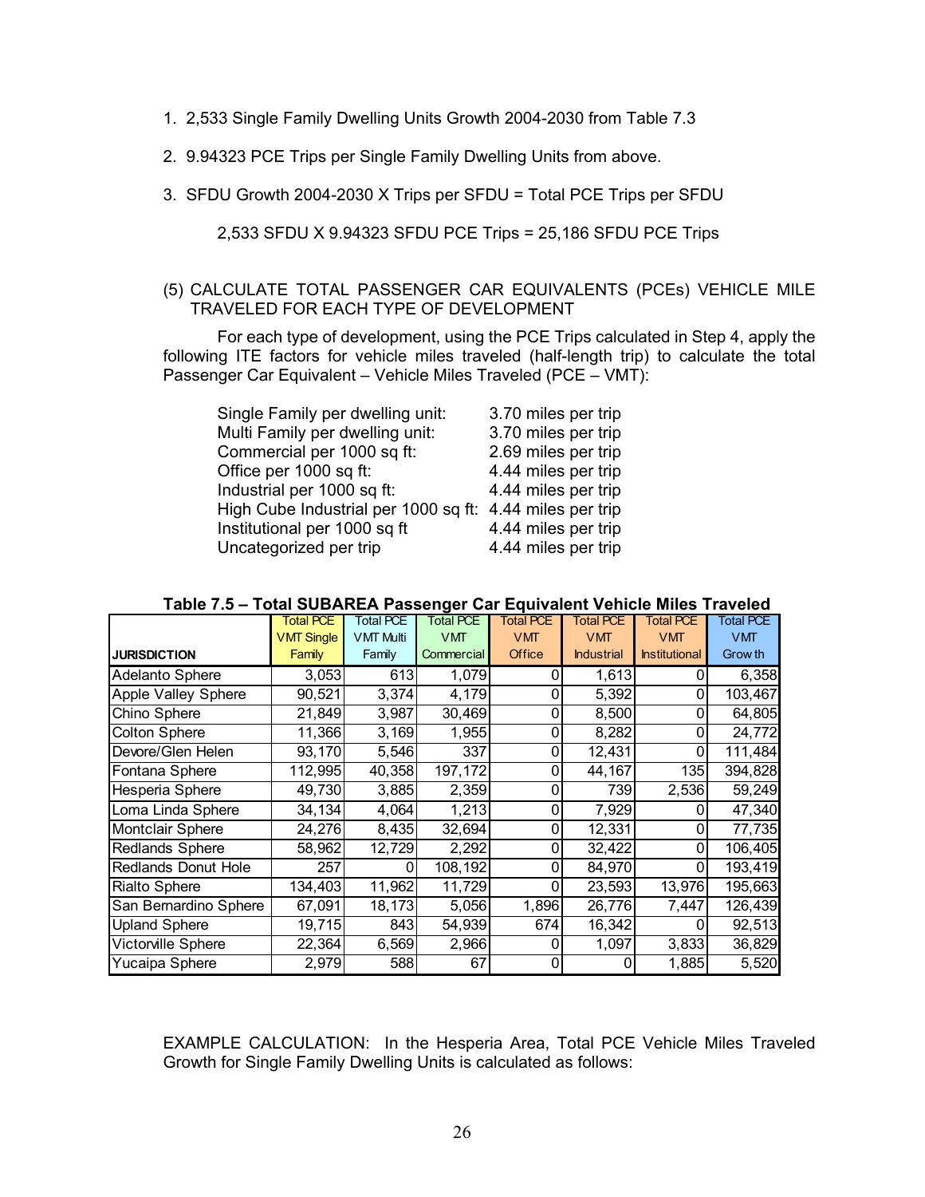1. 2,533 Single Family Dwelling Units Growth 2004-2030 from Table 7.3

2. 9.94323 PCE Trips per Single Family Dwelling Units from above.

3. SFDU Growth 2004-2030 X Trips per SFDU = Total PCE Trips per SFDU

   2,533 SFDU X 9.94323 SFDU PCE Trips = 25,186 SFDU PCE Trips

(5) CALCULATE TOTAL PASSENGER CAR EQUIVALENTS (PCEs) VEHICLE MILE TRAVELED FOR EACH TYPE OF DEVELOPMENT

For each type of development, using the PCE Trips calculated in Step 4, apply the following ITE factors for vehicle miles traveled (half-length trip) to calculate the total Passenger Car Equivalent – Vehicle Miles Traveled (PCE – VMT):

| | |
|---|---|
| Single Family per dwelling unit: | 3.70 miles per trip |
| Multi Family per dwelling unit: | 3.70 miles per trip |
| Commercial per 1000 sq ft: | 2.69 miles per trip |
| Office per 1000 sq ft: | 4.44 miles per trip |
| Industrial per 1000 sq ft: | 4.44 miles per trip |
| High Cube Industrial per 1000 sq ft: | 4.44 miles per trip |
| Institutional per 1000 sq ft | 4.44 miles per trip |
| Uncategorized per trip | 4.44 miles per trip |

**Table 7.5 – Total SUBAREA Passenger Car Equivalent Vehicle Miles Traveled**

| JURISDICTION | Total PCE VMT Single Family | Total PCE VMT Multi Family | Total PCE VMT Commercial | Total PCE VMT Office | Total PCE VMT Industrial | Total PCE VMT Institutional | Total PCE VMT Growth |
|---|---|---|---|---|---|---|---|
| Adelanto Sphere | 3,053 | 613 | 1,079 | 0 | 1,613 | 0 | 6,358 |
| Apple Valley Sphere | 90,521 | 3,374 | 4,179 | 0 | 5,392 | 0 | 103,467 |
| Chino Sphere | 21,849 | 3,987 | 30,469 | 0 | 8,500 | 0 | 64,805 |
| Colton Sphere | 11,366 | 3,169 | 1,955 | 0 | 8,282 | 0 | 24,772 |
| Devore/Glen Helen | 93,170 | 5,546 | 337 | 0 | 12,431 | 0 | 111,484 |
| Fontana Sphere | 112,995 | 40,358 | 197,172 | 0 | 44,167 | 135 | 394,828 |
| Hesperia Sphere | 49,730 | 3,885 | 2,359 | 0 | 739 | 2,536 | 59,249 |
| Loma Linda Sphere | 34,134 | 4,064 | 1,213 | 0 | 7,929 | 0 | 47,340 |
| Montclair Sphere | 24,276 | 8,435 | 32,694 | 0 | 12,331 | 0 | 77,735 |
| Redlands Sphere | 58,962 | 12,729 | 2,292 | 0 | 32,422 | 0 | 106,405 |
| Redlands Donut Hole | 257 | 0 | 108,192 | 0 | 84,970 | 0 | 193,419 |
| Rialto Sphere | 134,403 | 11,962 | 11,729 | 0 | 23,593 | 13,976 | 195,663 |
| San Bernardino Sphere | 67,091 | 18,173 | 5,056 | 1,896 | 26,776 | 7,447 | 126,439 |
| Upland Sphere | 19,715 | 843 | 54,939 | 674 | 16,342 | 0 | 92,513 |
| Victorville Sphere | 22,364 | 6,569 | 2,966 | 0 | 1,097 | 3,833 | 36,829 |
| Yucaipa Sphere | 2,979 | 588 | 67 | 0 | 0 | 1,885 | 5,520 |

EXAMPLE CALCULATION: In the Hesperia Area, Total PCE Vehicle Miles Traveled Growth for Single Family Dwelling Units is calculated as follows: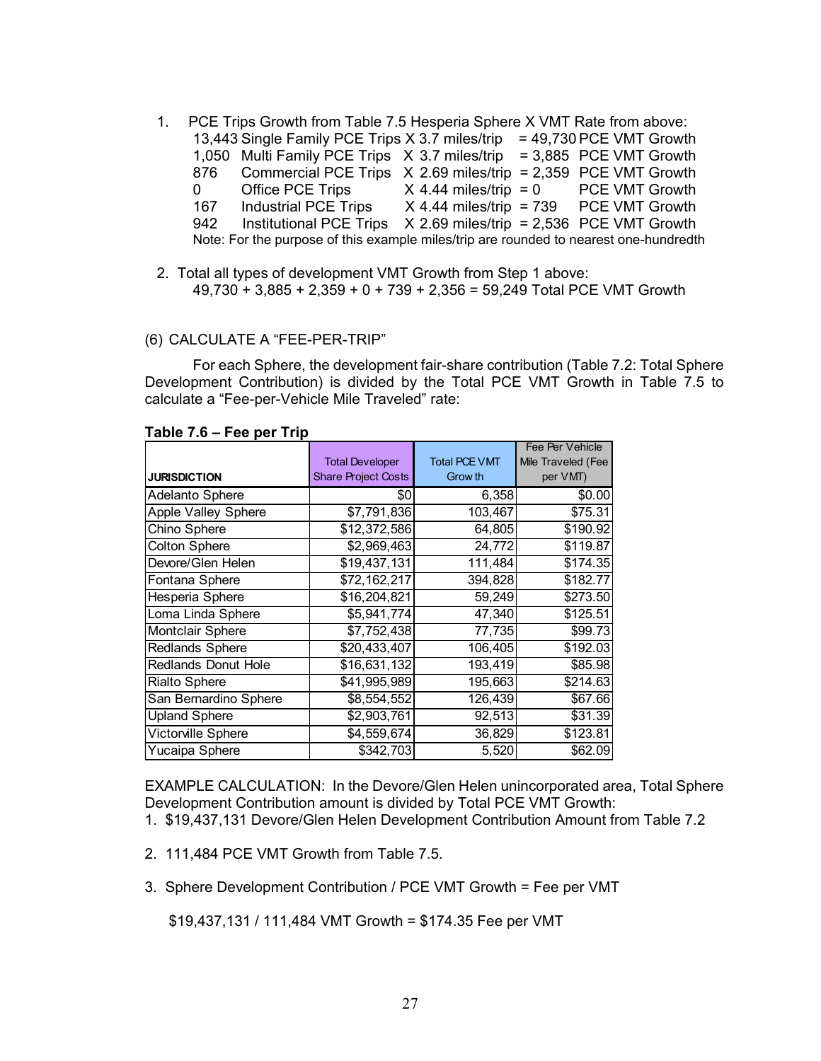1. PCE Trips Growth from Table 7.5 Hesperia Sphere X VMT Rate from above:
   13,443 Single Family PCE Trips X 3.7 miles/trip = 49,730 PCE VMT Growth
   1,050 Multi Family PCE Trips X 3.7 miles/trip = 3,885 PCE VMT Growth
   876 Commercial PCE Trips X 2.69 miles/trip = 2,359 PCE VMT Growth
   0 Office PCE Trips X 4.44 miles/trip = 0 PCE VMT Growth
   167 Industrial PCE Trips X 4.44 miles/trip = 739 PCE VMT Growth
   942 Institutional PCE Trips X 2.69 miles/trip = 2,536 PCE VMT Growth
   Note: For the purpose of this example miles/trip are rounded to nearest one-hundredth

2. Total all types of development VMT Growth from Step 1 above:
   49,730 + 3,885 + 2,359 + 0 + 739 + 2,356 = 59,249 Total PCE VMT Growth

(6) CALCULATE A "FEE-PER-TRIP"

For each Sphere, the development fair-share contribution (Table 7.2: Total Sphere Development Contribution) is divided by the Total PCE VMT Growth in Table 7.5 to calculate a "Fee-per-Vehicle Mile Traveled" rate:

**Table 7.6 – Fee per Trip**

| JURISDICTION | Total Developer Share Project Costs | Total PCE VMT Growth | Fee Per Vehicle Mile Traveled (Fee per VMT) |
|---|---|---|---|
| Adelanto Sphere | $0 | 6,358 | $0.00 |
| Apple Valley Sphere | $7,791,836 | 103,467 | $75.31 |
| Chino Sphere | $12,372,586 | 64,805 | $190.92 |
| Colton Sphere | $2,969,463 | 24,772 | $119.87 |
| Devore/Glen Helen | $19,437,131 | 111,484 | $174.35 |
| Fontana Sphere | $72,162,217 | 394,828 | $182.77 |
| Hesperia Sphere | $16,204,821 | 59,249 | $273.50 |
| Loma Linda Sphere | $5,941,774 | 47,340 | $125.51 |
| Montclair Sphere | $7,752,438 | 77,735 | $99.73 |
| Redlands Sphere | $20,433,407 | 106,405 | $192.03 |
| Redlands Donut Hole | $16,631,132 | 193,419 | $85.98 |
| Rialto Sphere | $41,995,989 | 195,663 | $214.63 |
| San Bernardino Sphere | $8,554,552 | 126,439 | $67.66 |
| Upland Sphere | $2,903,761 | 92,513 | $31.39 |
| Victorville Sphere | $4,559,674 | 36,829 | $123.81 |
| Yucaipa Sphere | $342,703 | 5,520 | $62.09 |

EXAMPLE CALCULATION: In the Devore/Glen Helen unincorporated area, Total Sphere Development Contribution amount is divided by Total PCE VMT Growth:

1. $19,437,131 Devore/Glen Helen Development Contribution Amount from Table 7.2

2. 111,484 PCE VMT Growth from Table 7.5.

3. Sphere Development Contribution / PCE VMT Growth = Fee per VMT

   $19,437,131 / 111,484 VMT Growth = $174.35 Fee per VMT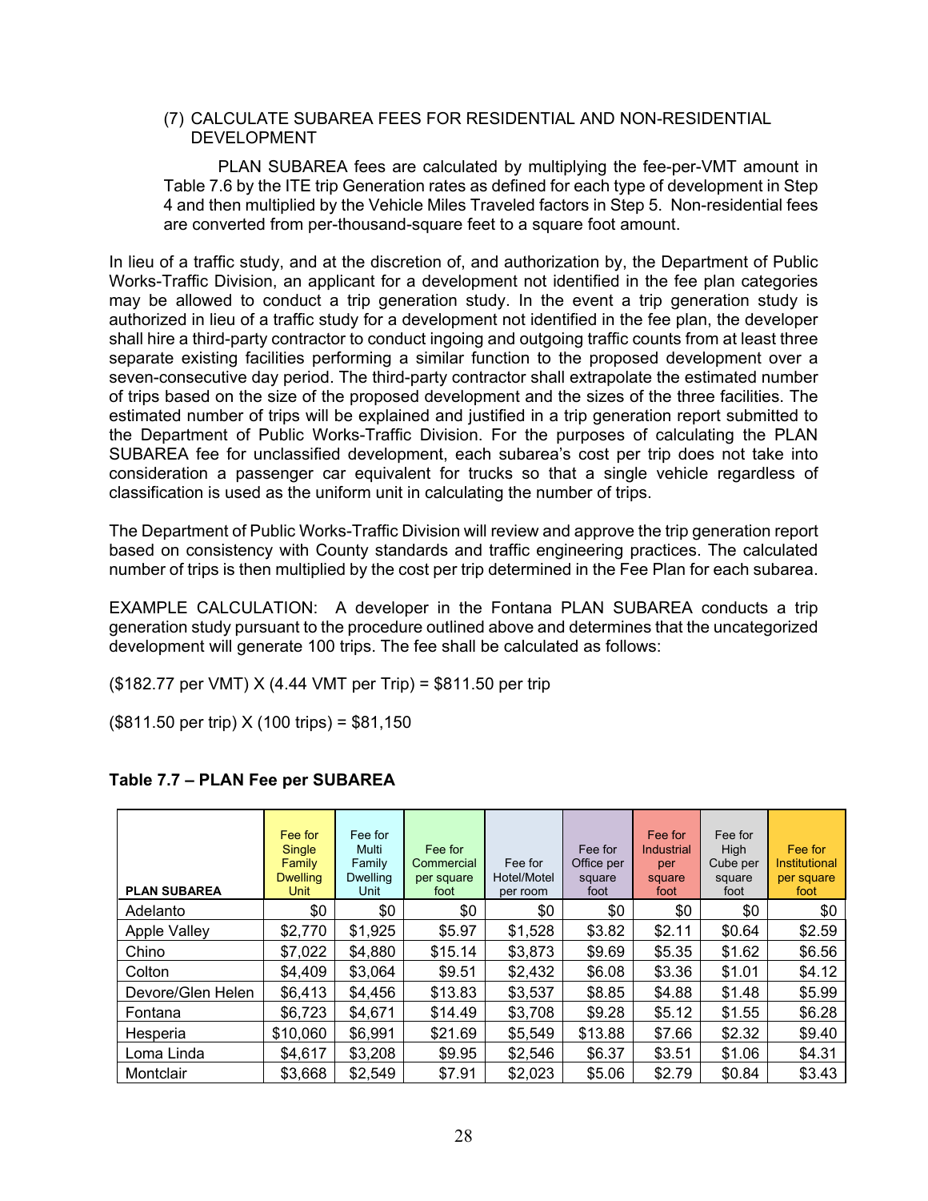(7) CALCULATE SUBAREA FEES FOR RESIDENTIAL AND NON-RESIDENTIAL DEVELOPMENT

PLAN SUBAREA fees are calculated by multiplying the fee-per-VMT amount in Table 7.6 by the ITE trip Generation rates as defined for each type of development in Step 4 and then multiplied by the Vehicle Miles Traveled factors in Step 5. Non-residential fees are converted from per-thousand-square feet to a square foot amount.

In lieu of a traffic study, and at the discretion of, and authorization by, the Department of Public Works-Traffic Division, an applicant for a development not identified in the fee plan categories may be allowed to conduct a trip generation study. In the event a trip generation study is authorized in lieu of a traffic study for a development not identified in the fee plan, the developer shall hire a third-party contractor to conduct ingoing and outgoing traffic counts from at least three separate existing facilities performing a similar function to the proposed development over a seven-consecutive day period. The third-party contractor shall extrapolate the estimated number of trips based on the size of the proposed development and the sizes of the three facilities. The estimated number of trips will be explained and justified in a trip generation report submitted to the Department of Public Works-Traffic Division. For the purposes of calculating the PLAN SUBAREA fee for unclassified development, each subarea's cost per trip does not take into consideration a passenger car equivalent for trucks so that a single vehicle regardless of classification is used as the uniform unit in calculating the number of trips.

The Department of Public Works-Traffic Division will review and approve the trip generation report based on consistency with County standards and traffic engineering practices. The calculated number of trips is then multiplied by the cost per trip determined in the Fee Plan for each subarea.

EXAMPLE CALCULATION: A developer in the Fontana PLAN SUBAREA conducts a trip generation study pursuant to the procedure outlined above and determines that the uncategorized development will generate 100 trips. The fee shall be calculated as follows:

($182.77 per VMT) X (4.44 VMT per Trip) = $811.50 per trip

($811.50 per trip) X (100 trips) = $81,150

**Table 7.7 – PLAN Fee per SUBAREA**

| PLAN SUBAREA | Fee for Single Family Dwelling Unit | Fee for Multi Family Dwelling Unit | Fee for Commercial per square foot | Fee for Hotel/Motel per room | Fee for Office per square foot | Fee for Industrial per square foot | Fee for High Cube per square foot | Fee for Institutional per square foot |
|---|---|---|---|---|---|---|---|---|
| Adelanto | $0 | $0 | $0 | $0 | $0 | $0 | $0 | $0 |
| Apple Valley | $2,770 | $1,925 | $5.97 | $1,528 | $3.82 | $2.11 | $0.64 | $2.59 |
| Chino | $7,022 | $4,880 | $15.14 | $3,873 | $9.69 | $5.35 | $1.62 | $6.56 |
| Colton | $4,409 | $3,064 | $9.51 | $2,432 | $6.08 | $3.36 | $1.01 | $4.12 |
| Devore/Glen Helen | $6,413 | $4,456 | $13.83 | $3,537 | $8.85 | $4.88 | $1.48 | $5.99 |
| Fontana | $6,723 | $4,671 | $14.49 | $3,708 | $9.28 | $5.12 | $1.55 | $6.28 |
| Hesperia | $10,060 | $6,991 | $21.69 | $5,549 | $13.88 | $7.66 | $2.32 | $9.40 |
| Loma Linda | $4,617 | $3,208 | $9.95 | $2,546 | $6.37 | $3.51 | $1.06 | $4.31 |
| Montclair | $3,668 | $2,549 | $7.91 | $2,023 | $5.06 | $2.79 | $0.84 | $3.43 |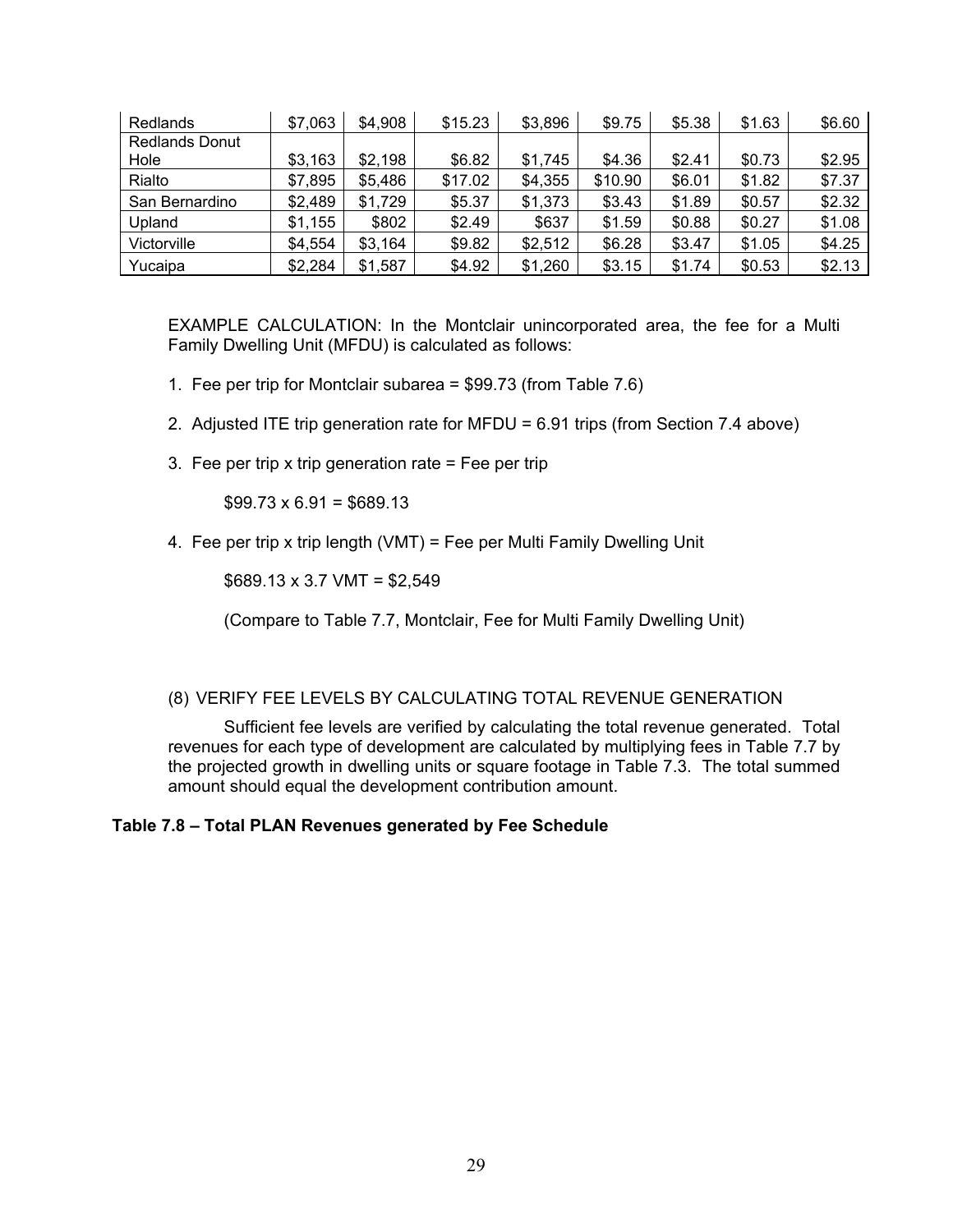| | | | | | | | | |
|---|---|---|---|---|---|---|---|---|
| Redlands | $7,063 | $4,908 | $15.23 | $3,896 | $9.75 | $5.38 | $1.63 | $6.60 |
| Redlands Donut Hole | $3,163 | $2,198 | $6.82 | $1,745 | $4.36 | $2.41 | $0.73 | $2.95 |
| Rialto | $7,895 | $5,486 | $17.02 | $4,355 | $10.90 | $6.01 | $1.82 | $7.37 |
| San Bernardino | $2,489 | $1,729 | $5.37 | $1,373 | $3.43 | $1.89 | $0.57 | $2.32 |
| Upland | $1,155 | $802 | $2.49 | $637 | $1.59 | $0.88 | $0.27 | $1.08 |
| Victorville | $4,554 | $3,164 | $9.82 | $2,512 | $6.28 | $3.47 | $1.05 | $4.25 |
| Yucaipa | $2,284 | $1,587 | $4.92 | $1,260 | $3.15 | $1.74 | $0.53 | $2.13 |

EXAMPLE CALCULATION: In the Montclair unincorporated area, the fee for a Multi Family Dwelling Unit (MFDU) is calculated as follows:

1. Fee per trip for Montclair subarea = $99.73 (from Table 7.6)

2. Adjusted ITE trip generation rate for MFDU = 6.91 trips (from Section 7.4 above)

3. Fee per trip x trip generation rate = Fee per trip

   $99.73 x 6.91 = $689.13

4. Fee per trip x trip length (VMT) = Fee per Multi Family Dwelling Unit

   $689.13 x 3.7 VMT = $2,549

   (Compare to Table 7.7, Montclair, Fee for Multi Family Dwelling Unit)

(8) VERIFY FEE LEVELS BY CALCULATING TOTAL REVENUE GENERATION

Sufficient fee levels are verified by calculating the total revenue generated. Total revenues for each type of development are calculated by multiplying fees in Table 7.7 by the projected growth in dwelling units or square footage in Table 7.3. The total summed amount should equal the development contribution amount.

**Table 7.8 – Total PLAN Revenues generated by Fee Schedule**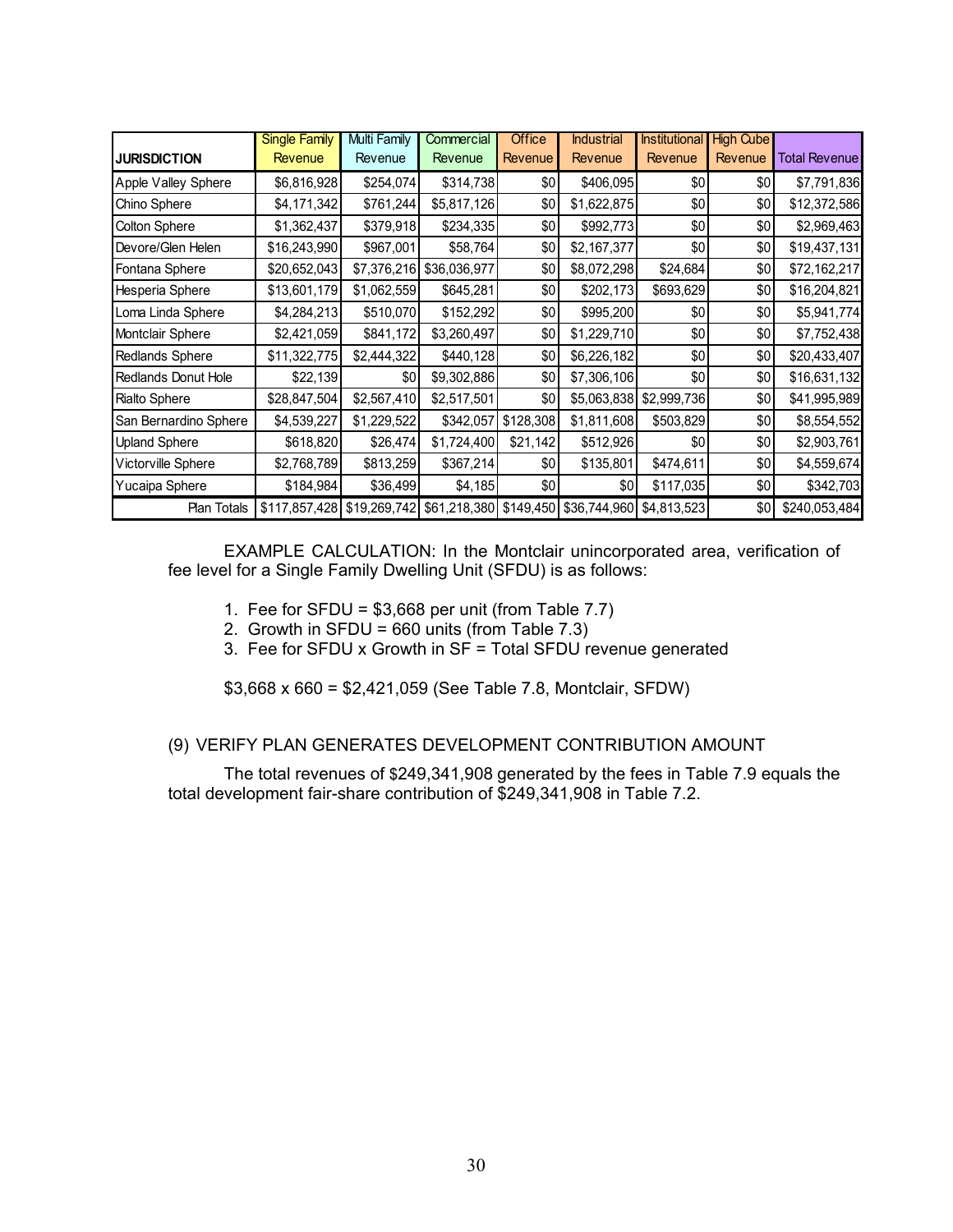| JURISDICTION | Single Family Revenue | Multi Family Revenue | Commercial Revenue | Office Revenue | Industrial Revenue | Institutional Revenue | High Cube Revenue | Total Revenue |
|---|---|---|---|---|---|---|---|---|
| Apple Valley Sphere | $6,816,928 | $254,074 | $314,738 | $0 | $406,095 | $0 | $0 | $7,791,836 |
| Chino Sphere | $4,171,342 | $761,244 | $5,817,126 | $0 | $1,622,875 | $0 | $0 | $12,372,586 |
| Colton Sphere | $1,362,437 | $379,918 | $234,335 | $0 | $992,773 | $0 | $0 | $2,969,463 |
| Devore/Glen Helen | $16,243,990 | $967,001 | $58,764 | $0 | $2,167,377 | $0 | $0 | $19,437,131 |
| Fontana Sphere | $20,652,043 | $7,376,216 | $36,036,977 | $0 | $8,072,298 | $24,684 | $0 | $72,162,217 |
| Hesperia Sphere | $13,601,179 | $1,062,559 | $645,281 | $0 | $202,173 | $693,629 | $0 | $16,204,821 |
| Loma Linda Sphere | $4,284,213 | $510,070 | $152,292 | $0 | $995,200 | $0 | $0 | $5,941,774 |
| Montclair Sphere | $2,421,059 | $841,172 | $3,260,497 | $0 | $1,229,710 | $0 | $0 | $7,752,438 |
| Redlands Sphere | $11,322,775 | $2,444,322 | $440,128 | $0 | $6,226,182 | $0 | $0 | $20,433,407 |
| Redlands Donut Hole | $22,139 | $0 | $9,302,886 | $0 | $7,306,106 | $0 | $0 | $16,631,132 |
| Rialto Sphere | $28,847,504 | $2,567,410 | $2,517,501 | $0 | $5,063,838 | $2,999,736 | $0 | $41,995,989 |
| San Bernardino Sphere | $4,539,227 | $1,229,522 | $342,057 | $128,308 | $1,811,608 | $503,829 | $0 | $8,554,552 |
| Upland Sphere | $618,820 | $26,474 | $1,724,400 | $21,142 | $512,926 | $0 | $0 | $2,903,761 |
| Victorville Sphere | $2,768,789 | $813,259 | $367,214 | $0 | $135,801 | $474,611 | $0 | $4,559,674 |
| Yucaipa Sphere | $184,984 | $36,499 | $4,185 | $0 | $0 | $117,035 | $0 | $342,703 |
| Plan Totals | $117,857,428 | $19,269,742 | $61,218,380 | $149,450 | $36,744,960 | $4,813,523 | $0 | $240,053,484 |

EXAMPLE CALCULATION: In the Montclair unincorporated area, verification of fee level for a Single Family Dwelling Unit (SFDU) is as follows:

1. Fee for SFDU = $3,668 per unit (from Table 7.7)
2. Growth in SFDU = 660 units (from Table 7.3)
3. Fee for SFDU x Growth in SF = Total SFDU revenue generated

$3,668 x 660 = $2,421,059 (See Table 7.8, Montclair, SFDW)

(9) VERIFY PLAN GENERATES DEVELOPMENT CONTRIBUTION AMOUNT

The total revenues of $249,341,908 generated by the fees in Table 7.9 equals the total development fair-share contribution of $249,341,908 in Table 7.2.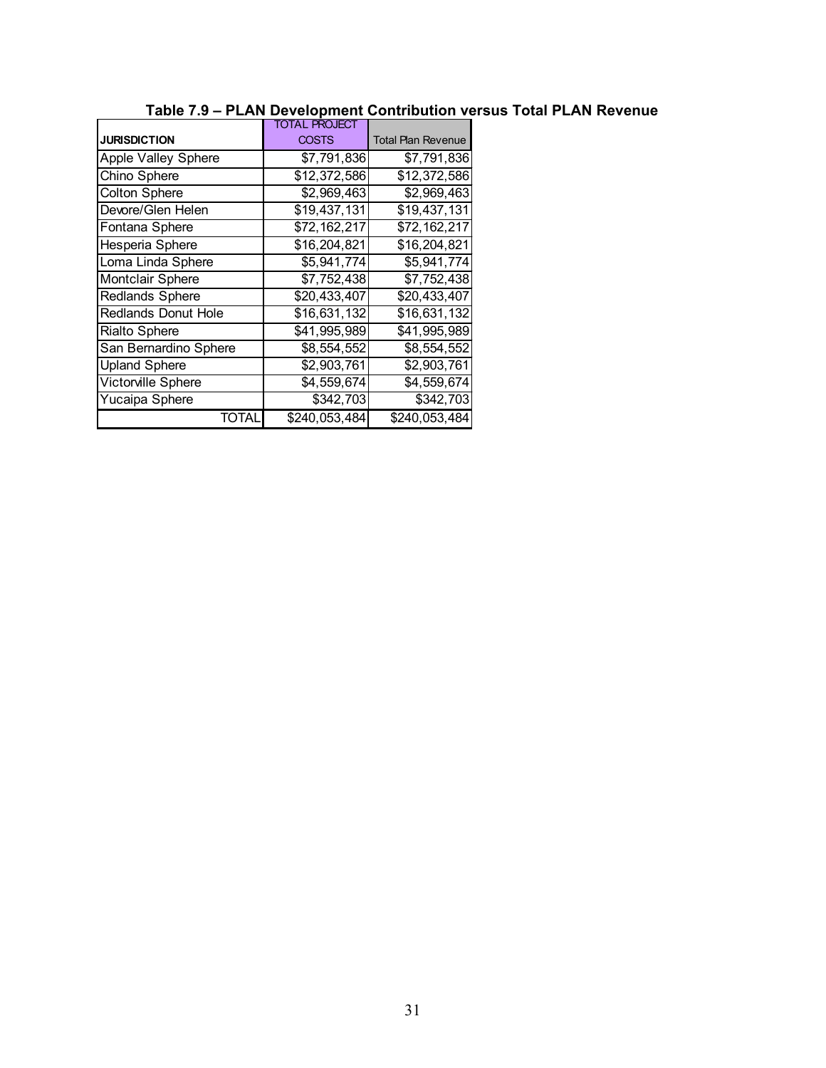**Table 7.9 – PLAN Development Contribution versus Total PLAN Revenue**

| JURISDICTION | TOTAL PROJECT COSTS | Total Plan Revenue |
|---|---|---|
| Apple Valley Sphere | $7,791,836 | $7,791,836 |
| Chino Sphere | $12,372,586 | $12,372,586 |
| Colton Sphere | $2,969,463 | $2,969,463 |
| Devore/Glen Helen | $19,437,131 | $19,437,131 |
| Fontana Sphere | $72,162,217 | $72,162,217 |
| Hesperia Sphere | $16,204,821 | $16,204,821 |
| Loma Linda Sphere | $5,941,774 | $5,941,774 |
| Montclair Sphere | $7,752,438 | $7,752,438 |
| Redlands Sphere | $20,433,407 | $20,433,407 |
| Redlands Donut Hole | $16,631,132 | $16,631,132 |
| Rialto Sphere | $41,995,989 | $41,995,989 |
| San Bernardino Sphere | $8,554,552 | $8,554,552 |
| Upland Sphere | $2,903,761 | $2,903,761 |
| Victorville Sphere | $4,559,674 | $4,559,674 |
| Yucaipa Sphere | $342,703 | $342,703 |
| TOTAL | $240,053,484 | $240,053,484 |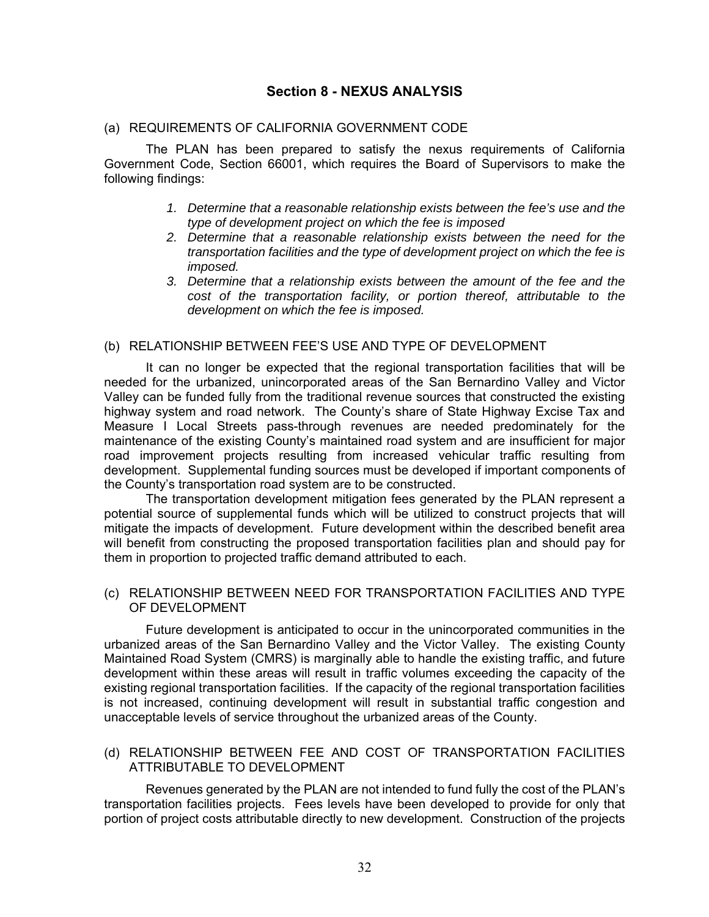## Section 8 - NEXUS ANALYSIS

(a) REQUIREMENTS OF CALIFORNIA GOVERNMENT CODE

The PLAN has been prepared to satisfy the nexus requirements of California Government Code, Section 66001, which requires the Board of Supervisors to make the following findings:

1. *Determine that a reasonable relationship exists between the fee's use and the type of development project on which the fee is imposed*
2. *Determine that a reasonable relationship exists between the need for the transportation facilities and the type of development project on which the fee is imposed.*
3. *Determine that a relationship exists between the amount of the fee and the cost of the transportation facility, or portion thereof, attributable to the development on which the fee is imposed.*

(b) RELATIONSHIP BETWEEN FEE'S USE AND TYPE OF DEVELOPMENT

It can no longer be expected that the regional transportation facilities that will be needed for the urbanized, unincorporated areas of the San Bernardino Valley and Victor Valley can be funded fully from the traditional revenue sources that constructed the existing highway system and road network. The County's share of State Highway Excise Tax and Measure I Local Streets pass-through revenues are needed predominately for the maintenance of the existing County's maintained road system and are insufficient for major road improvement projects resulting from increased vehicular traffic resulting from development. Supplemental funding sources must be developed if important components of the County's transportation road system are to be constructed.

The transportation development mitigation fees generated by the PLAN represent a potential source of supplemental funds which will be utilized to construct projects that will mitigate the impacts of development. Future development within the described benefit area will benefit from constructing the proposed transportation facilities plan and should pay for them in proportion to projected traffic demand attributed to each.

(c) RELATIONSHIP BETWEEN NEED FOR TRANSPORTATION FACILITIES AND TYPE OF DEVELOPMENT

Future development is anticipated to occur in the unincorporated communities in the urbanized areas of the San Bernardino Valley and the Victor Valley. The existing County Maintained Road System (CMRS) is marginally able to handle the existing traffic, and future development within these areas will result in traffic volumes exceeding the capacity of the existing regional transportation facilities. If the capacity of the regional transportation facilities is not increased, continuing development will result in substantial traffic congestion and unacceptable levels of service throughout the urbanized areas of the County.

(d) RELATIONSHIP BETWEEN FEE AND COST OF TRANSPORTATION FACILITIES ATTRIBUTABLE TO DEVELOPMENT

Revenues generated by the PLAN are not intended to fund fully the cost of the PLAN's transportation facilities projects. Fees levels have been developed to provide for only that portion of project costs attributable directly to new development. Construction of the projects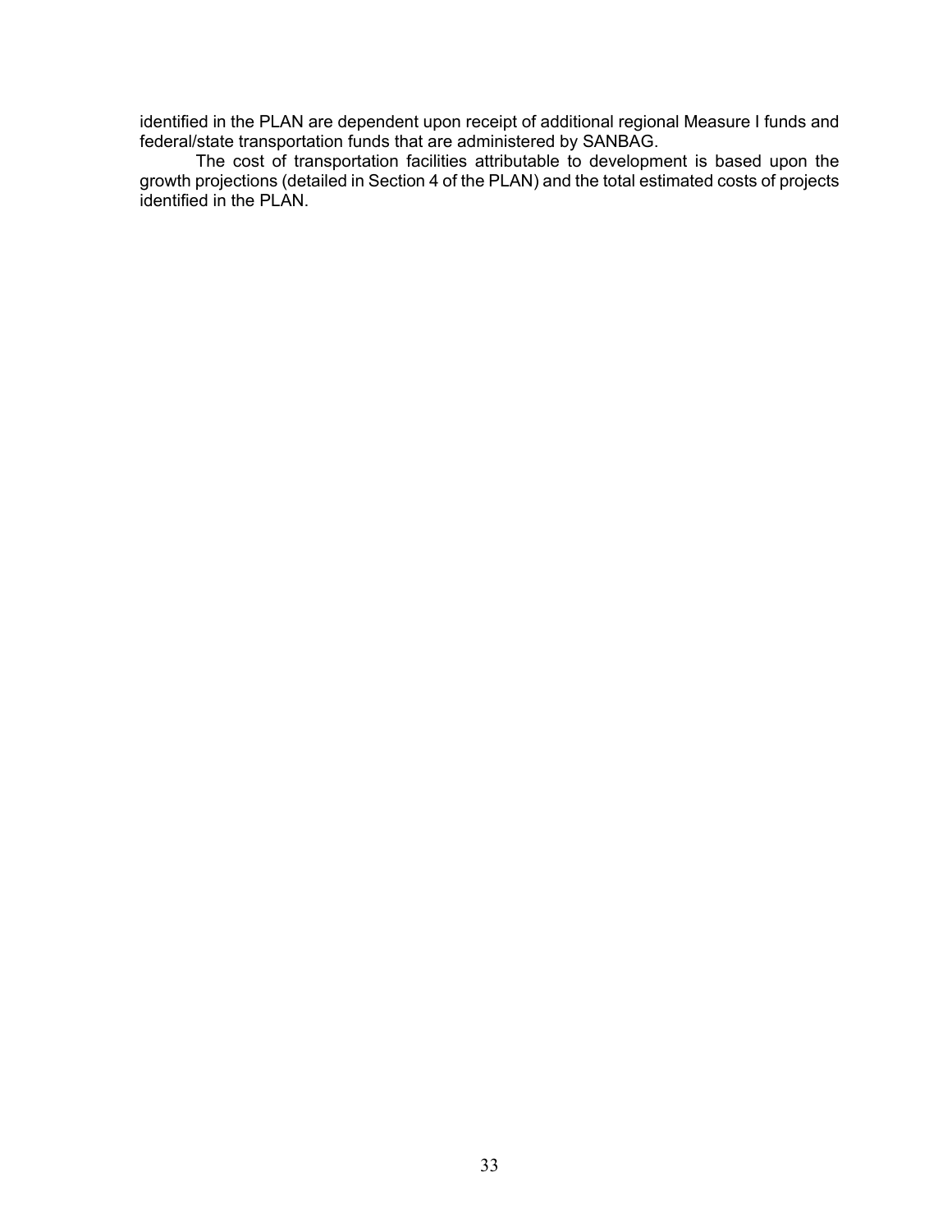identified in the PLAN are dependent upon receipt of additional regional Measure I funds and federal/state transportation funds that are administered by SANBAG.

The cost of transportation facilities attributable to development is based upon the growth projections (detailed in Section 4 of the PLAN) and the total estimated costs of projects identified in the PLAN.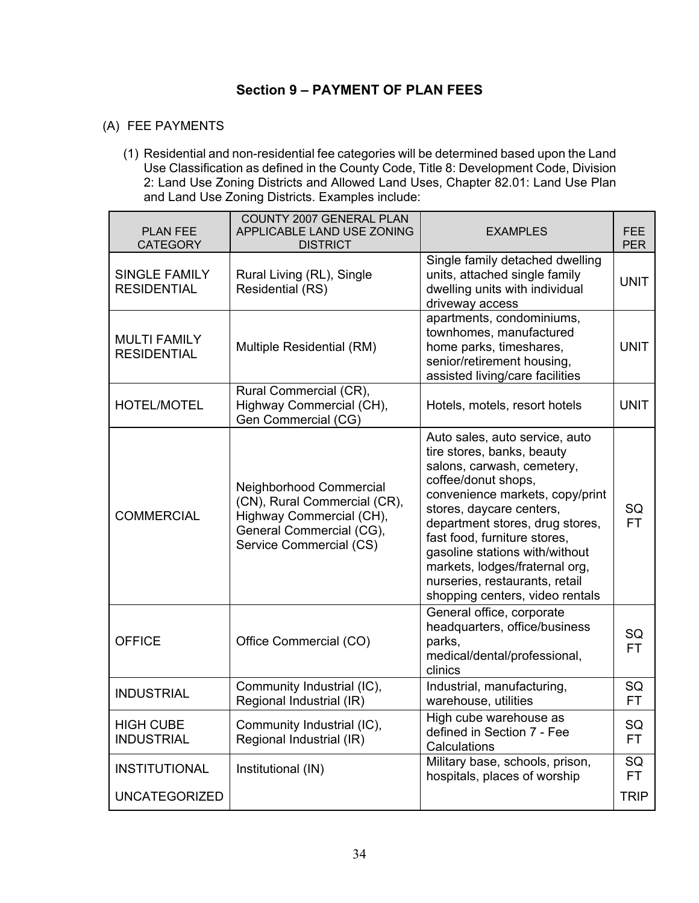## Section 9 – PAYMENT OF PLAN FEES

(A) FEE PAYMENTS

(1) Residential and non-residential fee categories will be determined based upon the Land Use Classification as defined in the County Code, Title 8: Development Code, Division 2: Land Use Zoning Districts and Allowed Land Uses, Chapter 82.01: Land Use Plan and Land Use Zoning Districts. Examples include:

| PLAN FEE CATEGORY | COUNTY 2007 GENERAL PLAN APPLICABLE LAND USE ZONING DISTRICT | EXAMPLES | FEE PER |
|---|---|---|---|
| SINGLE FAMILY RESIDENTIAL | Rural Living (RL), Single Residential (RS) | Single family detached dwelling units, attached single family dwelling units with individual driveway access | UNIT |
| MULTI FAMILY RESIDENTIAL | Multiple Residential (RM) | apartments, condominiums, townhomes, manufactured home parks, timeshares, senior/retirement housing, assisted living/care facilities | UNIT |
| HOTEL/MOTEL | Rural Commercial (CR), Highway Commercial (CH), Gen Commercial (CG) | Hotels, motels, resort hotels | UNIT |
| COMMERCIAL | Neighborhood Commercial (CN), Rural Commercial (CR), Highway Commercial (CH), General Commercial (CG), Service Commercial (CS) | Auto sales, auto service, auto tire stores, banks, beauty salons, carwash, cemetery, coffee/donut shops, convenience markets, copy/print stores, daycare centers, department stores, drug stores, fast food, furniture stores, gasoline stations with/without markets, lodges/fraternal org, nurseries, restaurants, retail shopping centers, video rentals | SQ FT |
| OFFICE | Office Commercial (CO) | General office, corporate headquarters, office/business parks, medical/dental/professional, clinics | SQ FT |
| INDUSTRIAL | Community Industrial (IC), Regional Industrial (IR) | Industrial, manufacturing, warehouse, utilities | SQ FT |
| HIGH CUBE INDUSTRIAL | Community Industrial (IC), Regional Industrial (IR) | High cube warehouse as defined in Section 7 - Fee Calculations | SQ FT |
| INSTITUTIONAL | Institutional (IN) | Military base, schools, prison, hospitals, places of worship | SQ FT |
| UNCATEGORIZED | | | TRIP |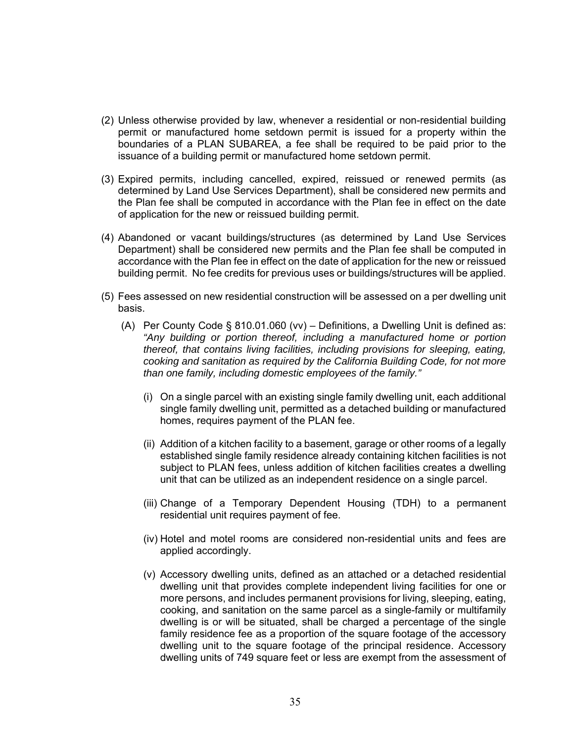(2) Unless otherwise provided by law, whenever a residential or non-residential building permit or manufactured home setdown permit is issued for a property within the boundaries of a PLAN SUBAREA, a fee shall be required to be paid prior to the issuance of a building permit or manufactured home setdown permit.

(3) Expired permits, including cancelled, expired, reissued or renewed permits (as determined by Land Use Services Department), shall be considered new permits and the Plan fee shall be computed in accordance with the Plan fee in effect on the date of application for the new or reissued building permit.

(4) Abandoned or vacant buildings/structures (as determined by Land Use Services Department) shall be considered new permits and the Plan fee shall be computed in accordance with the Plan fee in effect on the date of application for the new or reissued building permit. No fee credits for previous uses or buildings/structures will be applied.

(5) Fees assessed on new residential construction will be assessed on a per dwelling unit basis.

   (A) Per County Code § 810.01.060 (vv) – Definitions, a Dwelling Unit is defined as: *"Any building or portion thereof, including a manufactured home or portion thereof, that contains living facilities, including provisions for sleeping, eating, cooking and sanitation as required by the California Building Code, for not more than one family, including domestic employees of the family."*

      (i) On a single parcel with an existing single family dwelling unit, each additional single family dwelling unit, permitted as a detached building or manufactured homes, requires payment of the PLAN fee.

      (ii) Addition of a kitchen facility to a basement, garage or other rooms of a legally established single family residence already containing kitchen facilities is not subject to PLAN fees, unless addition of kitchen facilities creates a dwelling unit that can be utilized as an independent residence on a single parcel.

      (iii) Change of a Temporary Dependent Housing (TDH) to a permanent residential unit requires payment of fee.

      (iv) Hotel and motel rooms are considered non-residential units and fees are applied accordingly.

      (v) Accessory dwelling units, defined as an attached or a detached residential dwelling unit that provides complete independent living facilities for one or more persons, and includes permanent provisions for living, sleeping, eating, cooking, and sanitation on the same parcel as a single-family or multifamily dwelling is or will be situated, shall be charged a percentage of the single family residence fee as a proportion of the square footage of the accessory dwelling unit to the square footage of the principal residence. Accessory dwelling units of 749 square feet or less are exempt from the assessment of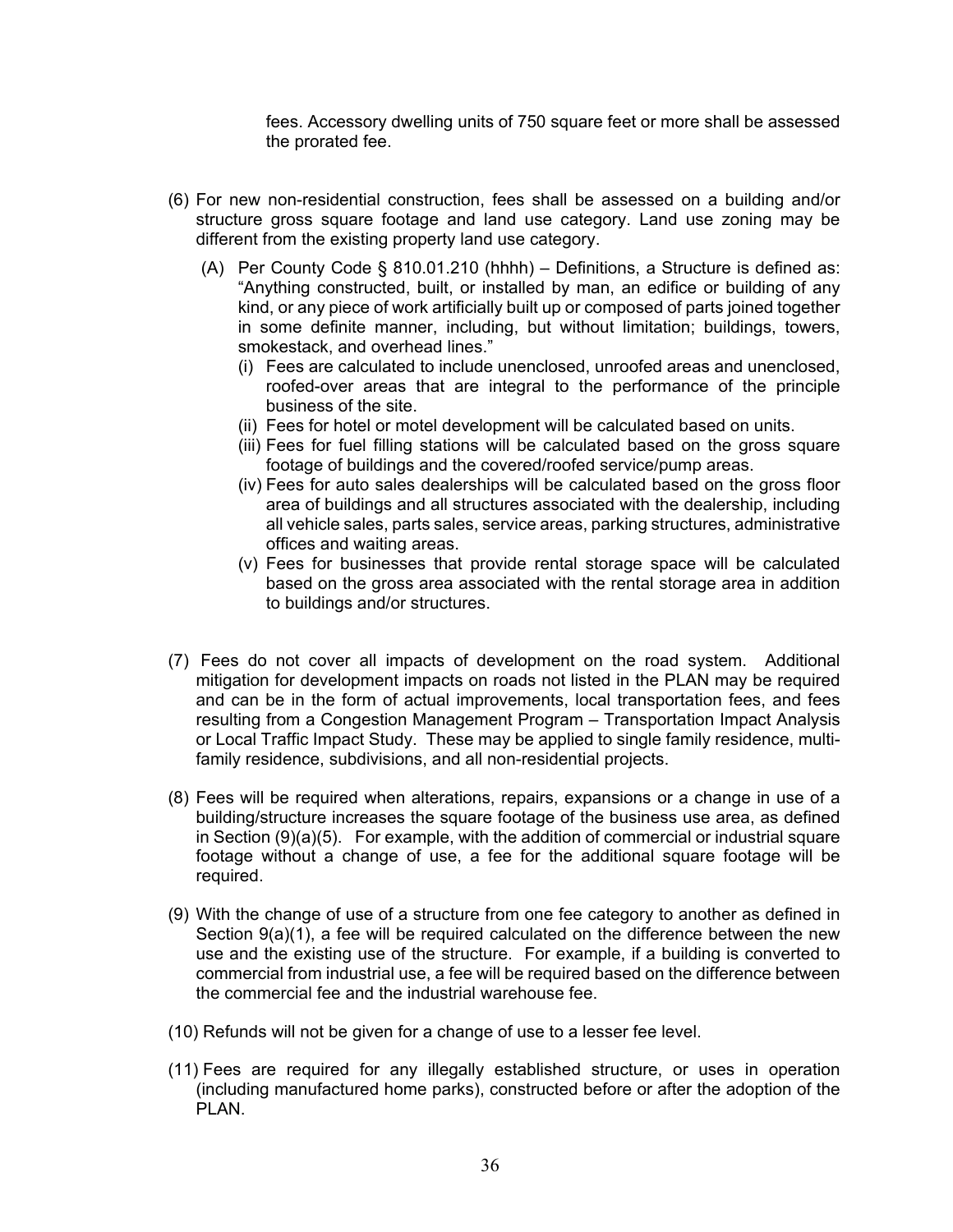fees. Accessory dwelling units of 750 square feet or more shall be assessed the prorated fee.

(6) For new non-residential construction, fees shall be assessed on a building and/or structure gross square footage and land use category. Land use zoning may be different from the existing property land use category.

   (A) Per County Code § 810.01.210 (hhhh) – Definitions, a Structure is defined as: "Anything constructed, built, or installed by man, an edifice or building of any kind, or any piece of work artificially built up or composed of parts joined together in some definite manner, including, but without limitation; buildings, towers, smokestack, and overhead lines."

      (i) Fees are calculated to include unenclosed, unroofed areas and unenclosed, roofed-over areas that are integral to the performance of the principle business of the site.

      (ii) Fees for hotel or motel development will be calculated based on units.

      (iii) Fees for fuel filling stations will be calculated based on the gross square footage of buildings and the covered/roofed service/pump areas.

      (iv) Fees for auto sales dealerships will be calculated based on the gross floor area of buildings and all structures associated with the dealership, including all vehicle sales, parts sales, service areas, parking structures, administrative offices and waiting areas.

      (v) Fees for businesses that provide rental storage space will be calculated based on the gross area associated with the rental storage area in addition to buildings and/or structures.

(7) Fees do not cover all impacts of development on the road system. Additional mitigation for development impacts on roads not listed in the PLAN may be required and can be in the form of actual improvements, local transportation fees, and fees resulting from a Congestion Management Program – Transportation Impact Analysis or Local Traffic Impact Study. These may be applied to single family residence, multi-family residence, subdivisions, and all non-residential projects.

(8) Fees will be required when alterations, repairs, expansions or a change in use of a building/structure increases the square footage of the business use area, as defined in Section (9)(a)(5). For example, with the addition of commercial or industrial square footage without a change of use, a fee for the additional square footage will be required.

(9) With the change of use of a structure from one fee category to another as defined in Section 9(a)(1), a fee will be required calculated on the difference between the new use and the existing use of the structure. For example, if a building is converted to commercial from industrial use, a fee will be required based on the difference between the commercial fee and the industrial warehouse fee.

(10) Refunds will not be given for a change of use to a lesser fee level.

(11) Fees are required for any illegally established structure, or uses in operation (including manufactured home parks), constructed before or after the adoption of the PLAN.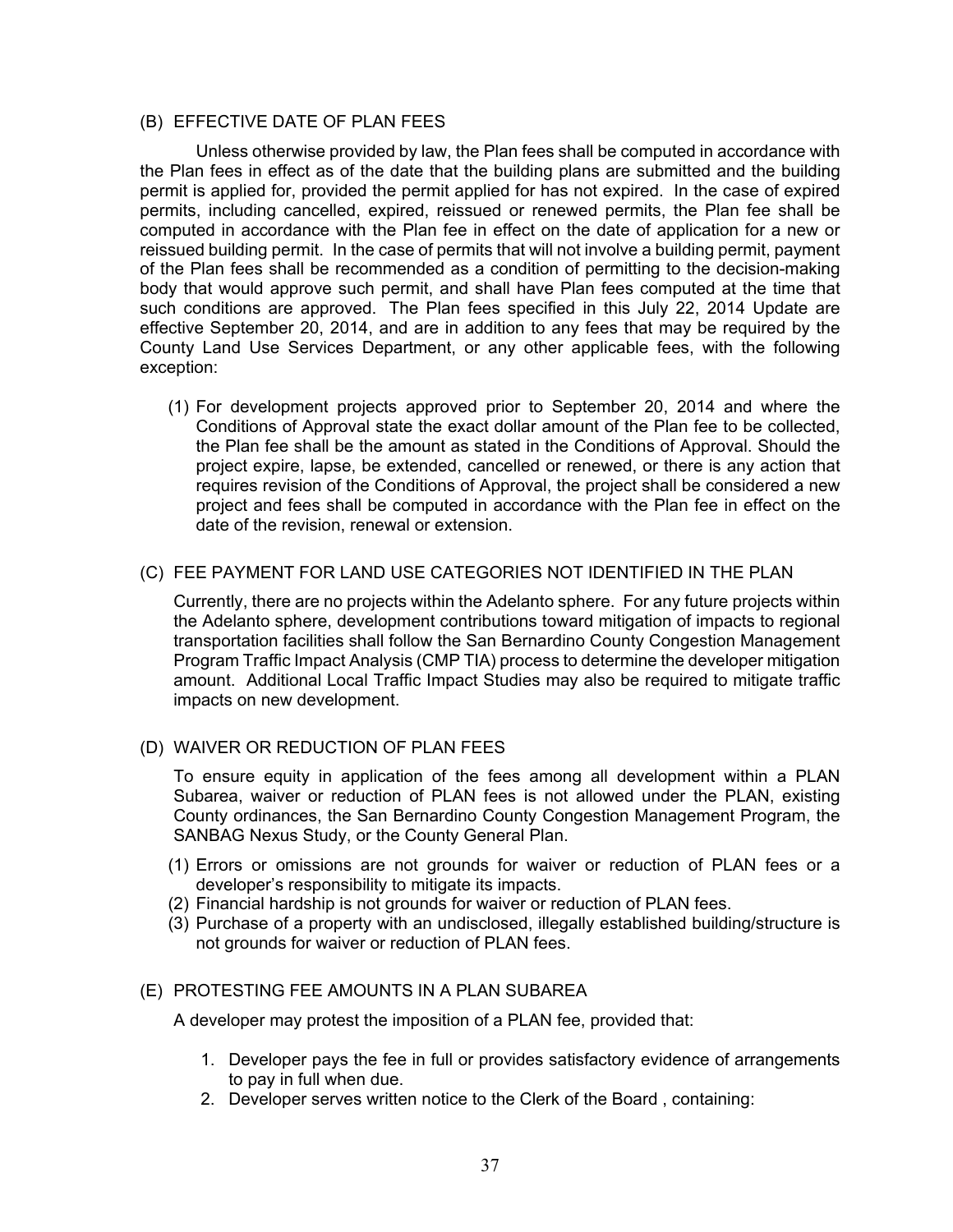### (B) EFFECTIVE DATE OF PLAN FEES

Unless otherwise provided by law, the Plan fees shall be computed in accordance with the Plan fees in effect as of the date that the building plans are submitted and the building permit is applied for, provided the permit applied for has not expired. In the case of expired permits, including cancelled, expired, reissued or renewed permits, the Plan fee shall be computed in accordance with the Plan fee in effect on the date of application for a new or reissued building permit. In the case of permits that will not involve a building permit, payment of the Plan fees shall be recommended as a condition of permitting to the decision-making body that would approve such permit, and shall have Plan fees computed at the time that such conditions are approved. The Plan fees specified in this July 22, 2014 Update are effective September 20, 2014, and are in addition to any fees that may be required by the County Land Use Services Department, or any other applicable fees, with the following exception:

(1) For development projects approved prior to September 20, 2014 and where the Conditions of Approval state the exact dollar amount of the Plan fee to be collected, the Plan fee shall be the amount as stated in the Conditions of Approval. Should the project expire, lapse, be extended, cancelled or renewed, or there is any action that requires revision of the Conditions of Approval, the project shall be considered a new project and fees shall be computed in accordance with the Plan fee in effect on the date of the revision, renewal or extension.

### (C) FEE PAYMENT FOR LAND USE CATEGORIES NOT IDENTIFIED IN THE PLAN

Currently, there are no projects within the Adelanto sphere. For any future projects within the Adelanto sphere, development contributions toward mitigation of impacts to regional transportation facilities shall follow the San Bernardino County Congestion Management Program Traffic Impact Analysis (CMP TIA) process to determine the developer mitigation amount. Additional Local Traffic Impact Studies may also be required to mitigate traffic impacts on new development.

### (D) WAIVER OR REDUCTION OF PLAN FEES

To ensure equity in application of the fees among all development within a PLAN Subarea, waiver or reduction of PLAN fees is not allowed under the PLAN, existing County ordinances, the San Bernardino County Congestion Management Program, the SANBAG Nexus Study, or the County General Plan.

(1) Errors or omissions are not grounds for waiver or reduction of PLAN fees or a developer's responsibility to mitigate its impacts.
(2) Financial hardship is not grounds for waiver or reduction of PLAN fees.
(3) Purchase of a property with an undisclosed, illegally established building/structure is not grounds for waiver or reduction of PLAN fees.

### (E) PROTESTING FEE AMOUNTS IN A PLAN SUBAREA

A developer may protest the imposition of a PLAN fee, provided that:

1. Developer pays the fee in full or provides satisfactory evidence of arrangements to pay in full when due.
2. Developer serves written notice to the Clerk of the Board , containing: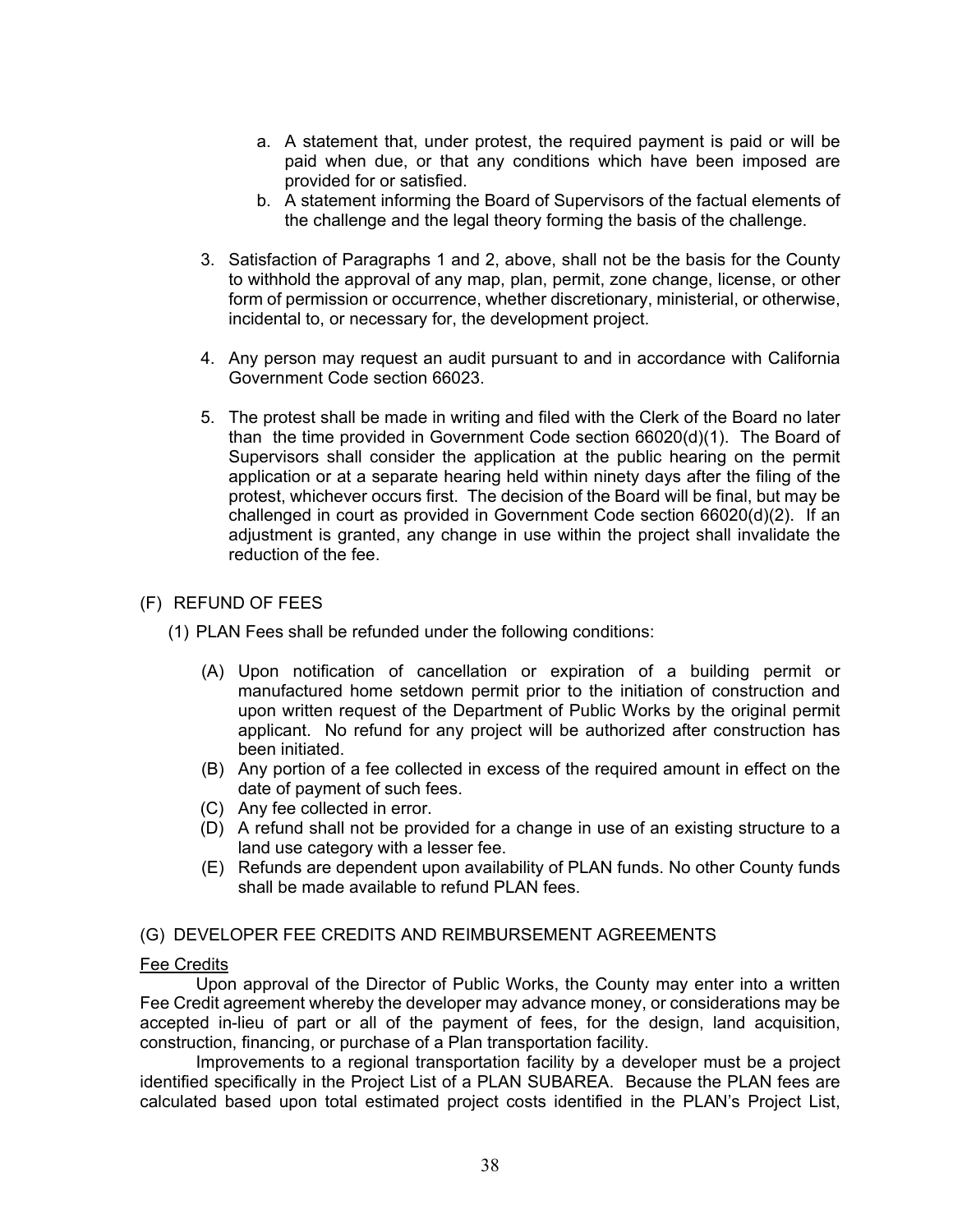a. A statement that, under protest, the required payment is paid or will be paid when due, or that any conditions which have been imposed are provided for or satisfied.
b. A statement informing the Board of Supervisors of the factual elements of the challenge and the legal theory forming the basis of the challenge.

3. Satisfaction of Paragraphs 1 and 2, above, shall not be the basis for the County to withhold the approval of any map, plan, permit, zone change, license, or other form of permission or occurrence, whether discretionary, ministerial, or otherwise, incidental to, or necessary for, the development project.

4. Any person may request an audit pursuant to and in accordance with California Government Code section 66023.

5. The protest shall be made in writing and filed with the Clerk of the Board no later than the time provided in Government Code section 66020(d)(1). The Board of Supervisors shall consider the application at the public hearing on the permit application or at a separate hearing held within ninety days after the filing of the protest, whichever occurs first. The decision of the Board will be final, but may be challenged in court as provided in Government Code section 66020(d)(2). If an adjustment is granted, any change in use within the project shall invalidate the reduction of the fee.

## (F) REFUND OF FEES

(1) PLAN Fees shall be refunded under the following conditions:

(A) Upon notification of cancellation or expiration of a building permit or manufactured home setdown permit prior to the initiation of construction and upon written request of the Department of Public Works by the original permit applicant. No refund for any project will be authorized after construction has been initiated.
(B) Any portion of a fee collected in excess of the required amount in effect on the date of payment of such fees.
(C) Any fee collected in error.
(D) A refund shall not be provided for a change in use of an existing structure to a land use category with a lesser fee.
(E) Refunds are dependent upon availability of PLAN funds. No other County funds shall be made available to refund PLAN fees.

## (G) DEVELOPER FEE CREDITS AND REIMBURSEMENT AGREEMENTS

<u>Fee Credits</u>

Upon approval of the Director of Public Works, the County may enter into a written Fee Credit agreement whereby the developer may advance money, or considerations may be accepted in-lieu of part or all of the payment of fees, for the design, land acquisition, construction, financing, or purchase of a Plan transportation facility.

Improvements to a regional transportation facility by a developer must be a project identified specifically in the Project List of a PLAN SUBAREA. Because the PLAN fees are calculated based upon total estimated project costs identified in the PLAN's Project List,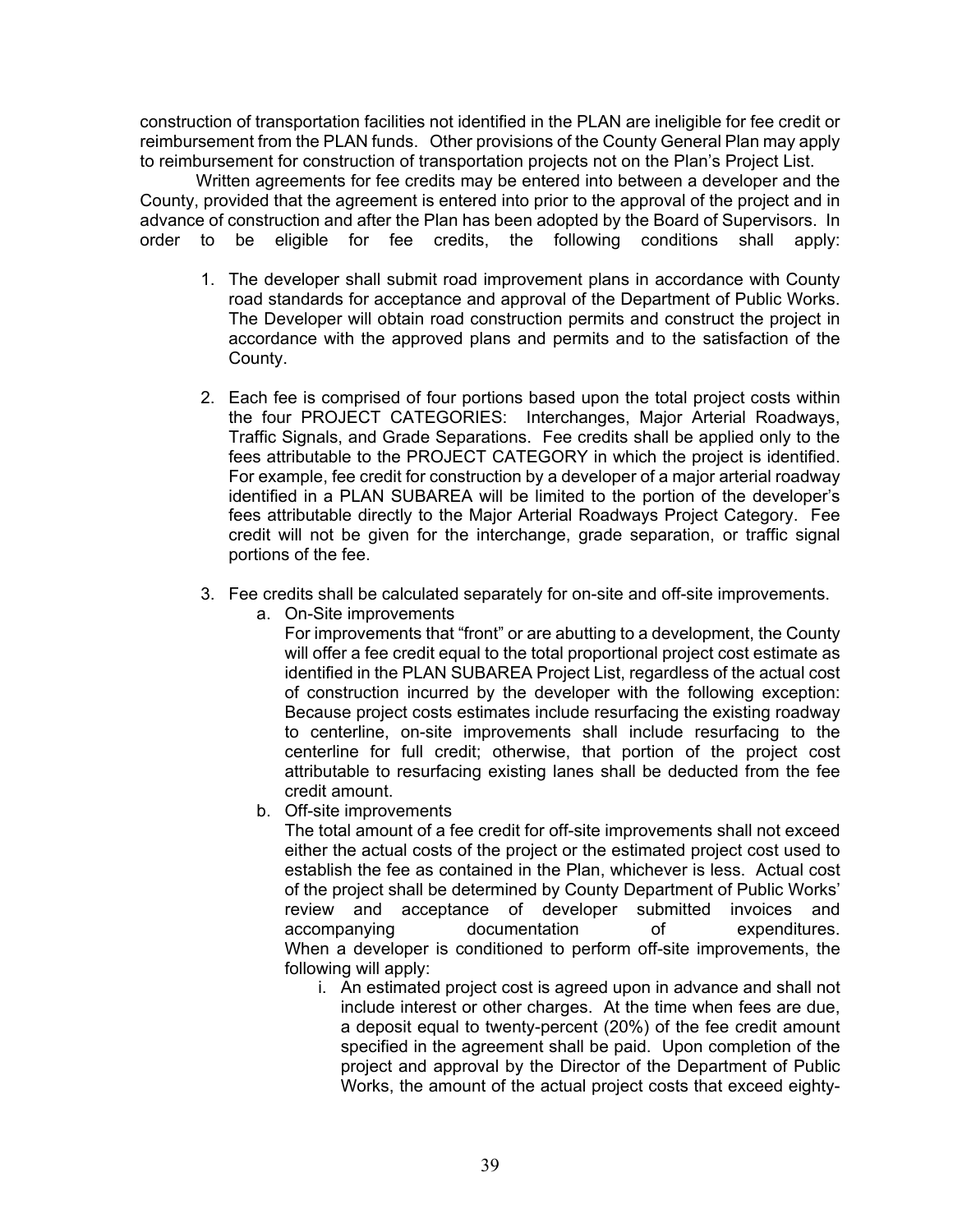construction of transportation facilities not identified in the PLAN are ineligible for fee credit or reimbursement from the PLAN funds. Other provisions of the County General Plan may apply to reimbursement for construction of transportation projects not on the Plan's Project List.

Written agreements for fee credits may be entered into between a developer and the County, provided that the agreement is entered into prior to the approval of the project and in advance of construction and after the Plan has been adopted by the Board of Supervisors. In order to be eligible for fee credits, the following conditions shall apply:

1. The developer shall submit road improvement plans in accordance with County road standards for acceptance and approval of the Department of Public Works. The Developer will obtain road construction permits and construct the project in accordance with the approved plans and permits and to the satisfaction of the County.

2. Each fee is comprised of four portions based upon the total project costs within the four PROJECT CATEGORIES: Interchanges, Major Arterial Roadways, Traffic Signals, and Grade Separations. Fee credits shall be applied only to the fees attributable to the PROJECT CATEGORY in which the project is identified. For example, fee credit for construction by a developer of a major arterial roadway identified in a PLAN SUBAREA will be limited to the portion of the developer's fees attributable directly to the Major Arterial Roadways Project Category. Fee credit will not be given for the interchange, grade separation, or traffic signal portions of the fee.

3. Fee credits shall be calculated separately for on-site and off-site improvements.
   a. On-Site improvements
      For improvements that "front" or are abutting to a development, the County will offer a fee credit equal to the total proportional project cost estimate as identified in the PLAN SUBAREA Project List, regardless of the actual cost of construction incurred by the developer with the following exception: Because project costs estimates include resurfacing the existing roadway to centerline, on-site improvements shall include resurfacing to the centerline for full credit; otherwise, that portion of the project cost attributable to resurfacing existing lanes shall be deducted from the fee credit amount.
   b. Off-site improvements
      The total amount of a fee credit for off-site improvements shall not exceed either the actual costs of the project or the estimated project cost used to establish the fee as contained in the Plan, whichever is less. Actual cost of the project shall be determined by County Department of Public Works' review and acceptance of developer submitted invoices and accompanying documentation of expenditures.
      When a developer is conditioned to perform off-site improvements, the following will apply:
      i. An estimated project cost is agreed upon in advance and shall not include interest or other charges. At the time when fees are due, a deposit equal to twenty-percent (20%) of the fee credit amount specified in the agreement shall be paid. Upon completion of the project and approval by the Director of the Department of Public Works, the amount of the actual project costs that exceed eighty-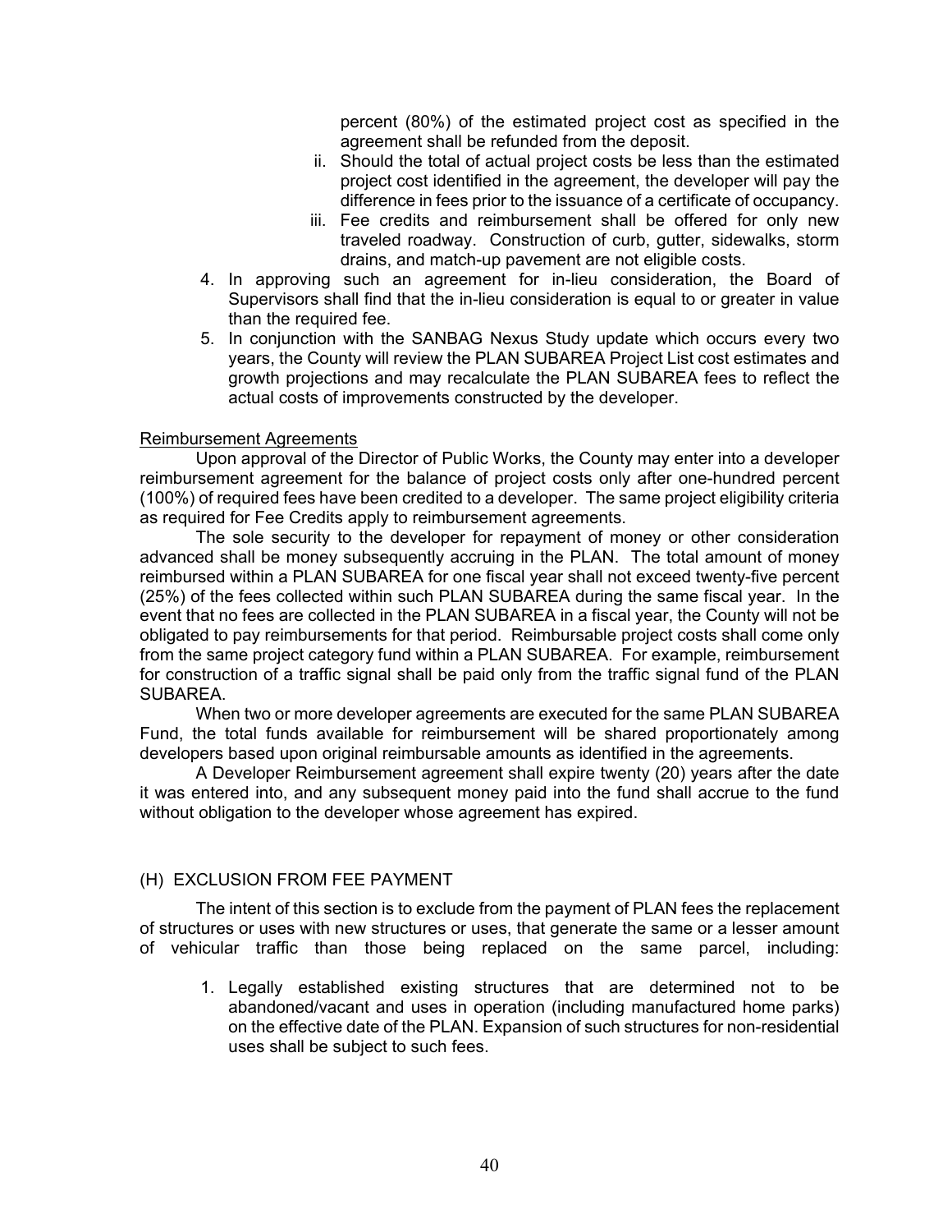percent (80%) of the estimated project cost as specified in the agreement shall be refunded from the deposit.

   ii. Should the total of actual project costs be less than the estimated project cost identified in the agreement, the developer will pay the difference in fees prior to the issuance of a certificate of occupancy.
   iii. Fee credits and reimbursement shall be offered for only new traveled roadway. Construction of curb, gutter, sidewalks, storm drains, and match-up pavement are not eligible costs.

4. In approving such an agreement for in-lieu consideration, the Board of Supervisors shall find that the in-lieu consideration is equal to or greater in value than the required fee.
5. In conjunction with the SANBAG Nexus Study update which occurs every two years, the County will review the PLAN SUBAREA Project List cost estimates and growth projections and may recalculate the PLAN SUBAREA fees to reflect the actual costs of improvements constructed by the developer.

Reimbursement Agreements

Upon approval of the Director of Public Works, the County may enter into a developer reimbursement agreement for the balance of project costs only after one-hundred percent (100%) of required fees have been credited to a developer. The same project eligibility criteria as required for Fee Credits apply to reimbursement agreements.

The sole security to the developer for repayment of money or other consideration advanced shall be money subsequently accruing in the PLAN. The total amount of money reimbursed within a PLAN SUBAREA for one fiscal year shall not exceed twenty-five percent (25%) of the fees collected within such PLAN SUBAREA during the same fiscal year. In the event that no fees are collected in the PLAN SUBAREA in a fiscal year, the County will not be obligated to pay reimbursements for that period. Reimbursable project costs shall come only from the same project category fund within a PLAN SUBAREA. For example, reimbursement for construction of a traffic signal shall be paid only from the traffic signal fund of the PLAN SUBAREA.

When two or more developer agreements are executed for the same PLAN SUBAREA Fund, the total funds available for reimbursement will be shared proportionately among developers based upon original reimbursable amounts as identified in the agreements.

A Developer Reimbursement agreement shall expire twenty (20) years after the date it was entered into, and any subsequent money paid into the fund shall accrue to the fund without obligation to the developer whose agreement has expired.

(H) EXCLUSION FROM FEE PAYMENT

The intent of this section is to exclude from the payment of PLAN fees the replacement of structures or uses with new structures or uses, that generate the same or a lesser amount of vehicular traffic than those being replaced on the same parcel, including:

1. Legally established existing structures that are determined not to be abandoned/vacant and uses in operation (including manufactured home parks) on the effective date of the PLAN. Expansion of such structures for non-residential uses shall be subject to such fees.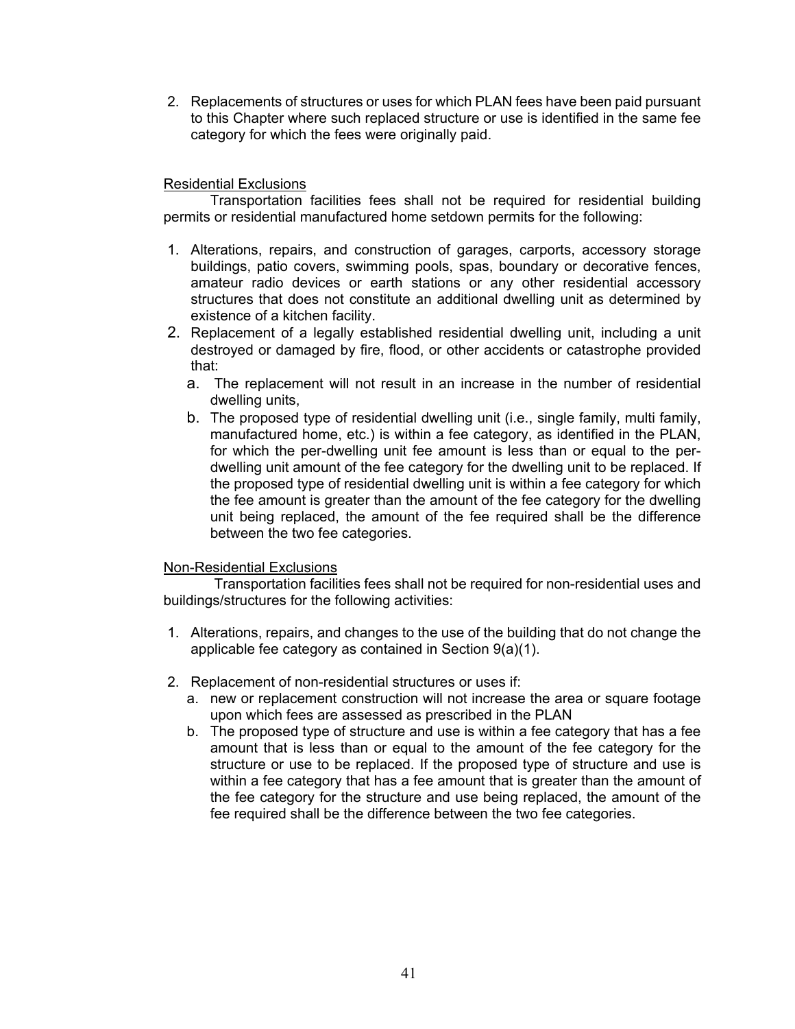2. Replacements of structures or uses for which PLAN fees have been paid pursuant to this Chapter where such replaced structure or use is identified in the same fee category for which the fees were originally paid.

<u>Residential Exclusions</u>

Transportation facilities fees shall not be required for residential building permits or residential manufactured home setdown permits for the following:

1. Alterations, repairs, and construction of garages, carports, accessory storage buildings, patio covers, swimming pools, spas, boundary or decorative fences, amateur radio devices or earth stations or any other residential accessory structures that does not constitute an additional dwelling unit as determined by existence of a kitchen facility.
2. Replacement of a legally established residential dwelling unit, including a unit destroyed or damaged by fire, flood, or other accidents or catastrophe provided that:
   a. The replacement will not result in an increase in the number of residential dwelling units,
   b. The proposed type of residential dwelling unit (i.e., single family, multi family, manufactured home, etc.) is within a fee category, as identified in the PLAN, for which the per-dwelling unit fee amount is less than or equal to the per-dwelling unit amount of the fee category for the dwelling unit to be replaced. If the proposed type of residential dwelling unit is within a fee category for which the fee amount is greater than the amount of the fee category for the dwelling unit being replaced, the amount of the fee required shall be the difference between the two fee categories.

<u>Non-Residential Exclusions</u>

Transportation facilities fees shall not be required for non-residential uses and buildings/structures for the following activities:

1. Alterations, repairs, and changes to the use of the building that do not change the applicable fee category as contained in Section 9(a)(1).

2. Replacement of non-residential structures or uses if:
   a. new or replacement construction will not increase the area or square footage upon which fees are assessed as prescribed in the PLAN
   b. The proposed type of structure and use is within a fee category that has a fee amount that is less than or equal to the amount of the fee category for the structure or use to be replaced. If the proposed type of structure and use is within a fee category that has a fee amount that is greater than the amount of the fee category for the structure and use being replaced, the amount of the fee required shall be the difference between the two fee categories.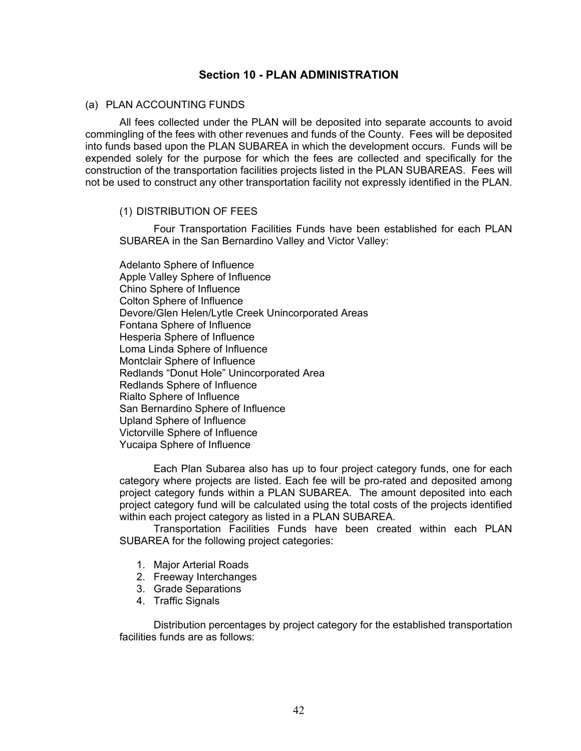## Section 10 - PLAN ADMINISTRATION

(a) PLAN ACCOUNTING FUNDS

All fees collected under the PLAN will be deposited into separate accounts to avoid commingling of the fees with other revenues and funds of the County. Fees will be deposited into funds based upon the PLAN SUBAREA in which the development occurs. Funds will be expended solely for the purpose for which the fees are collected and specifically for the construction of the transportation facilities projects listed in the PLAN SUBAREAS. Fees will not be used to construct any other transportation facility not expressly identified in the PLAN.

(1) DISTRIBUTION OF FEES

Four Transportation Facilities Funds have been established for each PLAN SUBAREA in the San Bernardino Valley and Victor Valley:

Adelanto Sphere of Influence
Apple Valley Sphere of Influence
Chino Sphere of Influence
Colton Sphere of Influence
Devore/Glen Helen/Lytle Creek Unincorporated Areas
Fontana Sphere of Influence
Hesperia Sphere of Influence
Loma Linda Sphere of Influence
Montclair Sphere of Influence
Redlands "Donut Hole" Unincorporated Area
Redlands Sphere of Influence
Rialto Sphere of Influence
San Bernardino Sphere of Influence
Upland Sphere of Influence
Victorville Sphere of Influence
Yucaipa Sphere of Influence

Each Plan Subarea also has up to four project category funds, one for each category where projects are listed. Each fee will be pro-rated and deposited among project category funds within a PLAN SUBAREA. The amount deposited into each project category fund will be calculated using the total costs of the projects identified within each project category as listed in a PLAN SUBAREA.

Transportation Facilities Funds have been created within each PLAN SUBAREA for the following project categories:

1. Major Arterial Roads
2. Freeway Interchanges
3. Grade Separations
4. Traffic Signals

Distribution percentages by project category for the established transportation facilities funds are as follows: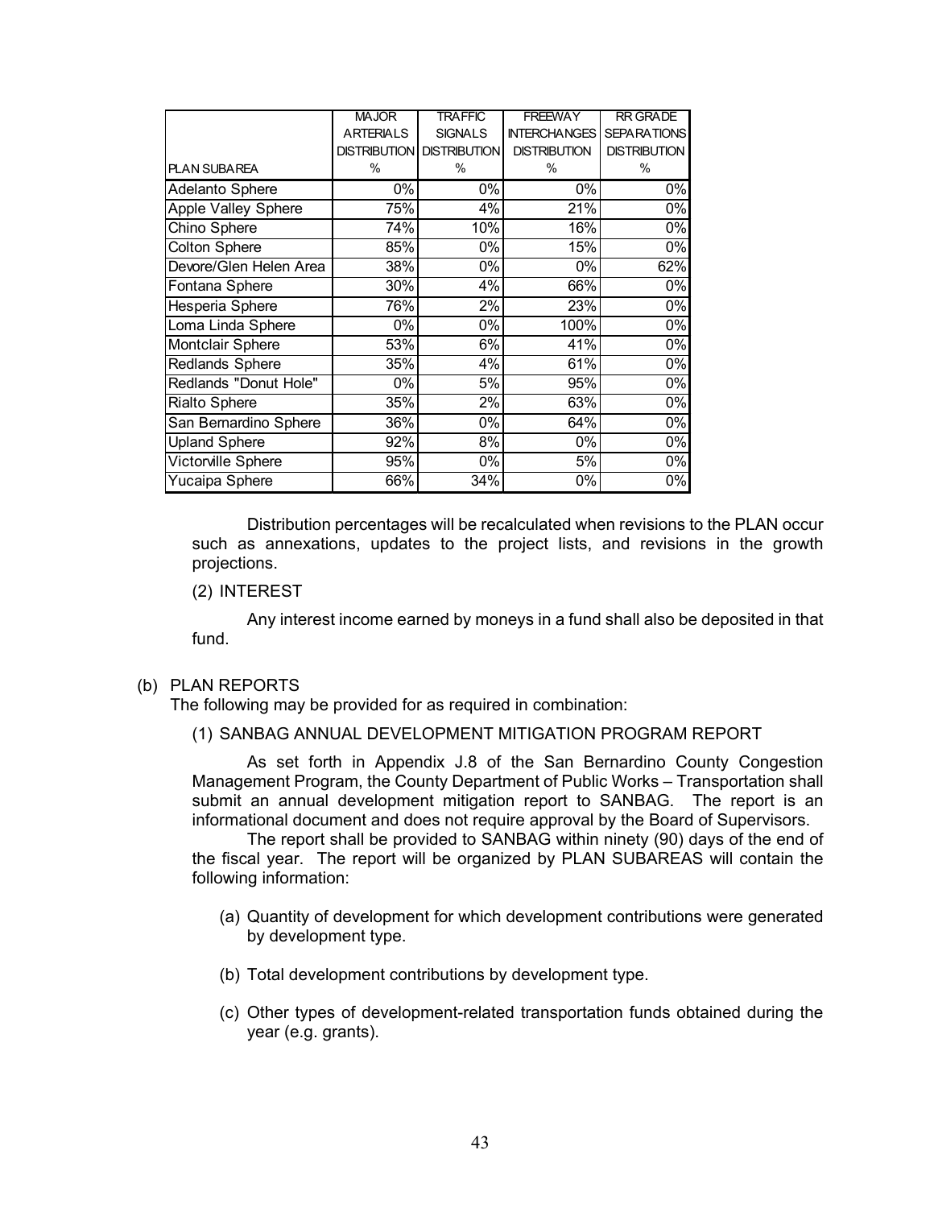| PLAN SUBAREA | MAJOR ARTERIALS DISTRIBUTION % | TRAFFIC SIGNALS DISTRIBUTION % | FREEWAY INTERCHANGES DISTRIBUTION % | RR GRADE SEPARATIONS DISTRIBUTION % |
|---|---|---|---|---|
| Adelanto Sphere | 0% | 0% | 0% | 0% |
| Apple Valley Sphere | 75% | 4% | 21% | 0% |
| Chino Sphere | 74% | 10% | 16% | 0% |
| Colton Sphere | 85% | 0% | 15% | 0% |
| Devore/Glen Helen Area | 38% | 0% | 0% | 62% |
| Fontana Sphere | 30% | 4% | 66% | 0% |
| Hesperia Sphere | 76% | 2% | 23% | 0% |
| Loma Linda Sphere | 0% | 0% | 100% | 0% |
| Montclair Sphere | 53% | 6% | 41% | 0% |
| Redlands Sphere | 35% | 4% | 61% | 0% |
| Redlands "Donut Hole" | 0% | 5% | 95% | 0% |
| Rialto Sphere | 35% | 2% | 63% | 0% |
| San Bernardino Sphere | 36% | 0% | 64% | 0% |
| Upland Sphere | 92% | 8% | 0% | 0% |
| Victorville Sphere | 95% | 0% | 5% | 0% |
| Yucaipa Sphere | 66% | 34% | 0% | 0% |

Distribution percentages will be recalculated when revisions to the PLAN occur such as annexations, updates to the project lists, and revisions in the growth projections.

(2) INTEREST

Any interest income earned by moneys in a fund shall also be deposited in that fund.

(b) PLAN REPORTS

The following may be provided for as required in combination:

(1) SANBAG ANNUAL DEVELOPMENT MITIGATION PROGRAM REPORT

As set forth in Appendix J.8 of the San Bernardino County Congestion Management Program, the County Department of Public Works – Transportation shall submit an annual development mitigation report to SANBAG. The report is an informational document and does not require approval by the Board of Supervisors.

The report shall be provided to SANBAG within ninety (90) days of the end of the fiscal year. The report will be organized by PLAN SUBAREAS will contain the following information:

(a) Quantity of development for which development contributions were generated by development type.

(b) Total development contributions by development type.

(c) Other types of development-related transportation funds obtained during the year (e.g. grants).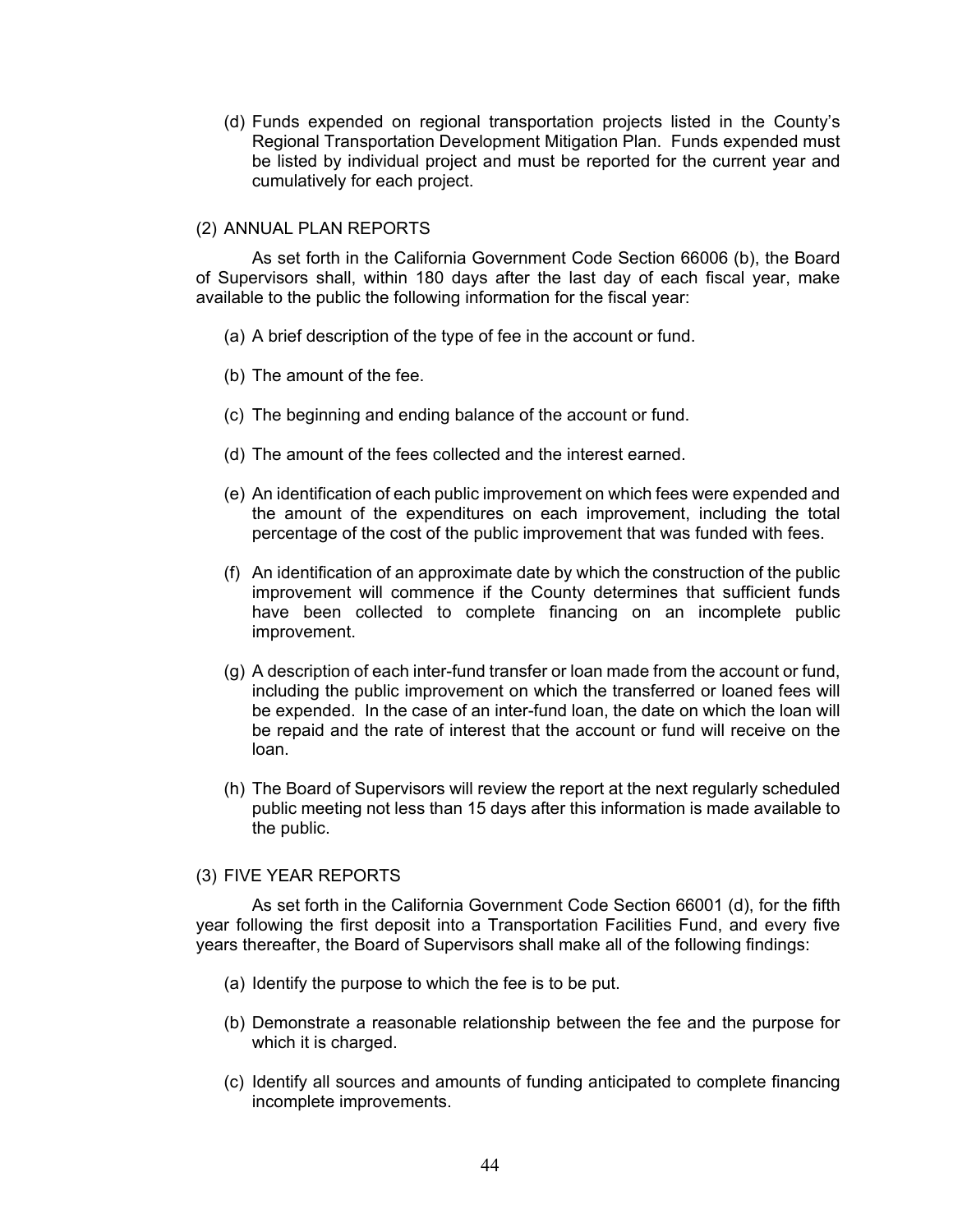(d) Funds expended on regional transportation projects listed in the County's Regional Transportation Development Mitigation Plan. Funds expended must be listed by individual project and must be reported for the current year and cumulatively for each project.

(2) ANNUAL PLAN REPORTS

As set forth in the California Government Code Section 66006 (b), the Board of Supervisors shall, within 180 days after the last day of each fiscal year, make available to the public the following information for the fiscal year:

(a) A brief description of the type of fee in the account or fund.

(b) The amount of the fee.

(c) The beginning and ending balance of the account or fund.

(d) The amount of the fees collected and the interest earned.

(e) An identification of each public improvement on which fees were expended and the amount of the expenditures on each improvement, including the total percentage of the cost of the public improvement that was funded with fees.

(f) An identification of an approximate date by which the construction of the public improvement will commence if the County determines that sufficient funds have been collected to complete financing on an incomplete public improvement.

(g) A description of each inter-fund transfer or loan made from the account or fund, including the public improvement on which the transferred or loaned fees will be expended. In the case of an inter-fund loan, the date on which the loan will be repaid and the rate of interest that the account or fund will receive on the loan.

(h) The Board of Supervisors will review the report at the next regularly scheduled public meeting not less than 15 days after this information is made available to the public.

(3) FIVE YEAR REPORTS

As set forth in the California Government Code Section 66001 (d), for the fifth year following the first deposit into a Transportation Facilities Fund, and every five years thereafter, the Board of Supervisors shall make all of the following findings:

(a) Identify the purpose to which the fee is to be put.

(b) Demonstrate a reasonable relationship between the fee and the purpose for which it is charged.

(c) Identify all sources and amounts of funding anticipated to complete financing incomplete improvements.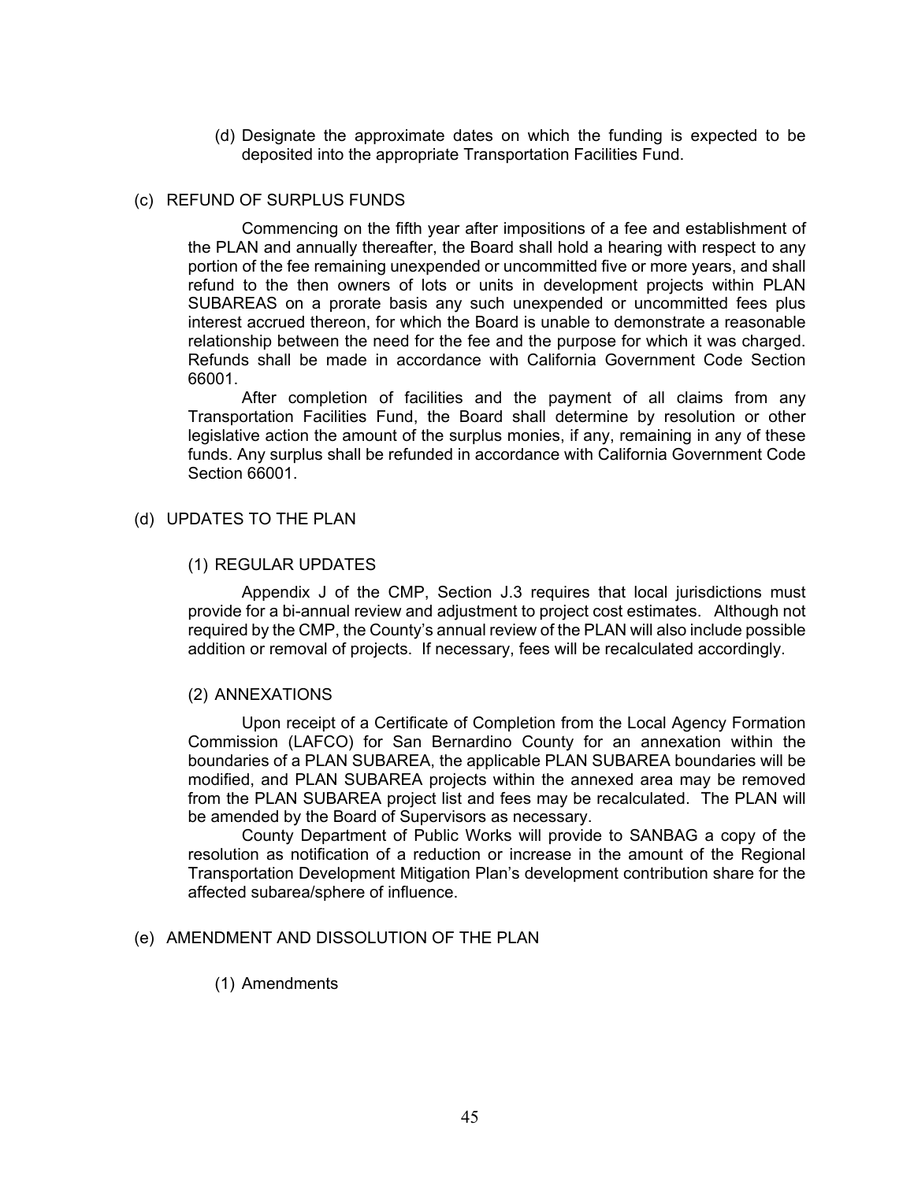(d) Designate the approximate dates on which the funding is expected to be deposited into the appropriate Transportation Facilities Fund.

(c) REFUND OF SURPLUS FUNDS

Commencing on the fifth year after impositions of a fee and establishment of the PLAN and annually thereafter, the Board shall hold a hearing with respect to any portion of the fee remaining unexpended or uncommitted five or more years, and shall refund to the then owners of lots or units in development projects within PLAN SUBAREAS on a prorate basis any such unexpended or uncommitted fees plus interest accrued thereon, for which the Board is unable to demonstrate a reasonable relationship between the need for the fee and the purpose for which it was charged. Refunds shall be made in accordance with California Government Code Section 66001.

After completion of facilities and the payment of all claims from any Transportation Facilities Fund, the Board shall determine by resolution or other legislative action the amount of the surplus monies, if any, remaining in any of these funds. Any surplus shall be refunded in accordance with California Government Code Section 66001.

(d) UPDATES TO THE PLAN

(1) REGULAR UPDATES

Appendix J of the CMP, Section J.3 requires that local jurisdictions must provide for a bi-annual review and adjustment to project cost estimates. Although not required by the CMP, the County's annual review of the PLAN will also include possible addition or removal of projects. If necessary, fees will be recalculated accordingly.

(2) ANNEXATIONS

Upon receipt of a Certificate of Completion from the Local Agency Formation Commission (LAFCO) for San Bernardino County for an annexation within the boundaries of a PLAN SUBAREA, the applicable PLAN SUBAREA boundaries will be modified, and PLAN SUBAREA projects within the annexed area may be removed from the PLAN SUBAREA project list and fees may be recalculated. The PLAN will be amended by the Board of Supervisors as necessary.

County Department of Public Works will provide to SANBAG a copy of the resolution as notification of a reduction or increase in the amount of the Regional Transportation Development Mitigation Plan's development contribution share for the affected subarea/sphere of influence.

(e) AMENDMENT AND DISSOLUTION OF THE PLAN

(1) Amendments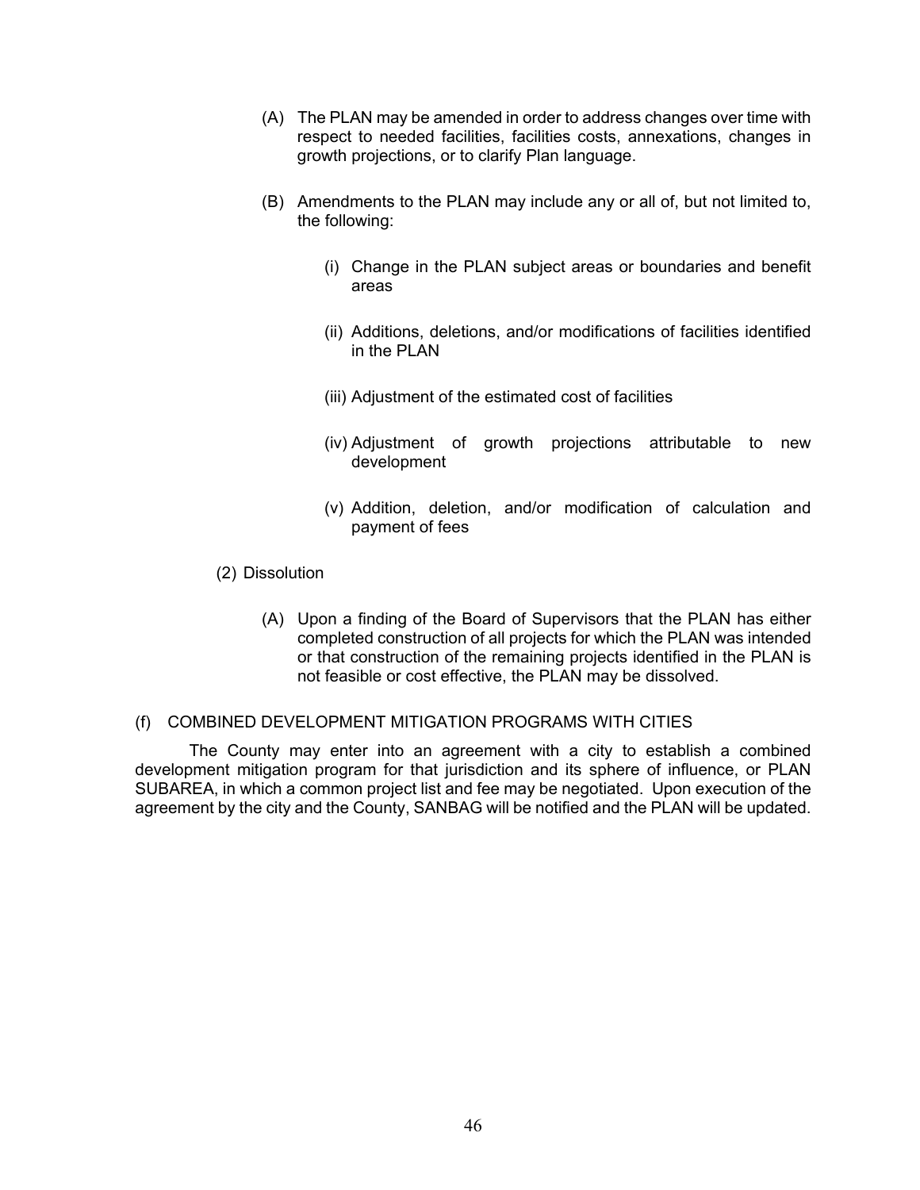(A) The PLAN may be amended in order to address changes over time with respect to needed facilities, facilities costs, annexations, changes in growth projections, or to clarify Plan language.

(B) Amendments to the PLAN may include any or all of, but not limited to, the following:

(i) Change in the PLAN subject areas or boundaries and benefit areas

(ii) Additions, deletions, and/or modifications of facilities identified in the PLAN

(iii) Adjustment of the estimated cost of facilities

(iv) Adjustment of growth projections attributable to new development

(v) Addition, deletion, and/or modification of calculation and payment of fees

(2) Dissolution

(A) Upon a finding of the Board of Supervisors that the PLAN has either completed construction of all projects for which the PLAN was intended or that construction of the remaining projects identified in the PLAN is not feasible or cost effective, the PLAN may be dissolved.

(f) COMBINED DEVELOPMENT MITIGATION PROGRAMS WITH CITIES

The County may enter into an agreement with a city to establish a combined development mitigation program for that jurisdiction and its sphere of influence, or PLAN SUBAREA, in which a common project list and fee may be negotiated. Upon execution of the agreement by the city and the County, SANBAG will be notified and the PLAN will be updated.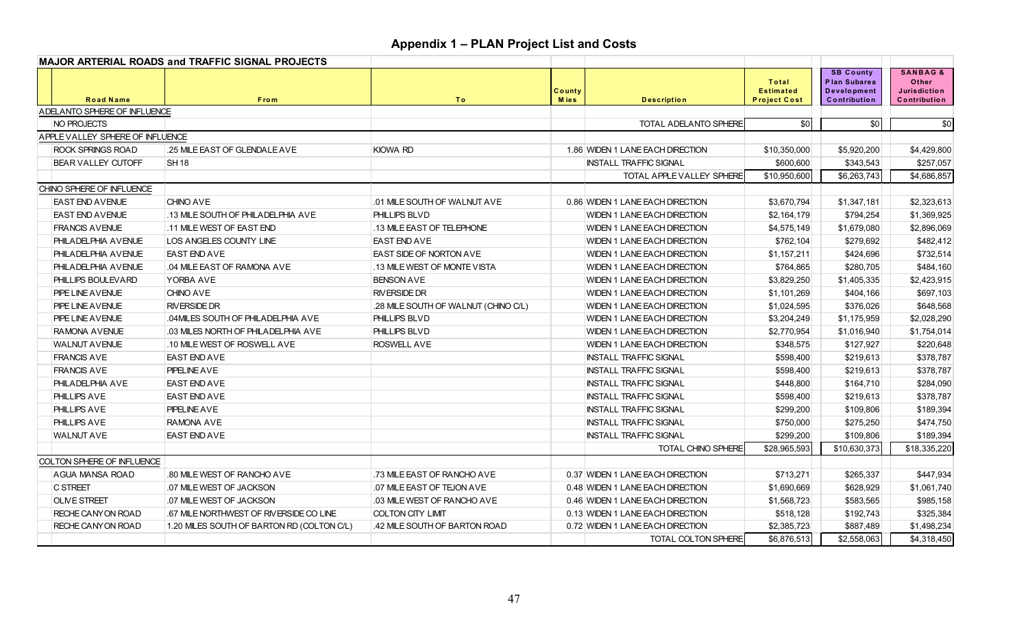## Appendix 1 – PLAN Project List and Costs

| MAJOR ARTERIAL ROADS and TRAFFIC SIGNAL PROJECTS | | | | | | | |
|---|---|---|---|---|---|---|---|
| **Road Name** | **From** | **To** | **County Mies** | **Description** | **Total Estimated Project Cost** | **SB County Plan Subarea Development Contribution** | **SANBAG & Other Jurisdiction Contribution** |
| ADELANTO SPHERE OF INFLUENCE | | | | | | | |
| NO PROJECTS | | | | TOTAL ADELANTO SPHERE | $0 | $0 | $0 |
| APPLE VALLEY SPHERE OF INFLUENCE | | | | | | | |
| ROCK SPRINGS ROAD | .25 MILE EAST OF GLENDALE AVE | KIOWA RD | 1.86 | WIDEN 1 LANE EACH DIRECTION | $10,350,000 | $5,920,200 | $4,429,800 |
| BEAR VALLEY CUTOFF | SH 18 | | | INSTALL TRAFFIC SIGNAL | $600,600 | $343,543 | $257,057 |
| | | | | TOTAL APPLE VALLEY SPHERE | $10,950,600 | $6,263,743 | $4,686,857 |
| CHINO SPHERE OF INFLUENCE | | | | | | | |
| EAST END AVENUE | CHINO AVE | .01 MILE SOUTH OF WALNUT AVE | 0.86 | WIDEN 1 LANE EACH DIRECTION | $3,670,794 | $1,347,181 | $2,323,613 |
| EAST END AVENUE | .13 MILE SOUTH OF PHILADELPHIA AVE | PHILLIPS BLVD | | WIDEN 1 LANE EACH DIRECTION | $2,164,179 | $794,254 | $1,369,925 |
| FRANCIS AVENUE | .11 MILE WEST OF EAST END | .13 MILE EAST OF TELEPHONE | | WIDEN 1 LANE EACH DIRECTION | $4,575,149 | $1,679,080 | $2,896,069 |
| PHILADELPHIA AVENUE | LOS ANGELES COUNTY LINE | EAST END AVE | | WIDEN 1 LANE EACH DIRECTION | $762,104 | $279,692 | $482,412 |
| PHILADELPHIA AVENUE | EAST END AVE | EAST SIDE OF NORTON AVE | | WIDEN 1 LANE EACH DIRECTION | $1,157,211 | $424,696 | $732,514 |
| PHILADELPHIA AVENUE | .04 MILE EAST OF RAMONA AVE | .13 MILE WEST OF MONTE VISTA | | WIDEN 1 LANE EACH DIRECTION | $764,865 | $280,705 | $484,160 |
| PHILLIPS BOULEVARD | YORBA AVE | BENSON AVE | | WIDEN 1 LANE EACH DIRECTION | $3,829,250 | $1,405,335 | $2,423,915 |
| PIPE LINE AVENUE | CHINO AVE | RIVERSIDE DR | | WIDEN 1 LANE EACH DIRECTION | $1,101,269 | $404,166 | $697,103 |
| PIPE LINE AVENUE | RIVERSIDE DR | .28 MILE SOUTH OF WALNUT (CHINO C/L) | | WIDEN 1 LANE EACH DIRECTION | $1,024,595 | $376,026 | $648,568 |
| PIPE LINE AVENUE | .04MILES SOUTH OF PHILADELPHIA AVE | PHILLIPS BLVD | | WIDEN 1 LANE EACH DIRECTION | $3,204,249 | $1,175,959 | $2,028,290 |
| RAMONA AVENUE | .03 MILES NORTH OF PHILADELPHIA AVE | PHILLIPS BLVD | | WIDEN 1 LANE EACH DIRECTION | $2,770,954 | $1,016,940 | $1,754,014 |
| WALNUT AVENUE | .10 MILE WEST OF ROSWELL AVE | ROSWELL AVE | | WIDEN 1 LANE EACH DIRECTION | $348,575 | $127,927 | $220,648 |
| FRANCIS AVE | EAST END AVE | | | INSTALL TRAFFIC SIGNAL | $598,400 | $219,613 | $378,787 |
| FRANCIS AVE | PIPELINE AVE | | | INSTALL TRAFFIC SIGNAL | $598,400 | $219,613 | $378,787 |
| PHILADELPHIA AVE | EAST END AVE | | | INSTALL TRAFFIC SIGNAL | $448,800 | $164,710 | $284,090 |
| PHILLIPS AVE | EAST END AVE | | | INSTALL TRAFFIC SIGNAL | $598,400 | $219,613 | $378,787 |
| PHILLIPS AVE | PIPELINE AVE | | | INSTALL TRAFFIC SIGNAL | $299,200 | $109,806 | $189,394 |
| PHILLIPS AVE | RAMONA AVE | | | INSTALL TRAFFIC SIGNAL | $750,000 | $275,250 | $474,750 |
| WALNUT AVE | EAST END AVE | | | INSTALL TRAFFIC SIGNAL | $299,200 | $109,806 | $189,394 |
| | | | | TOTAL CHINO SPHERE | $28,965,593 | $10,630,373 | $18,335,220 |
| COLTON SPHERE OF INFLUENCE | | | | | | | |
| AGUA MANSA ROAD | .80 MILE WEST OF RANCHO AVE | .73 MILE EAST OF RANCHO AVE | 0.37 | WIDEN 1 LANE EACH DIRECTION | $713,271 | $265,337 | $447,934 |
| C STREET | .07 MILE WEST OF JACKSON | .07 MILE EAST OF TEJON AVE | 0.48 | WIDEN 1 LANE EACH DIRECTION | $1,690,669 | $628,929 | $1,061,740 |
| OLIVE STREET | .07 MILE WEST OF JACKSON | .03 MILE WEST OF RANCHO AVE | 0.46 | WIDEN 1 LANE EACH DIRECTION | $1,568,723 | $583,565 | $985,158 |
| RECHE CANYON ROAD | .67 MILE NORTHWEST OF RIVERSIDE CO LINE | COLTON CITY LIMIT | 0.13 | WIDEN 1 LANE EACH DIRECTION | $518,128 | $192,743 | $325,384 |
| RECHE CANYON ROAD | 1.20 MILES SOUTH OF BARTON RD (COLTON C/L) | .42 MILE SOUTH OF BARTON ROAD | 0.72 | WIDEN 1 LANE EACH DIRECTION | $2,385,723 | $887,489 | $1,498,234 |
| | | | | TOTAL COLTON SPHERE | $6,876,513 | $2,558,063 | $4,318,450 |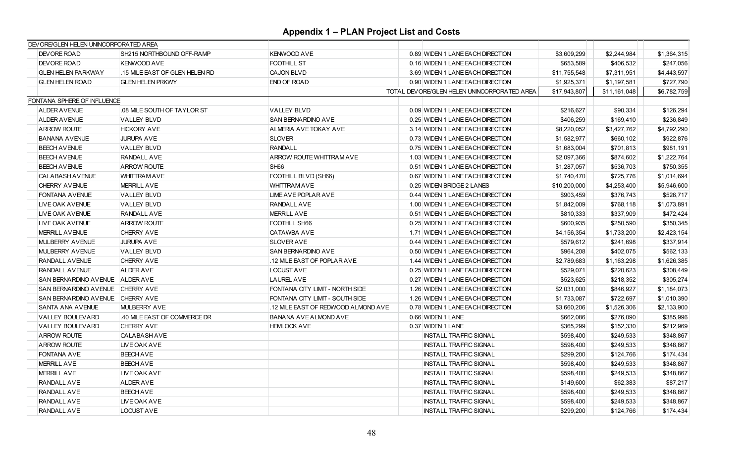## Appendix 1 – PLAN Project List and Costs

| | | | | | | |
|---|---|---|---|---|---|---|
| DEVORE/GLEN HELEN UNINCORPORATED AREA | | | | | | |
| DEVORE ROAD | SH215 NORTHBOUND OFF-RAMP | KENWOOD AVE | 0.89 WIDEN 1 LANE EACH DIRECTION | $3,609,299 | $2,244,984 | $1,364,315 |
| DEVORE ROAD | KENWOOD AVE | FOOTHILL ST | 0.16 WIDEN 1 LANE EACH DIRECTION | $653,589 | $406,532 | $247,056 |
| GLEN HELEN PARKWAY | .15 MILE EAST OF GLEN HELEN RD | CAJON BLVD | 3.69 WIDEN 1 LANE EACH DIRECTION | $11,755,548 | $7,311,951 | $4,443,597 |
| GLEN HELEN ROAD | GLEN HELEN PRKWY | END OF ROAD | 0.90 WIDEN 1 LANE EACH DIRECTION | $1,925,371 | $1,197,581 | $727,790 |
| | | | TOTAL DEVORE/GLEN HELEN UNINCORPORATED AREA | $17,943,807 | $11,161,048 | $6,782,759 |
| FONTANA SPHERE OF INFLUENCE | | | | | | |
| ALDER AVENUE | .08 MILE SOUTH OF TAYLOR ST | VALLEY BLVD | 0.09 WIDEN 1 LANE EACH DIRECTION | $216,627 | $90,334 | $126,294 |
| ALDER AVENUE | VALLEY BLVD | SAN BERNARDINO AVE | 0.25 WIDEN 1 LANE EACH DIRECTION | $406,259 | $169,410 | $236,849 |
| ARROW ROUTE | HICKORY AVE | ALMERIA AVE TOKAY AVE | 3.14 WIDEN 1 LANE EACH DIRECTION | $8,220,052 | $3,427,762 | $4,792,290 |
| BANANA AVENUE | JURUPA AVE | SLOVER | 0.73 WIDEN 1 LANE EACH DIRECTION | $1,582,977 | $660,102 | $922,876 |
| BEECH AVENUE | VALLEY BLVD | RANDALL | 0.75 WIDEN 1 LANE EACH DIRECTION | $1,683,004 | $701,813 | $981,191 |
| BEECH AVENUE | RANDALL AVE | ARROW ROUTE WHITTRAM AVE | 1.03 WIDEN 1 LANE EACH DIRECTION | $2,097,366 | $874,602 | $1,222,764 |
| BEECH AVENUE | ARROW ROUTE | SH66 | 0.51 WIDEN 1 LANE EACH DIRECTION | $1,287,057 | $536,703 | $750,355 |
| CALABASH AVENUE | WHITTRAM AVE | FOOTHILL BLVD (SH66) | 0.67 WIDEN 1 LANE EACH DIRECTION | $1,740,470 | $725,776 | $1,014,694 |
| CHERRY AVENUE | MERRILL AVE | WHITTRAM AVE | 0.25 WIDEN BRIDGE 2 LANES | $10,200,000 | $4,253,400 | $5,946,600 |
| FONTANA AVENUE | VALLEY BLVD | LIME AVE POPLAR AVE | 0.44 WIDEN 1 LANE EACH DIRECTION | $903,459 | $376,743 | $526,717 |
| LIVE OAK AVENUE | VALLEY BLVD | RANDALL AVE | 1.00 WIDEN 1 LANE EACH DIRECTION | $1,842,009 | $768,118 | $1,073,891 |
| LIVE OAK AVENUE | RANDALL AVE | MERRILL AVE | 0.51 WIDEN 1 LANE EACH DIRECTION | $810,333 | $337,909 | $472,424 |
| LIVE OAK AVENUE | ARROW ROUTE | FOOTHILL SH66 | 0.25 WIDEN 1 LANE EACH DIRECTION | $600,935 | $250,590 | $350,345 |
| MERRILL AVENUE | CHERRY AVE | CATAWBA AVE | 1.71 WIDEN 1 LANE EACH DIRECTION | $4,156,354 | $1,733,200 | $2,423,154 |
| MULBERRY AVENUE | JURUPA AVE | SLOVER AVE | 0.44 WIDEN 1 LANE EACH DIRECTION | $579,612 | $241,698 | $337,914 |
| MULBERRY AVENUE | VALLEY BLVD | SAN BERNARDINO AVE | 0.50 WIDEN 1 LANE EACH DIRECTION | $964,208 | $402,075 | $562,133 |
| RANDALL AVENUE | CHERRY AVE | .12 MILE EAST OF POPLAR AVE | 1.44 WIDEN 1 LANE EACH DIRECTION | $2,789,683 | $1,163,298 | $1,626,385 |
| RANDALL AVENUE | ALDER AVE | LOCUST AVE | 0.25 WIDEN 1 LANE EACH DIRECTION | $529,071 | $220,623 | $308,449 |
| SAN BERNARDINO AVENUE | ALDER AVE | LAUREL AVE | 0.27 WIDEN 1 LANE EACH DIRECTION | $523,625 | $218,352 | $305,274 |
| SAN BERNARDINO AVENUE | CHERRY AVE | FONTANA CITY LIMIT - NORTH SIDE | 1.26 WIDEN 1 LANE EACH DIRECTION | $2,031,000 | $846,927 | $1,184,073 |
| SAN BERNARDINO AVENUE | CHERRY AVE | FONTANA CITY LIMIT - SOUTH SIDE | 1.26 WIDEN 1 LANE EACH DIRECTION | $1,733,087 | $722,697 | $1,010,390 |
| SANTA ANA AVENUE | MULBERRY AVE | .12 MILE EAST OF REDWOOD ALMOND AVE | 0.78 WIDEN 1 LANE EACH DIRECTION | $3,660,206 | $1,526,306 | $2,133,900 |
| VALLEY BOULEVARD | .40 MILE EAST OF COMMERCE DR | BANANA AVE ALMOND AVE | 0.66 WIDEN 1 LANE | $662,086 | $276,090 | $385,996 |
| VALLEY BOULEVARD | CHERRY AVE | HEMLOCK AVE | 0.37 WIDEN 1 LANE | $365,299 | $152,330 | $212,969 |
| ARROW ROUTE | CALABASH AVE | | INSTALL TRAFFIC SIGNAL | $598,400 | $249,533 | $348,867 |
| ARROW ROUTE | LIVE OAK AVE | | INSTALL TRAFFIC SIGNAL | $598,400 | $249,533 | $348,867 |
| FONTANA AVE | BEECH AVE | | INSTALL TRAFFIC SIGNAL | $299,200 | $124,766 | $174,434 |
| MERRILL AVE | BEECH AVE | | INSTALL TRAFFIC SIGNAL | $598,400 | $249,533 | $348,867 |
| MERRILL AVE | LIVE OAK AVE | | INSTALL TRAFFIC SIGNAL | $598,400 | $249,533 | $348,867 |
| RANDALL AVE | ALDER AVE | | INSTALL TRAFFIC SIGNAL | $149,600 | $62,383 | $87,217 |
| RANDALL AVE | BEECH AVE | | INSTALL TRAFFIC SIGNAL | $598,400 | $249,533 | $348,867 |
| RANDALL AVE | LIVE OAK AVE | | INSTALL TRAFFIC SIGNAL | $598,400 | $249,533 | $348,867 |
| RANDALL AVE | LOCUST AVE | | INSTALL TRAFFIC SIGNAL | $299,200 | $124,766 | $174,434 |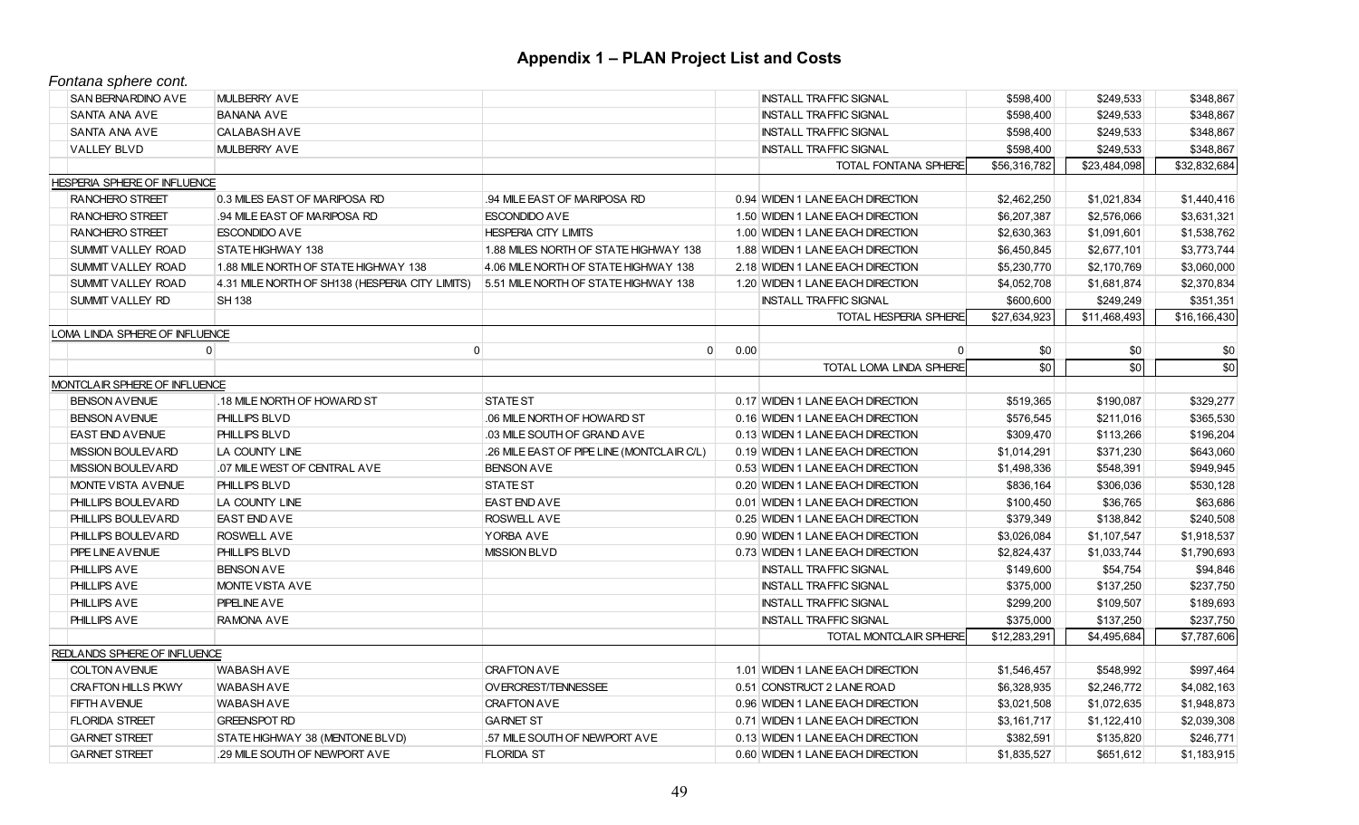## Appendix 1 – PLAN Project List and Costs

*Fontana sphere cont.*

| Street | From | To | Miles | Improvement | Total Cost | Col 7 | Col 8 |
|---|---|---|---|---|---|---|---|
| SAN BERNARDINO AVE | MULBERRY AVE | | | INSTALL TRAFFIC SIGNAL | $598,400 | $249,533 | $348,867 |
| SANTA ANA AVE | BANANA AVE | | | INSTALL TRAFFIC SIGNAL | $598,400 | $249,533 | $348,867 |
| SANTA ANA AVE | CALABASH AVE | | | INSTALL TRAFFIC SIGNAL | $598,400 | $249,533 | $348,867 |
| VALLEY BLVD | MULBERRY AVE | | | INSTALL TRAFFIC SIGNAL | $598,400 | $249,533 | $348,867 |
| | | | | TOTAL FONTANA SPHERE | $56,316,782 | $23,484,098 | $32,832,684 |
| HESPERIA SPHERE OF INFLUENCE | | | | | | | |
| RANCHERO STREET | 0.3 MILES EAST OF MARIPOSA RD | .94 MILE EAST OF MARIPOSA RD | 0.94 | WIDEN 1 LANE EACH DIRECTION | $2,462,250 | $1,021,834 | $1,440,416 |
| RANCHERO STREET | .94 MILE EAST OF MARIPOSA RD | ESCONDIDO AVE | 1.50 | WIDEN 1 LANE EACH DIRECTION | $6,207,387 | $2,576,066 | $3,631,321 |
| RANCHERO STREET | ESCONDIDO AVE | HESPERIA CITY LIMITS | 1.00 | WIDEN 1 LANE EACH DIRECTION | $2,630,363 | $1,091,601 | $1,538,762 |
| SUMMIT VALLEY ROAD | STATE HIGHWAY 138 | 1.88 MILES NORTH OF STATE HIGHWAY 138 | 1.88 | WIDEN 1 LANE EACH DIRECTION | $6,450,845 | $2,677,101 | $3,773,744 |
| SUMMIT VALLEY ROAD | 1.88 MILE NORTH OF STATE HIGHWAY 138 | 4.06 MILE NORTH OF STATE HIGHWAY 138 | 2.18 | WIDEN 1 LANE EACH DIRECTION | $5,230,770 | $2,170,769 | $3,060,000 |
| SUMMIT VALLEY ROAD | 4.31 MILE NORTH OF SH138 (HESPERIA CITY LIMITS) | 5.51 MILE NORTH OF STATE HIGHWAY 138 | 1.20 | WIDEN 1 LANE EACH DIRECTION | $4,052,708 | $1,681,874 | $2,370,834 |
| SUMMIT VALLEY RD | SH 138 | | | INSTALL TRAFFIC SIGNAL | $600,600 | $249,249 | $351,351 |
| | | | | TOTAL HESPERIA SPHERE | $27,634,923 | $11,468,493 | $16,166,430 |
| LOMA LINDA SPHERE OF INFLUENCE | | | | | | | |
| 0 | 0 | 0 | 0.00 | 0 | $0 | $0 | $0 |
| | | | | TOTAL LOMA LINDA SPHERE | $0 | $0 | $0 |
| MONTCLAIR SPHERE OF INFLUENCE | | | | | | | |
| BENSON AVENUE | .18 MILE NORTH OF HOWARD ST | STATE ST | 0.17 | WIDEN 1 LANE EACH DIRECTION | $519,365 | $190,087 | $329,277 |
| BENSON AVENUE | PHILLIPS BLVD | .06 MILE NORTH OF HOWARD ST | 0.16 | WIDEN 1 LANE EACH DIRECTION | $576,545 | $211,016 | $365,530 |
| EAST END AVENUE | PHILLIPS BLVD | .03 MILE SOUTH OF GRAND AVE | 0.13 | WIDEN 1 LANE EACH DIRECTION | $309,470 | $113,266 | $196,204 |
| MISSION BOULEVARD | LA COUNTY LINE | .26 MILE EAST OF PIPE LINE (MONTCLAIR C/L) | 0.19 | WIDEN 1 LANE EACH DIRECTION | $1,014,291 | $371,230 | $643,060 |
| MISSION BOULEVARD | .07 MILE WEST OF CENTRAL AVE | BENSON AVE | 0.53 | WIDEN 1 LANE EACH DIRECTION | $1,498,336 | $548,391 | $949,945 |
| MONTE VISTA AVENUE | PHILLIPS BLVD | STATE ST | 0.20 | WIDEN 1 LANE EACH DIRECTION | $836,164 | $306,036 | $530,128 |
| PHILLIPS BOULEVARD | LA COUNTY LINE | EAST END AVE | 0.01 | WIDEN 1 LANE EACH DIRECTION | $100,450 | $36,765 | $63,686 |
| PHILLIPS BOULEVARD | EAST END AVE | ROSWELL AVE | 0.25 | WIDEN 1 LANE EACH DIRECTION | $379,349 | $138,842 | $240,508 |
| PHILLIPS BOULEVARD | ROSWELL AVE | YORBA AVE | 0.90 | WIDEN 1 LANE EACH DIRECTION | $3,026,084 | $1,107,547 | $1,918,537 |
| PIPE LINE AVENUE | PHILLIPS BLVD | MISSION BLVD | 0.73 | WIDEN 1 LANE EACH DIRECTION | $2,824,437 | $1,033,744 | $1,790,693 |
| PHILLIPS AVE | BENSON AVE | | | INSTALL TRAFFIC SIGNAL | $149,600 | $54,754 | $94,846 |
| PHILLIPS AVE | MONTE VISTA AVE | | | INSTALL TRAFFIC SIGNAL | $375,000 | $137,250 | $237,750 |
| PHILLIPS AVE | PIPELINE AVE | | | INSTALL TRAFFIC SIGNAL | $299,200 | $109,507 | $189,693 |
| PHILLIPS AVE | RAMONA AVE | | | INSTALL TRAFFIC SIGNAL | $375,000 | $137,250 | $237,750 |
| | | | | TOTAL MONTCLAIR SPHERE | $12,283,291 | $4,495,684 | $7,787,606 |
| REDLANDS SPHERE OF INFLUENCE | | | | | | | |
| COLTON AVENUE | WABASH AVE | CRAFTON AVE | 1.01 | WIDEN 1 LANE EACH DIRECTION | $1,546,457 | $548,992 | $997,464 |
| CRAFTON HILLS PKWY | WABASH AVE | OVERCREST/TENNESSEE | 0.51 | CONSTRUCT 2 LANE ROAD | $6,328,935 | $2,246,772 | $4,082,163 |
| FIFTH AVENUE | WABASH AVE | CRAFTON AVE | 0.96 | WIDEN 1 LANE EACH DIRECTION | $3,021,508 | $1,072,635 | $1,948,873 |
| FLORIDA STREET | GREENSPOT RD | GARNET ST | 0.71 | WIDEN 1 LANE EACH DIRECTION | $3,161,717 | $1,122,410 | $2,039,308 |
| GARNET STREET | STATE HIGHWAY 38 (MENTONE BLVD) | .57 MILE SOUTH OF NEWPORT AVE | 0.13 | WIDEN 1 LANE EACH DIRECTION | $382,591 | $135,820 | $246,771 |
| GARNET STREET | .29 MILE SOUTH OF NEWPORT AVE | FLORIDA ST | 0.60 | WIDEN 1 LANE EACH DIRECTION | $1,835,527 | $651,612 | $1,183,915 |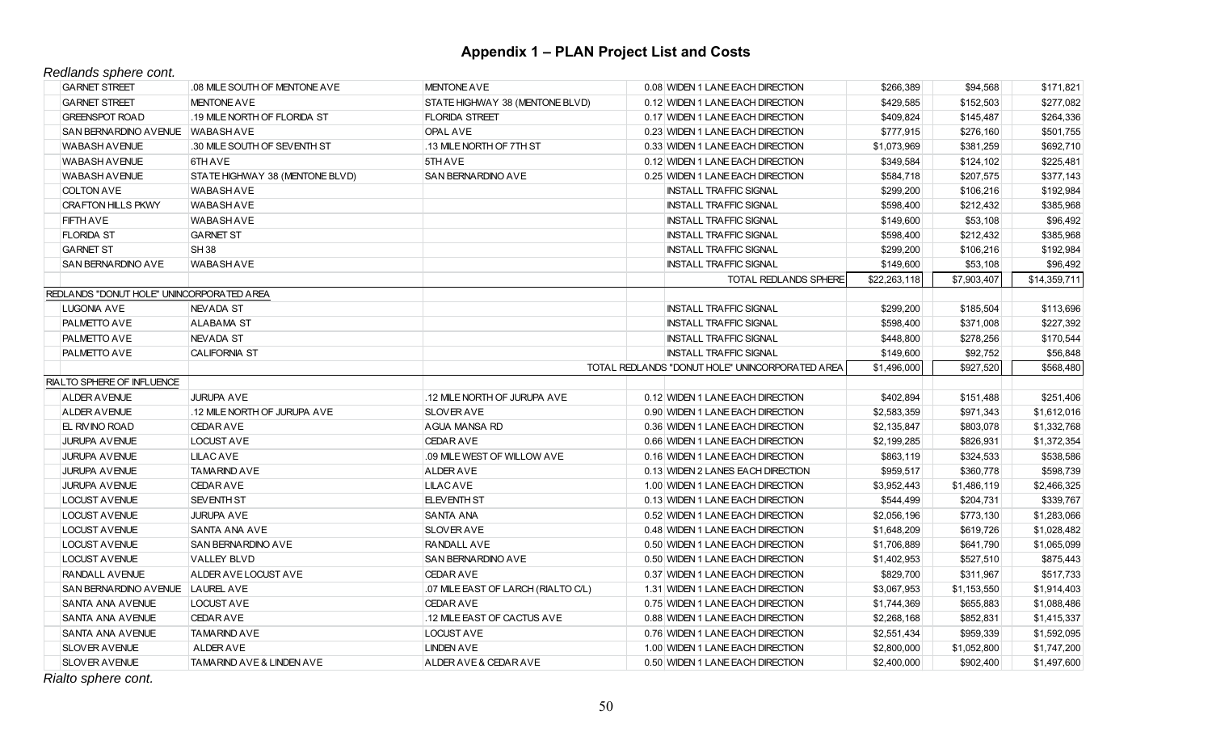## Appendix 1 – PLAN Project List and Costs

*Redlands sphere cont.*

| | | | | | | |
|---|---|---|---|---|---|---|
| GARNET STREET | .08 MILE SOUTH OF MENTONE AVE | MENTONE AVE | 0.08 WIDEN 1 LANE EACH DIRECTION | $266,389 | $94,568 | $171,821 |
| GARNET STREET | MENTONE AVE | STATE HIGHWAY 38 (MENTONE BLVD) | 0.12 WIDEN 1 LANE EACH DIRECTION | $429,585 | $152,503 | $277,082 |
| GREENSPOT ROAD | .19 MILE NORTH OF FLORIDA ST | FLORIDA STREET | 0.17 WIDEN 1 LANE EACH DIRECTION | $409,824 | $145,487 | $264,336 |
| SAN BERNARDINO AVENUE | WABASH AVE | OPAL AVE | 0.23 WIDEN 1 LANE EACH DIRECTION | $777,915 | $276,160 | $501,755 |
| WABASH AVENUE | .30 MILE SOUTH OF SEVENTH ST | .13 MILE NORTH OF 7TH ST | 0.33 WIDEN 1 LANE EACH DIRECTION | $1,073,969 | $381,259 | $692,710 |
| WABASH AVENUE | 6TH AVE | 5TH AVE | 0.12 WIDEN 1 LANE EACH DIRECTION | $349,584 | $124,102 | $225,481 |
| WABASH AVENUE | STATE HIGHWAY 38 (MENTONE BLVD) | SAN BERNARDINO AVE | 0.25 WIDEN 1 LANE EACH DIRECTION | $584,718 | $207,575 | $377,143 |
| COLTON AVE | WABASH AVE | | INSTALL TRAFFIC SIGNAL | $299,200 | $106,216 | $192,984 |
| CRAFTON HILLS PKWY | WABASH AVE | | INSTALL TRAFFIC SIGNAL | $598,400 | $212,432 | $385,968 |
| FIFTH AVE | WABASH AVE | | INSTALL TRAFFIC SIGNAL | $149,600 | $53,108 | $96,492 |
| FLORIDA ST | GARNET ST | | INSTALL TRAFFIC SIGNAL | $598,400 | $212,432 | $385,968 |
| GARNET ST | SH 38 | | INSTALL TRAFFIC SIGNAL | $299,200 | $106,216 | $192,984 |
| SAN BERNARDINO AVE | WABASH AVE | | INSTALL TRAFFIC SIGNAL | $149,600 | $53,108 | $96,492 |
| | | | TOTAL REDLANDS SPHERE | $22,263,118 | $7,903,407 | $14,359,711 |
| REDLANDS "DONUT HOLE" UNINCORPORATED AREA | | | | | | |
| LUGONIA AVE | NEVADA ST | | INSTALL TRAFFIC SIGNAL | $299,200 | $185,504 | $113,696 |
| PALMETTO AVE | ALABAMA ST | | INSTALL TRAFFIC SIGNAL | $598,400 | $371,008 | $227,392 |
| PALMETTO AVE | NEVADA ST | | INSTALL TRAFFIC SIGNAL | $448,800 | $278,256 | $170,544 |
| PALMETTO AVE | CALIFORNIA ST | | INSTALL TRAFFIC SIGNAL | $149,600 | $92,752 | $56,848 |
| | | | TOTAL REDLANDS "DONUT HOLE" UNINCORPORATED AREA | $1,496,000 | $927,520 | $568,480 |
| RIALTO SPHERE OF INFLUENCE | | | | | | |
| ALDER AVENUE | JURUPA AVE | .12 MILE NORTH OF JURUPA AVE | 0.12 WIDEN 1 LANE EACH DIRECTION | $402,894 | $151,488 | $251,406 |
| ALDER AVENUE | .12 MILE NORTH OF JURUPA AVE | SLOVER AVE | 0.90 WIDEN 1 LANE EACH DIRECTION | $2,583,359 | $971,343 | $1,612,016 |
| EL RIVINO ROAD | CEDAR AVE | AGUA MANSA RD | 0.36 WIDEN 1 LANE EACH DIRECTION | $2,135,847 | $803,078 | $1,332,768 |
| JURUPA AVENUE | LOCUST AVE | CEDAR AVE | 0.66 WIDEN 1 LANE EACH DIRECTION | $2,199,285 | $826,931 | $1,372,354 |
| JURUPA AVENUE | LILAC AVE | .09 MILE WEST OF WILLOW AVE | 0.16 WIDEN 1 LANE EACH DIRECTION | $863,119 | $324,533 | $538,586 |
| JURUPA AVENUE | TAMARIND AVE | ALDER AVE | 0.13 WIDEN 2 LANES EACH DIRECTION | $959,517 | $360,778 | $598,739 |
| JURUPA AVENUE | CEDAR AVE | LILAC AVE | 1.00 WIDEN 1 LANE EACH DIRECTION | $3,952,443 | $1,486,119 | $2,466,325 |
| LOCUST AVENUE | SEVENTH ST | ELEVENTH ST | 0.13 WIDEN 1 LANE EACH DIRECTION | $544,499 | $204,731 | $339,767 |
| LOCUST AVENUE | JURUPA AVE | SANTA ANA | 0.52 WIDEN 1 LANE EACH DIRECTION | $2,056,196 | $773,130 | $1,283,066 |
| LOCUST AVENUE | SANTA ANA AVE | SLOVER AVE | 0.48 WIDEN 1 LANE EACH DIRECTION | $1,648,209 | $619,726 | $1,028,482 |
| LOCUST AVENUE | SAN BERNARDINO AVE | RANDALL AVE | 0.50 WIDEN 1 LANE EACH DIRECTION | $1,706,889 | $641,790 | $1,065,099 |
| LOCUST AVENUE | VALLEY BLVD | SAN BERNARDINO AVE | 0.50 WIDEN 1 LANE EACH DIRECTION | $1,402,953 | $527,510 | $875,443 |
| RANDALL AVENUE | ALDER AVE LOCUST AVE | CEDAR AVE | 0.37 WIDEN 1 LANE EACH DIRECTION | $829,700 | $311,967 | $517,733 |
| SAN BERNARDINO AVENUE | LAUREL AVE | .07 MILE EAST OF LARCH (RIALTO C/L) | 1.31 WIDEN 1 LANE EACH DIRECTION | $3,067,953 | $1,153,550 | $1,914,403 |
| SANTA ANA AVENUE | LOCUST AVE | CEDAR AVE | 0.75 WIDEN 1 LANE EACH DIRECTION | $1,744,369 | $655,883 | $1,088,486 |
| SANTA ANA AVENUE | CEDAR AVE | .12 MILE EAST OF CACTUS AVE | 0.88 WIDEN 1 LANE EACH DIRECTION | $2,268,168 | $852,831 | $1,415,337 |
| SANTA ANA AVENUE | TAMARIND AVE | LOCUST AVE | 0.76 WIDEN 1 LANE EACH DIRECTION | $2,551,434 | $959,339 | $1,592,095 |
| SLOVER AVENUE | ALDER AVE | LINDEN AVE | 1.00 WIDEN 1 LANE EACH DIRECTION | $2,800,000 | $1,052,800 | $1,747,200 |
| SLOVER AVENUE | TAMARIND AVE & LINDEN AVE | ALDER AVE & CEDAR AVE | 0.50 WIDEN 1 LANE EACH DIRECTION | $2,400,000 | $902,400 | $1,497,600 |

*Rialto sphere cont.*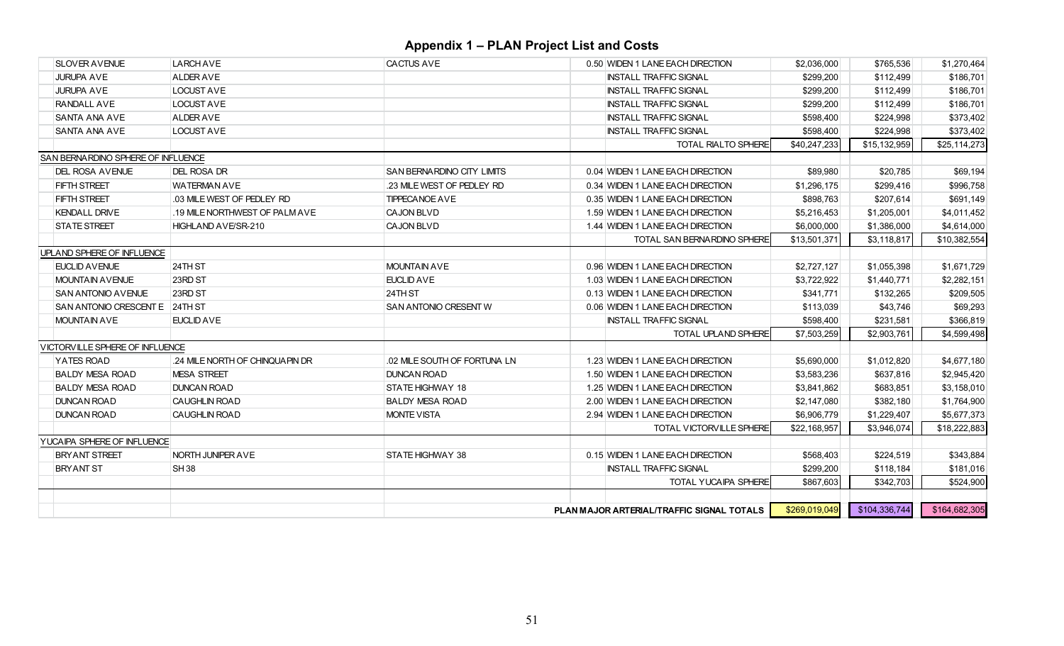# Appendix 1 – PLAN Project List and Costs

| | | | | | | |
|---|---|---|---|---|---|---|
| SLOVER AVENUE | LARCH AVE | CACTUS AVE | 0.50 WIDEN 1 LANE EACH DIRECTION | $2,036,000 | $765,536 | $1,270,464 |
| JURUPA AVE | ALDER AVE | | INSTALL TRAFFIC SIGNAL | $299,200 | $112,499 | $186,701 |
| JURUPA AVE | LOCUST AVE | | INSTALL TRAFFIC SIGNAL | $299,200 | $112,499 | $186,701 |
| RANDALL AVE | LOCUST AVE | | INSTALL TRAFFIC SIGNAL | $299,200 | $112,499 | $186,701 |
| SANTA ANA AVE | ALDER AVE | | INSTALL TRAFFIC SIGNAL | $598,400 | $224,998 | $373,402 |
| SANTA ANA AVE | LOCUST AVE | | INSTALL TRAFFIC SIGNAL | $598,400 | $224,998 | $373,402 |
| | | | TOTAL RIALTO SPHERE | $40,247,233 | $15,132,959 | $25,114,273 |
| SAN BERNARDINO SPHERE OF INFLUENCE | | | | | | |
| DEL ROSA AVENUE | DEL ROSA DR | SAN BERNARDINO CITY LIMITS | 0.04 WIDEN 1 LANE EACH DIRECTION | $89,980 | $20,785 | $69,194 |
| FIFTH STREET | WATERMAN AVE | .23 MILE WEST OF PEDLEY RD | 0.34 WIDEN 1 LANE EACH DIRECTION | $1,296,175 | $299,416 | $996,758 |
| FIFTH STREET | .03 MILE WEST OF PEDLEY RD | TIPPECANOE AVE | 0.35 WIDEN 1 LANE EACH DIRECTION | $898,763 | $207,614 | $691,149 |
| KENDALL DRIVE | .19 MILE NORTHWEST OF PALM AVE | CAJON BLVD | 1.59 WIDEN 1 LANE EACH DIRECTION | $5,216,453 | $1,205,001 | $4,011,452 |
| STATE STREET | HIGHLAND AVE/SR-210 | CAJON BLVD | 1.44 WIDEN 1 LANE EACH DIRECTION | $6,000,000 | $1,386,000 | $4,614,000 |
| | | | TOTAL SAN BERNARDINO SPHERE | $13,501,371 | $3,118,817 | $10,382,554 |
| UPLAND SPHERE OF INFLUENCE | | | | | | |
| EUCLID AVENUE | 24TH ST | MOUNTAIN AVE | 0.96 WIDEN 1 LANE EACH DIRECTION | $2,727,127 | $1,055,398 | $1,671,729 |
| MOUNTAIN AVENUE | 23RD ST | EUCLID AVE | 1.03 WIDEN 1 LANE EACH DIRECTION | $3,722,922 | $1,440,771 | $2,282,151 |
| SAN ANTONIO AVENUE | 23RD ST | 24TH ST | 0.13 WIDEN 1 LANE EACH DIRECTION | $341,771 | $132,265 | $209,505 |
| SAN ANTONIO CRESCENT E | 24TH ST | SAN ANTONIO CRESENT W | 0.06 WIDEN 1 LANE EACH DIRECTION | $113,039 | $43,746 | $69,293 |
| MOUNTAIN AVE | EUCLID AVE | | INSTALL TRAFFIC SIGNAL | $598,400 | $231,581 | $366,819 |
| | | | TOTAL UPLAND SPHERE | $7,503,259 | $2,903,761 | $4,599,498 |
| VICTORVILLE SPHERE OF INFLUENCE | | | | | | |
| YATES ROAD | .24 MILE NORTH OF CHINQUAPIN DR | .02 MILE SOUTH OF FORTUNA LN | 1.23 WIDEN 1 LANE EACH DIRECTION | $5,690,000 | $1,012,820 | $4,677,180 |
| BALDY MESA ROAD | MESA STREET | DUNCAN ROAD | 1.50 WIDEN 1 LANE EACH DIRECTION | $3,583,236 | $637,816 | $2,945,420 |
| BALDY MESA ROAD | DUNCAN ROAD | STATE HIGHWAY 18 | 1.25 WIDEN 1 LANE EACH DIRECTION | $3,841,862 | $683,851 | $3,158,010 |
| DUNCAN ROAD | CAUGHLIN ROAD | BALDY MESA ROAD | 2.00 WIDEN 1 LANE EACH DIRECTION | $2,147,080 | $382,180 | $1,764,900 |
| DUNCAN ROAD | CAUGHLIN ROAD | MONTE VISTA | 2.94 WIDEN 1 LANE EACH DIRECTION | $6,906,779 | $1,229,407 | $5,677,373 |
| | | | TOTAL VICTORVILLE SPHERE | $22,168,957 | $3,946,074 | $18,222,883 |
| YUCAIPA SPHERE OF INFLUENCE | | | | | | |
| BRYANT STREET | NORTH JUNIPER AVE | STATE HIGHWAY 38 | 0.15 WIDEN 1 LANE EACH DIRECTION | $568,403 | $224,519 | $343,884 |
| BRYANT ST | SH 38 | | INSTALL TRAFFIC SIGNAL | $299,200 | $118,184 | $181,016 |
| | | | TOTAL YUCAIPA SPHERE | $867,603 | $342,703 | $524,900 |
| | | | | | | |
| | | | **PLAN MAJOR ARTERIAL/TRAFFIC SIGNAL TOTALS** | $269,019,049 | $104,336,744 | $164,682,305 |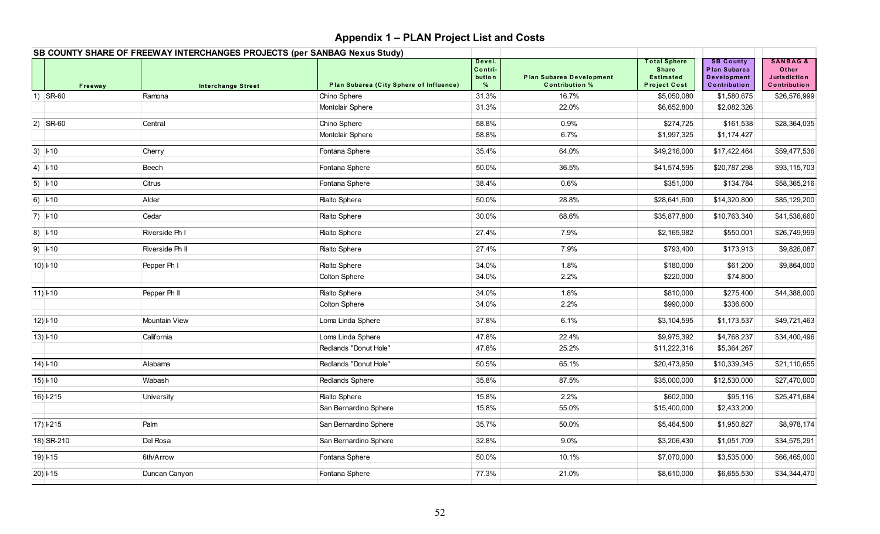# Appendix 1 – PLAN Project List and Costs

**SB COUNTY SHARE OF FREEWAY INTERCHANGES PROJECTS (per SANBAG Nexus Study)**

| | Freeway | Interchange Street | Plan Subarea (City Sphere of Influence) | Devel. Contri-bution % | Plan Subarea Development Contribution % | Total Sphere Share Estimated Project Cost | SB County Plan Subarea Development Contribution | SANBAG & Other Jurisdiction Contribution |
|---|---|---|---|---|---|---|---|---|
| 1) | SR-60 | Ramona | Chino Sphere | 31.3% | 16.7% | $5,050,080 | $1,580,675 | $26,576,999 |
| | | | Montclair Sphere | 31.3% | 22.0% | $6,652,800 | $2,082,326 | |
| 2) | SR-60 | Central | Chino Sphere | 58.8% | 0.9% | $274,725 | $161,538 | $28,364,035 |
| | | | Montclair Sphere | 58.8% | 6.7% | $1,997,325 | $1,174,427 | |
| 3) | I-10 | Cherry | Fontana Sphere | 35.4% | 64.0% | $49,216,000 | $17,422,464 | $59,477,536 |
| 4) | I-10 | Beech | Fontana Sphere | 50.0% | 36.5% | $41,574,595 | $20,787,298 | $93,115,703 |
| 5) | I-10 | Citrus | Fontana Sphere | 38.4% | 0.6% | $351,000 | $134,784 | $58,365,216 |
| 6) | I-10 | Alder | Rialto Sphere | 50.0% | 28.8% | $28,641,600 | $14,320,800 | $85,129,200 |
| 7) | I-10 | Cedar | Rialto Sphere | 30.0% | 68.6% | $35,877,800 | $10,763,340 | $41,536,660 |
| 8) | I-10 | Riverside Ph I | Rialto Sphere | 27.4% | 7.9% | $2,165,982 | $550,001 | $26,749,999 |
| 9) | I-10 | Riverside Ph II | Rialto Sphere | 27.4% | 7.9% | $793,400 | $173,913 | $9,826,087 |
| 10) | I-10 | Pepper Ph I | Rialto Sphere | 34.0% | 1.8% | $180,000 | $61,200 | $9,864,000 |
| | | | Colton Sphere | 34.0% | 2.2% | $220,000 | $74,800 | |
| 11) | I-10 | Pepper Ph II | Rialto Sphere | 34.0% | 1.8% | $810,000 | $275,400 | $44,388,000 |
| | | | Colton Sphere | 34.0% | 2.2% | $990,000 | $336,600 | |
| 12) | I-10 | Mountain View | Loma Linda Sphere | 37.8% | 6.1% | $3,104,595 | $1,173,537 | $49,721,463 |
| 13) | I-10 | California | Loma Linda Sphere | 47.8% | 22.4% | $9,975,392 | $4,768,237 | $34,400,496 |
| | | | Redlands "Donut Hole" | 47.8% | 25.2% | $11,222,316 | $5,364,267 | |
| 14) | I-10 | Alabama | Redlands "Donut Hole" | 50.5% | 65.1% | $20,473,950 | $10,339,345 | $21,110,655 |
| 15) | I-10 | Wabash | Redlands Sphere | 35.8% | 87.5% | $35,000,000 | $12,530,000 | $27,470,000 |
| 16) | I-215 | University | Rialto Sphere | 15.8% | 2.2% | $602,000 | $95,116 | $25,471,684 |
| | | | San Bernardino Sphere | 15.8% | 55.0% | $15,400,000 | $2,433,200 | |
| 17) | I-215 | Palm | San Bernardino Sphere | 35.7% | 50.0% | $5,464,500 | $1,950,827 | $8,978,174 |
| 18) | SR-210 | Del Rosa | San Bernardino Sphere | 32.8% | 9.0% | $3,206,430 | $1,051,709 | $34,575,291 |
| 19) | I-15 | 6th/Arrow | Fontana Sphere | 50.0% | 10.1% | $7,070,000 | $3,535,000 | $66,465,000 |
| 20) | I-15 | Duncan Canyon | Fontana Sphere | 77.3% | 21.0% | $8,610,000 | $6,655,530 | $34,344,470 |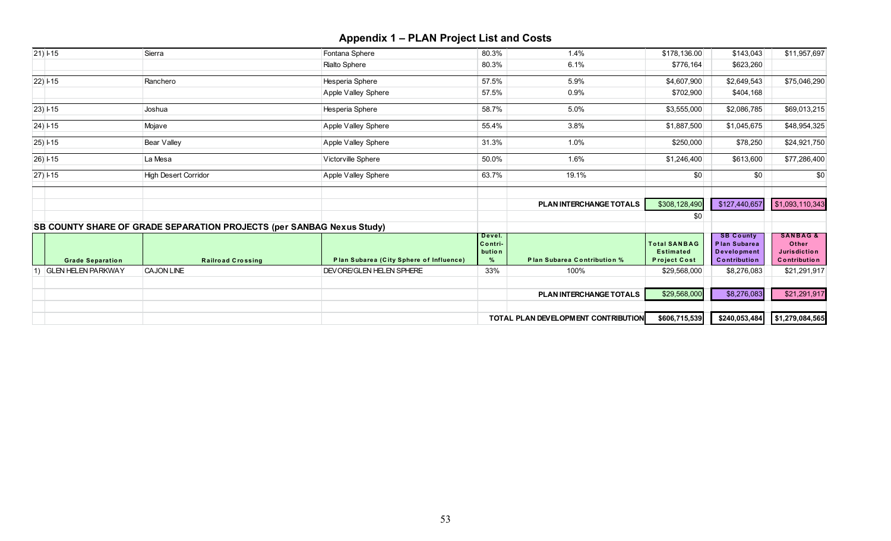# Appendix 1 – PLAN Project List and Costs

| | | | | | | | |
|---|---|---|---|---|---|---|---|
| 21) I-15 | Sierra | Fontana Sphere | 80.3% | 1.4% | $178,136.00 | $143,043 | $11,957,697 |
| | | Rialto Sphere | 80.3% | 6.1% | $776,164 | $623,260 | |
| 22) I-15 | Ranchero | Hesperia Sphere | 57.5% | 5.9% | $4,607,900 | $2,649,543 | $75,046,290 |
| | | Apple Valley Sphere | 57.5% | 0.9% | $702,900 | $404,168 | |
| 23) I-15 | Joshua | Hesperia Sphere | 58.7% | 5.0% | $3,555,000 | $2,086,785 | $69,013,215 |
| 24) I-15 | Mojave | Apple Valley Sphere | 55.4% | 3.8% | $1,887,500 | $1,045,675 | $48,954,325 |
| 25) I-15 | Bear Valley | Apple Valley Sphere | 31.3% | 1.0% | $250,000 | $78,250 | $24,921,750 |
| 26) I-15 | La Mesa | Victorville Sphere | 50.0% | 1.6% | $1,246,400 | $613,600 | $77,286,400 |
| 27) I-15 | High Desert Corridor | Apple Valley Sphere | 63.7% | 19.1% | $0 | $0 | $0 |
| | | | | **PLAN INTERCHANGE TOTALS** | $308,128,490 | $127,440,657 | $1,093,110,343 |
| | | | | | $0 | | |

## SB COUNTY SHARE OF GRADE SEPARATION PROJECTS (per SANBAG Nexus Study)

| Grade Separation | Railroad Crossing | Plan Subarea (City Sphere of Influence) | Devel. Contri-bution % | Plan Subarea Contribution % | Total SANBAG Estimated Project Cost | SB County Plan Subarea Development Contribution | SANBAG & Other Jurisdiction Contribution |
|---|---|---|---|---|---|---|---|
| 1) GLEN HELEN PARKWAY | CAJON LINE | DEVORE/GLEN HELEN SPHERE | 33% | 100% | $29,568,000 | $8,276,083 | $21,291,917 |
| | | | | **PLAN INTERCHANGE TOTALS** | $29,568,000 | $8,276,083 | $21,291,917 |
| | | | | **TOTAL PLAN DEVELOPMENT CONTRIBUTION** | **$606,715,539** | **$240,053,484** | **$1,279,084,565** |